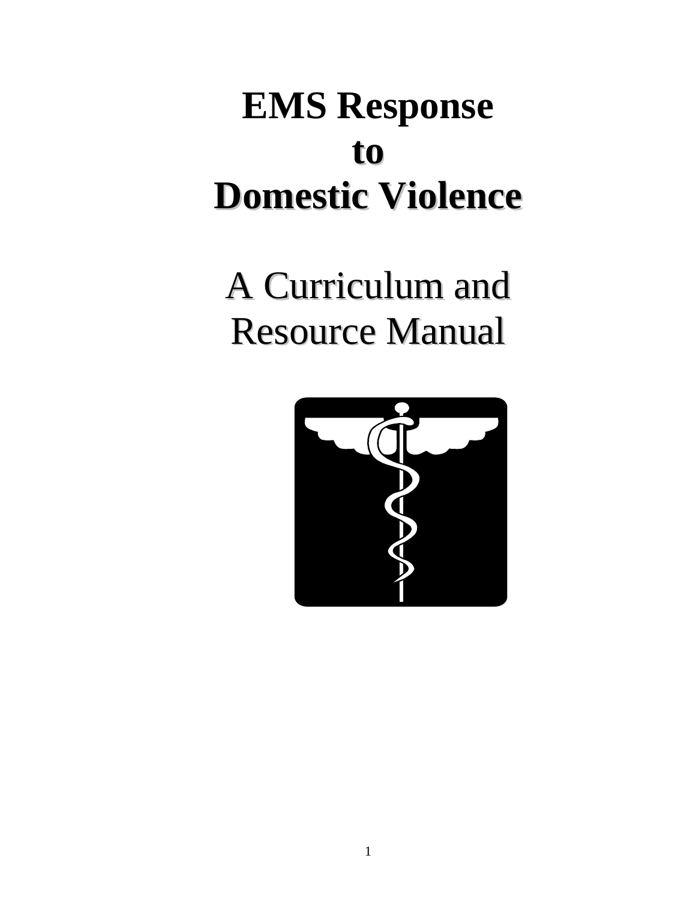# EMS Response to Domestic Violence

## A Curriculum and Resource Manual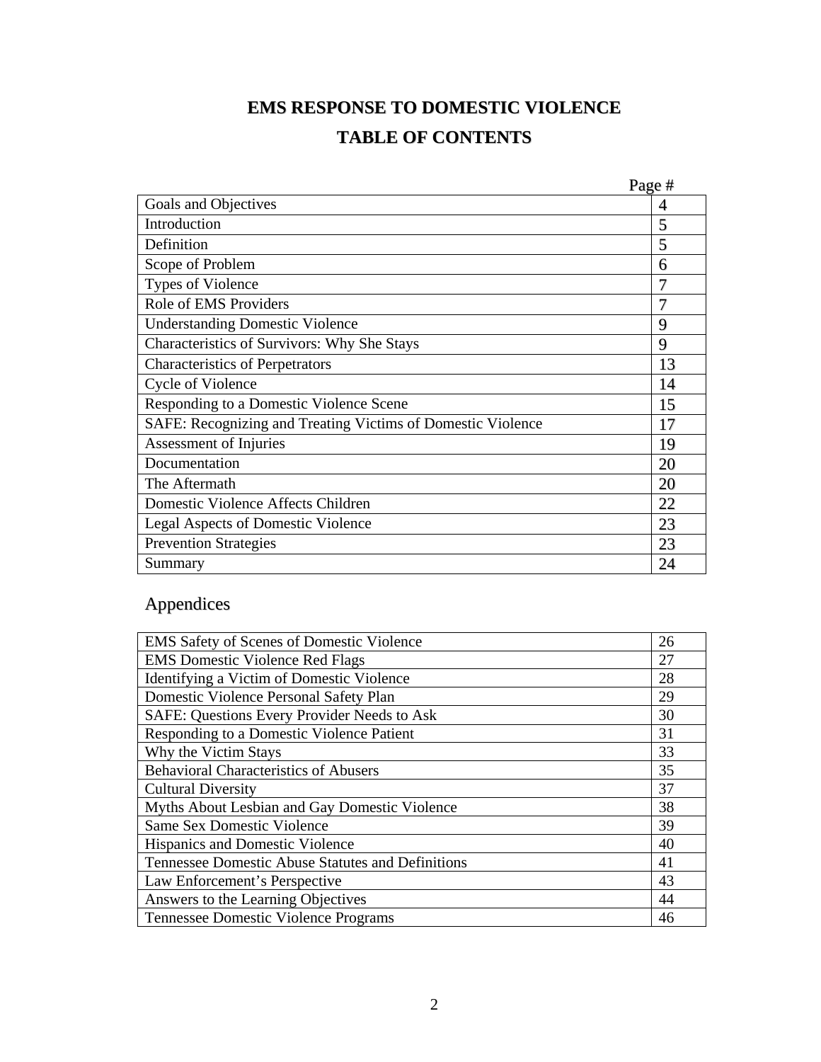# EMS RESPONSE TO DOMESTIC VIOLENCE

## TABLE OF CONTENTS

| | Page # |
|---|---|
| Goals and Objectives | 4 |
| Introduction | 5 |
| Definition | 5 |
| Scope of Problem | 6 |
| Types of Violence | 7 |
| Role of EMS Providers | 7 |
| Understanding Domestic Violence | 9 |
| Characteristics of Survivors: Why She Stays | 9 |
| Characteristics of Perpetrators | 13 |
| Cycle of Violence | 14 |
| Responding to a Domestic Violence Scene | 15 |
| SAFE: Recognizing and Treating Victims of Domestic Violence | 17 |
| Assessment of Injuries | 19 |
| Documentation | 20 |
| The Aftermath | 20 |
| Domestic Violence Affects Children | 22 |
| Legal Aspects of Domestic Violence | 23 |
| Prevention Strategies | 23 |
| Summary | 24 |

## Appendices

| | |
|---|---|
| EMS Safety of Scenes of Domestic Violence | 26 |
| EMS Domestic Violence Red Flags | 27 |
| Identifying a Victim of Domestic Violence | 28 |
| Domestic Violence Personal Safety Plan | 29 |
| SAFE: Questions Every Provider Needs to Ask | 30 |
| Responding to a Domestic Violence Patient | 31 |
| Why the Victim Stays | 33 |
| Behavioral Characteristics of Abusers | 35 |
| Cultural Diversity | 37 |
| Myths About Lesbian and Gay Domestic Violence | 38 |
| Same Sex Domestic Violence | 39 |
| Hispanics and Domestic Violence | 40 |
| Tennessee Domestic Abuse Statutes and Definitions | 41 |
| Law Enforcement's Perspective | 43 |
| Answers to the Learning Objectives | 44 |
| Tennessee Domestic Violence Programs | 46 |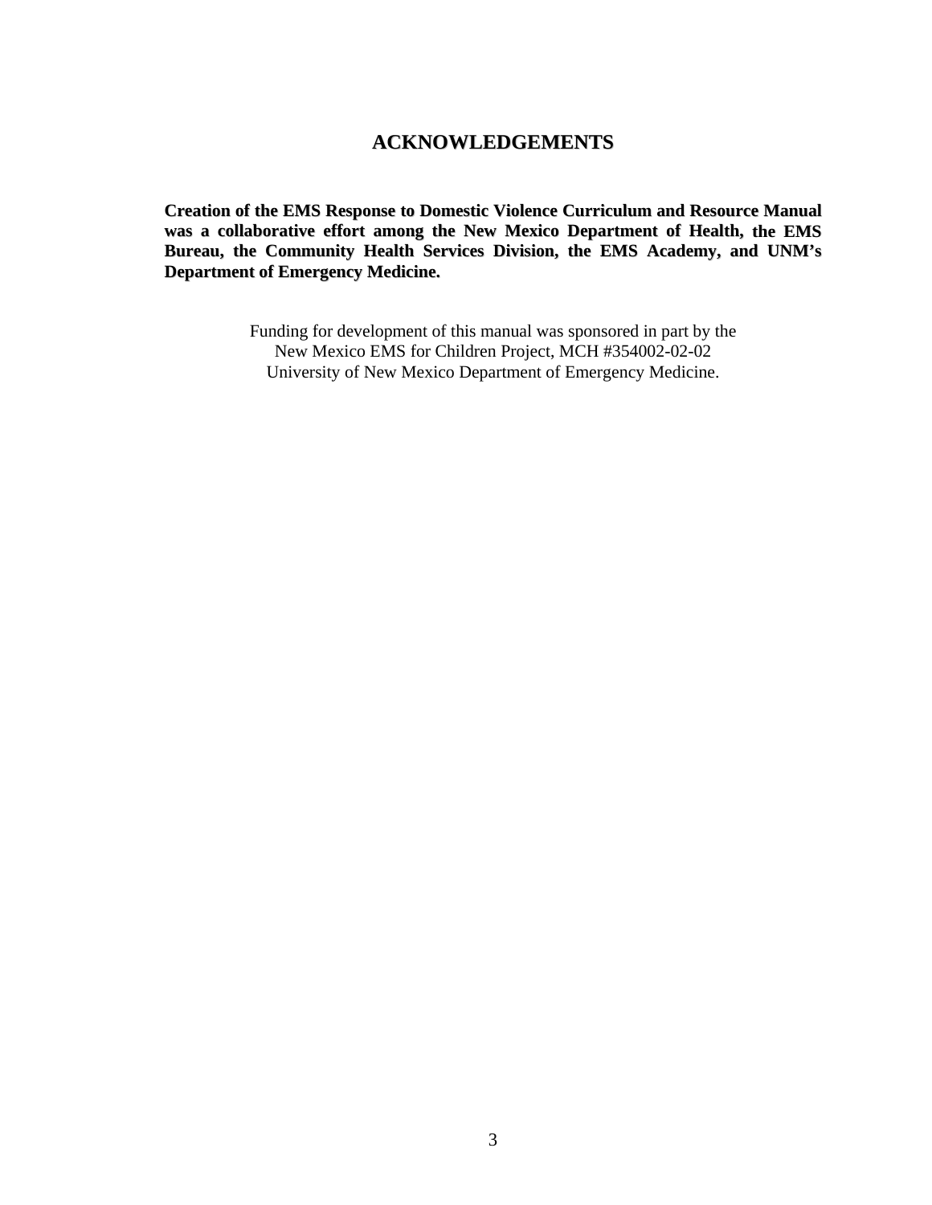# ACKNOWLEDGEMENTS

**Creation of the EMS Response to Domestic Violence Curriculum and Resource Manual was a collaborative effort among the New Mexico Department of Health, the EMS Bureau, the Community Health Services Division, the EMS Academy, and UNM's Department of Emergency Medicine.**

Funding for development of this manual was sponsored in part by the
New Mexico EMS for Children Project, MCH #354002-02-02
University of New Mexico Department of Emergency Medicine.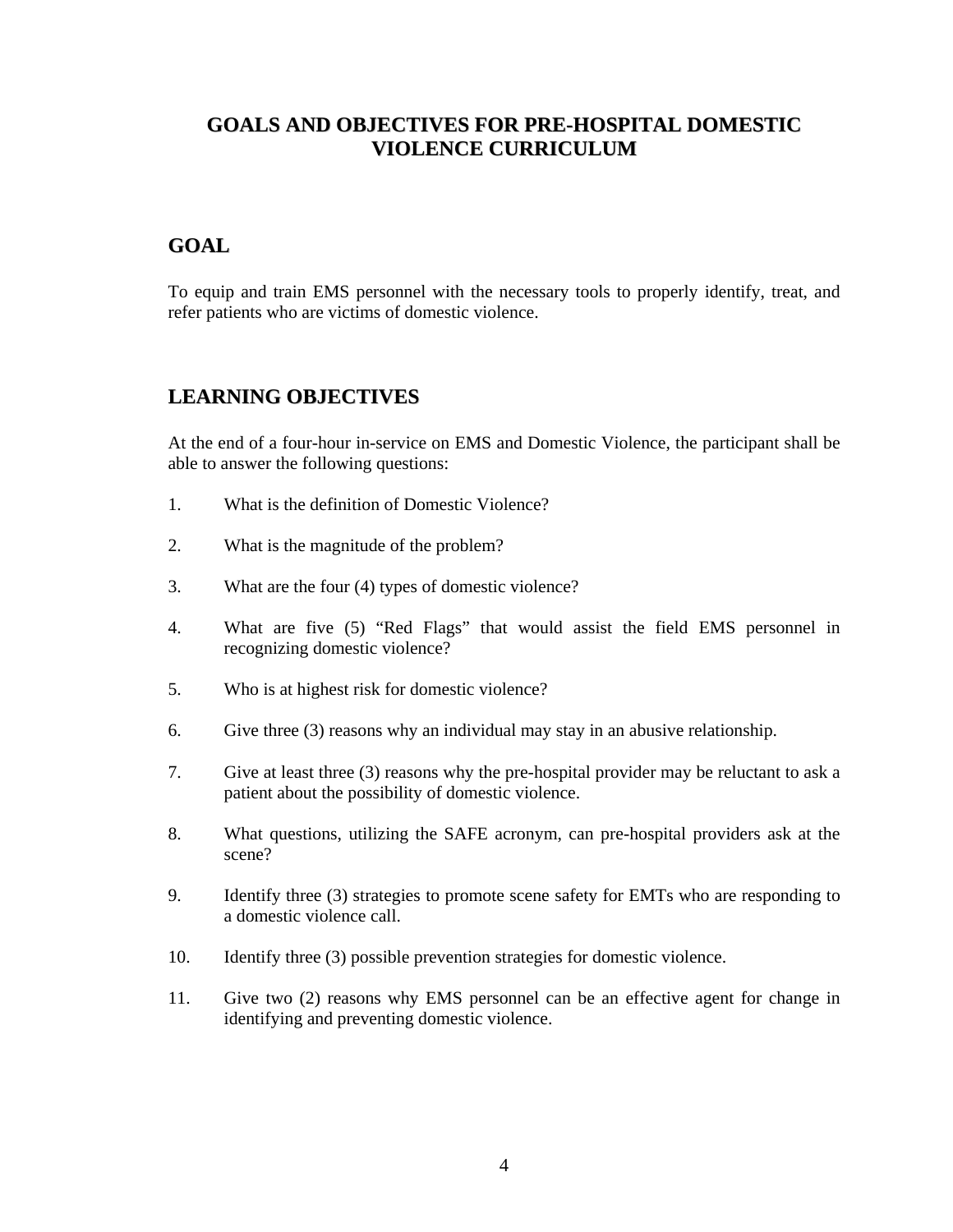# GOALS AND OBJECTIVES FOR PRE-HOSPITAL DOMESTIC VIOLENCE CURRICULUM

## GOAL

To equip and train EMS personnel with the necessary tools to properly identify, treat, and refer patients who are victims of domestic violence.

## LEARNING OBJECTIVES

At the end of a four-hour in-service on EMS and Domestic Violence, the participant shall be able to answer the following questions:

1. What is the definition of Domestic Violence?
2. What is the magnitude of the problem?
3. What are the four (4) types of domestic violence?
4. What are five (5) "Red Flags" that would assist the field EMS personnel in recognizing domestic violence?
5. Who is at highest risk for domestic violence?
6. Give three (3) reasons why an individual may stay in an abusive relationship.
7. Give at least three (3) reasons why the pre-hospital provider may be reluctant to ask a patient about the possibility of domestic violence.
8. What questions, utilizing the SAFE acronym, can pre-hospital providers ask at the scene?
9. Identify three (3) strategies to promote scene safety for EMTs who are responding to a domestic violence call.
10. Identify three (3) possible prevention strategies for domestic violence.
11. Give two (2) reasons why EMS personnel can be an effective agent for change in identifying and preventing domestic violence.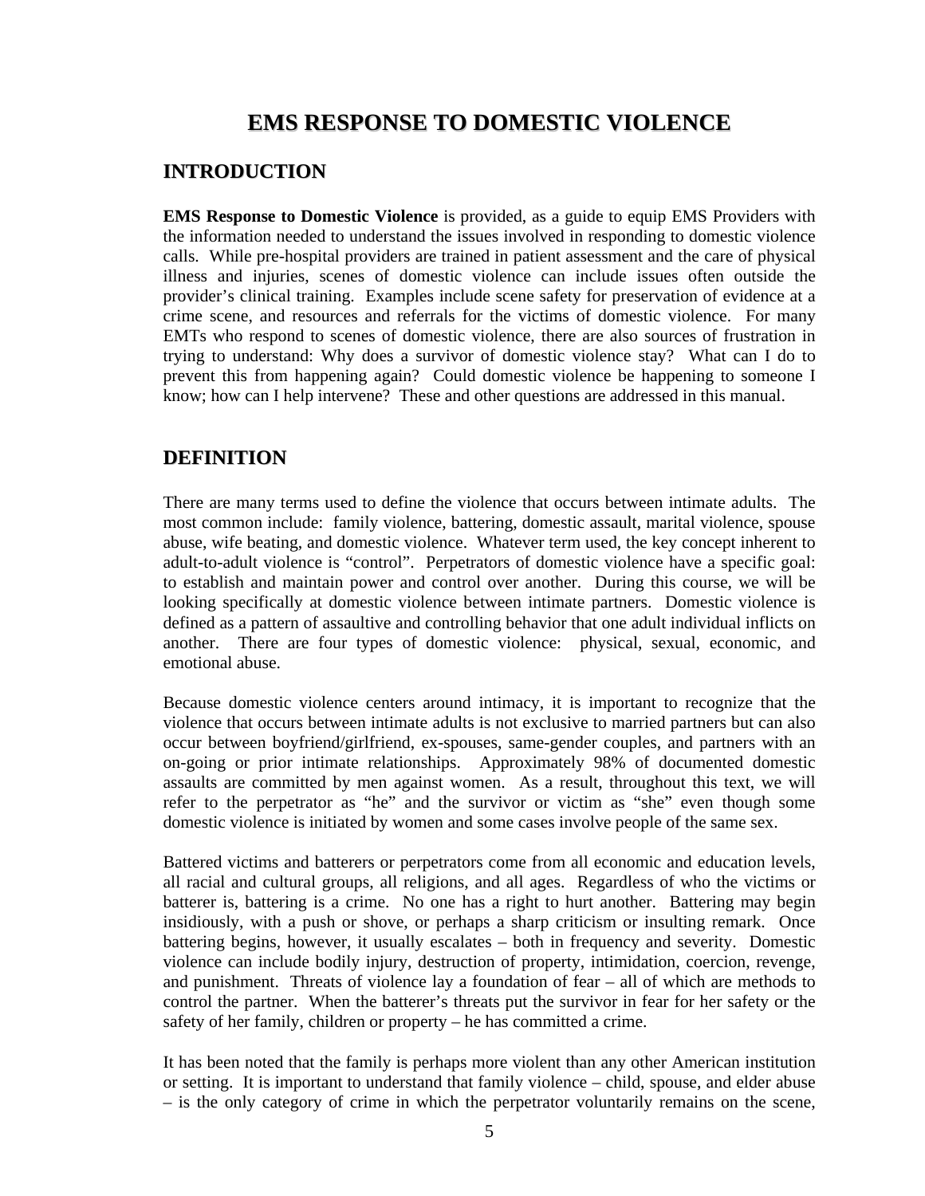# EMS RESPONSE TO DOMESTIC VIOLENCE

## INTRODUCTION

**EMS Response to Domestic Violence** is provided, as a guide to equip EMS Providers with the information needed to understand the issues involved in responding to domestic violence calls. While pre-hospital providers are trained in patient assessment and the care of physical illness and injuries, scenes of domestic violence can include issues often outside the provider's clinical training. Examples include scene safety for preservation of evidence at a crime scene, and resources and referrals for the victims of domestic violence. For many EMTs who respond to scenes of domestic violence, there are also sources of frustration in trying to understand: Why does a survivor of domestic violence stay? What can I do to prevent this from happening again? Could domestic violence be happening to someone I know; how can I help intervene? These and other questions are addressed in this manual.

## DEFINITION

There are many terms used to define the violence that occurs between intimate adults. The most common include: family violence, battering, domestic assault, marital violence, spouse abuse, wife beating, and domestic violence. Whatever term used, the key concept inherent to adult-to-adult violence is "control". Perpetrators of domestic violence have a specific goal: to establish and maintain power and control over another. During this course, we will be looking specifically at domestic violence between intimate partners. Domestic violence is defined as a pattern of assaultive and controlling behavior that one adult individual inflicts on another. There are four types of domestic violence: physical, sexual, economic, and emotional abuse.

Because domestic violence centers around intimacy, it is important to recognize that the violence that occurs between intimate adults is not exclusive to married partners but can also occur between boyfriend/girlfriend, ex-spouses, same-gender couples, and partners with an on-going or prior intimate relationships. Approximately 98% of documented domestic assaults are committed by men against women. As a result, throughout this text, we will refer to the perpetrator as "he" and the survivor or victim as "she" even though some domestic violence is initiated by women and some cases involve people of the same sex.

Battered victims and batterers or perpetrators come from all economic and education levels, all racial and cultural groups, all religions, and all ages. Regardless of who the victims or batterer is, battering is a crime. No one has a right to hurt another. Battering may begin insidiously, with a push or shove, or perhaps a sharp criticism or insulting remark. Once battering begins, however, it usually escalates – both in frequency and severity. Domestic violence can include bodily injury, destruction of property, intimidation, coercion, revenge, and punishment. Threats of violence lay a foundation of fear – all of which are methods to control the partner. When the batterer's threats put the survivor in fear for her safety or the safety of her family, children or property – he has committed a crime.

It has been noted that the family is perhaps more violent than any other American institution or setting. It is important to understand that family violence – child, spouse, and elder abuse – is the only category of crime in which the perpetrator voluntarily remains on the scene,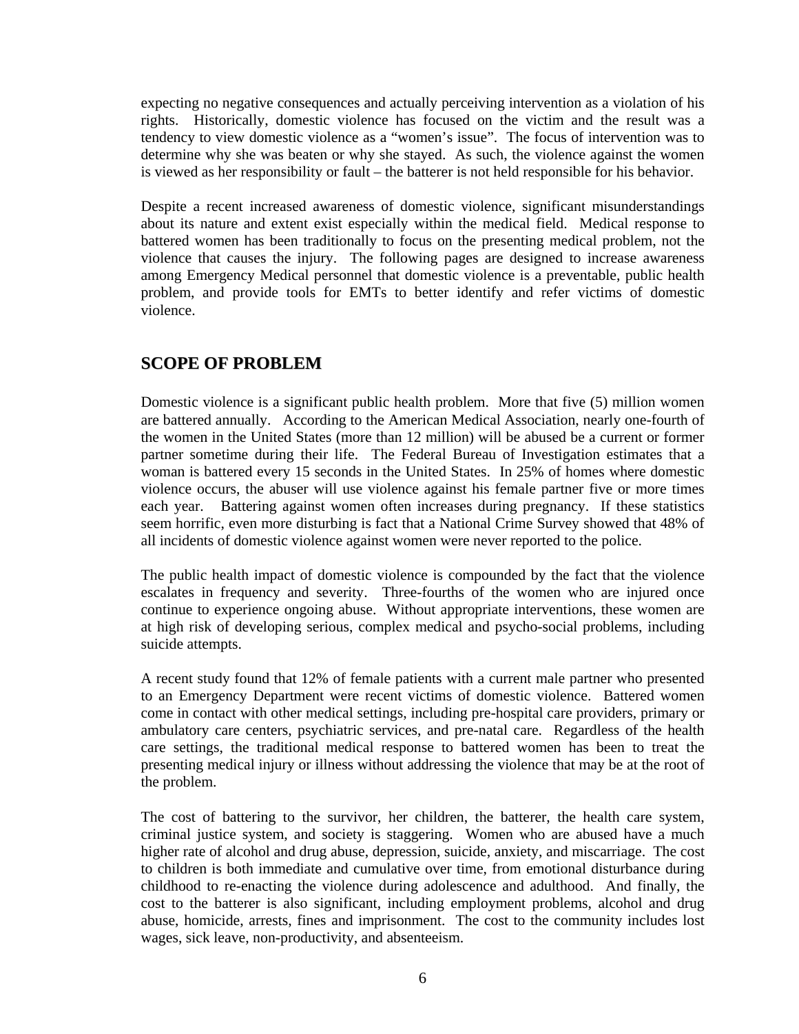expecting no negative consequences and actually perceiving intervention as a violation of his rights. Historically, domestic violence has focused on the victim and the result was a tendency to view domestic violence as a "women's issue". The focus of intervention was to determine why she was beaten or why she stayed. As such, the violence against the women is viewed as her responsibility or fault – the batterer is not held responsible for his behavior.

Despite a recent increased awareness of domestic violence, significant misunderstandings about its nature and extent exist especially within the medical field. Medical response to battered women has been traditionally to focus on the presenting medical problem, not the violence that causes the injury. The following pages are designed to increase awareness among Emergency Medical personnel that domestic violence is a preventable, public health problem, and provide tools for EMTs to better identify and refer victims of domestic violence.

## SCOPE OF PROBLEM

Domestic violence is a significant public health problem. More that five (5) million women are battered annually. According to the American Medical Association, nearly one-fourth of the women in the United States (more than 12 million) will be abused be a current or former partner sometime during their life. The Federal Bureau of Investigation estimates that a woman is battered every 15 seconds in the United States. In 25% of homes where domestic violence occurs, the abuser will use violence against his female partner five or more times each year. Battering against women often increases during pregnancy. If these statistics seem horrific, even more disturbing is fact that a National Crime Survey showed that 48% of all incidents of domestic violence against women were never reported to the police.

The public health impact of domestic violence is compounded by the fact that the violence escalates in frequency and severity. Three-fourths of the women who are injured once continue to experience ongoing abuse. Without appropriate interventions, these women are at high risk of developing serious, complex medical and psycho-social problems, including suicide attempts.

A recent study found that 12% of female patients with a current male partner who presented to an Emergency Department were recent victims of domestic violence. Battered women come in contact with other medical settings, including pre-hospital care providers, primary or ambulatory care centers, psychiatric services, and pre-natal care. Regardless of the health care settings, the traditional medical response to battered women has been to treat the presenting medical injury or illness without addressing the violence that may be at the root of the problem.

The cost of battering to the survivor, her children, the batterer, the health care system, criminal justice system, and society is staggering. Women who are abused have a much higher rate of alcohol and drug abuse, depression, suicide, anxiety, and miscarriage. The cost to children is both immediate and cumulative over time, from emotional disturbance during childhood to re-enacting the violence during adolescence and adulthood. And finally, the cost to the batterer is also significant, including employment problems, alcohol and drug abuse, homicide, arrests, fines and imprisonment. The cost to the community includes lost wages, sick leave, non-productivity, and absenteeism.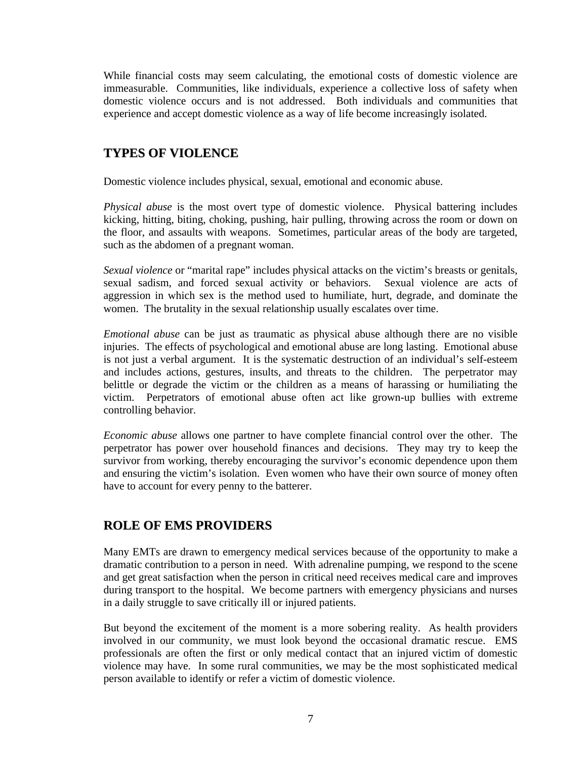While financial costs may seem calculating, the emotional costs of domestic violence are immeasurable. Communities, like individuals, experience a collective loss of safety when domestic violence occurs and is not addressed. Both individuals and communities that experience and accept domestic violence as a way of life become increasingly isolated.

## TYPES OF VIOLENCE

Domestic violence includes physical, sexual, emotional and economic abuse.

*Physical abuse* is the most overt type of domestic violence. Physical battering includes kicking, hitting, biting, choking, pushing, hair pulling, throwing across the room or down on the floor, and assaults with weapons. Sometimes, particular areas of the body are targeted, such as the abdomen of a pregnant woman.

*Sexual violence* or "marital rape" includes physical attacks on the victim's breasts or genitals, sexual sadism, and forced sexual activity or behaviors. Sexual violence are acts of aggression in which sex is the method used to humiliate, hurt, degrade, and dominate the women. The brutality in the sexual relationship usually escalates over time.

*Emotional abuse* can be just as traumatic as physical abuse although there are no visible injuries. The effects of psychological and emotional abuse are long lasting. Emotional abuse is not just a verbal argument. It is the systematic destruction of an individual's self-esteem and includes actions, gestures, insults, and threats to the children. The perpetrator may belittle or degrade the victim or the children as a means of harassing or humiliating the victim. Perpetrators of emotional abuse often act like grown-up bullies with extreme controlling behavior.

*Economic abuse* allows one partner to have complete financial control over the other. The perpetrator has power over household finances and decisions. They may try to keep the survivor from working, thereby encouraging the survivor's economic dependence upon them and ensuring the victim's isolation. Even women who have their own source of money often have to account for every penny to the batterer.

## ROLE OF EMS PROVIDERS

Many EMTs are drawn to emergency medical services because of the opportunity to make a dramatic contribution to a person in need. With adrenaline pumping, we respond to the scene and get great satisfaction when the person in critical need receives medical care and improves during transport to the hospital. We become partners with emergency physicians and nurses in a daily struggle to save critically ill or injured patients.

But beyond the excitement of the moment is a more sobering reality. As health providers involved in our community, we must look beyond the occasional dramatic rescue. EMS professionals are often the first or only medical contact that an injured victim of domestic violence may have. In some rural communities, we may be the most sophisticated medical person available to identify or refer a victim of domestic violence.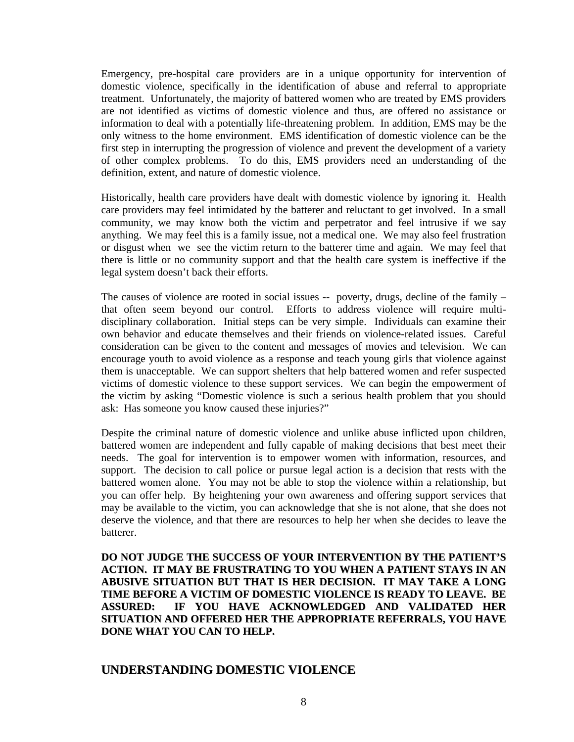Emergency, pre-hospital care providers are in a unique opportunity for intervention of domestic violence, specifically in the identification of abuse and referral to appropriate treatment. Unfortunately, the majority of battered women who are treated by EMS providers are not identified as victims of domestic violence and thus, are offered no assistance or information to deal with a potentially life-threatening problem. In addition, EMS may be the only witness to the home environment. EMS identification of domestic violence can be the first step in interrupting the progression of violence and prevent the development of a variety of other complex problems. To do this, EMS providers need an understanding of the definition, extent, and nature of domestic violence.

Historically, health care providers have dealt with domestic violence by ignoring it. Health care providers may feel intimidated by the batterer and reluctant to get involved. In a small community, we may know both the victim and perpetrator and feel intrusive if we say anything. We may feel this is a family issue, not a medical one. We may also feel frustration or disgust when we see the victim return to the batterer time and again. We may feel that there is little or no community support and that the health care system is ineffective if the legal system doesn't back their efforts.

The causes of violence are rooted in social issues -- poverty, drugs, decline of the family – that often seem beyond our control. Efforts to address violence will require multi-disciplinary collaboration. Initial steps can be very simple. Individuals can examine their own behavior and educate themselves and their friends on violence-related issues. Careful consideration can be given to the content and messages of movies and television. We can encourage youth to avoid violence as a response and teach young girls that violence against them is unacceptable. We can support shelters that help battered women and refer suspected victims of domestic violence to these support services. We can begin the empowerment of the victim by asking "Domestic violence is such a serious health problem that you should ask: Has someone you know caused these injuries?"

Despite the criminal nature of domestic violence and unlike abuse inflicted upon children, battered women are independent and fully capable of making decisions that best meet their needs. The goal for intervention is to empower women with information, resources, and support. The decision to call police or pursue legal action is a decision that rests with the battered women alone. You may not be able to stop the violence within a relationship, but you can offer help. By heightening your own awareness and offering support services that may be available to the victim, you can acknowledge that she is not alone, that she does not deserve the violence, and that there are resources to help her when she decides to leave the batterer.

**DO NOT JUDGE THE SUCCESS OF YOUR INTERVENTION BY THE PATIENT'S ACTION. IT MAY BE FRUSTRATING TO YOU WHEN A PATIENT STAYS IN AN ABUSIVE SITUATION BUT THAT IS HER DECISION. IT MAY TAKE A LONG TIME BEFORE A VICTIM OF DOMESTIC VIOLENCE IS READY TO LEAVE. BE ASSURED: IF YOU HAVE ACKNOWLEDGED AND VALIDATED HER SITUATION AND OFFERED HER THE APPROPRIATE REFERRALS, YOU HAVE DONE WHAT YOU CAN TO HELP.**

## UNDERSTANDING DOMESTIC VIOLENCE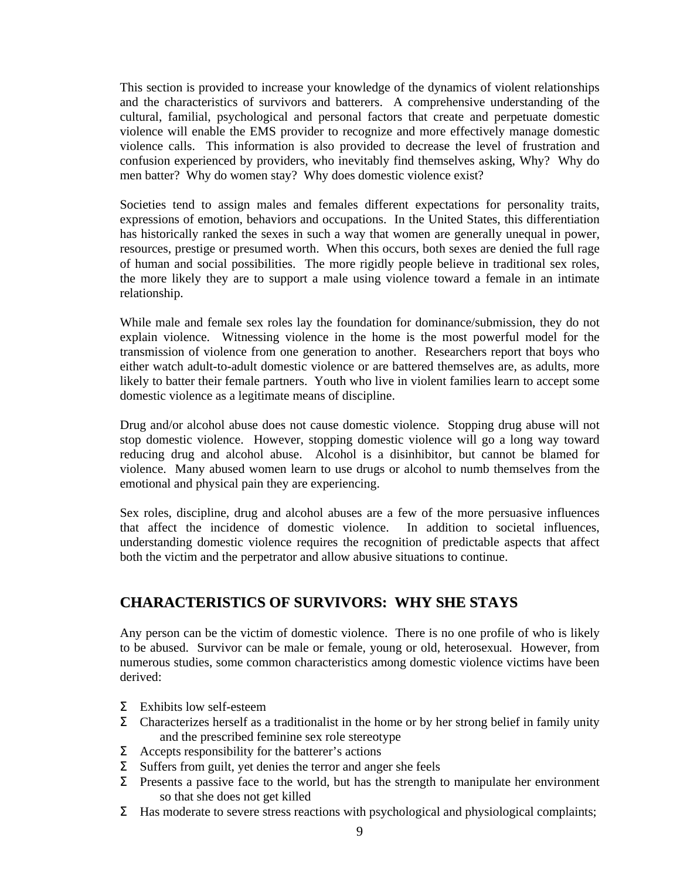This section is provided to increase your knowledge of the dynamics of violent relationships and the characteristics of survivors and batterers. A comprehensive understanding of the cultural, familial, psychological and personal factors that create and perpetuate domestic violence will enable the EMS provider to recognize and more effectively manage domestic violence calls. This information is also provided to decrease the level of frustration and confusion experienced by providers, who inevitably find themselves asking, Why? Why do men batter? Why do women stay? Why does domestic violence exist?

Societies tend to assign males and females different expectations for personality traits, expressions of emotion, behaviors and occupations. In the United States, this differentiation has historically ranked the sexes in such a way that women are generally unequal in power, resources, prestige or presumed worth. When this occurs, both sexes are denied the full rage of human and social possibilities. The more rigidly people believe in traditional sex roles, the more likely they are to support a male using violence toward a female in an intimate relationship.

While male and female sex roles lay the foundation for dominance/submission, they do not explain violence. Witnessing violence in the home is the most powerful model for the transmission of violence from one generation to another. Researchers report that boys who either watch adult-to-adult domestic violence or are battered themselves are, as adults, more likely to batter their female partners. Youth who live in violent families learn to accept some domestic violence as a legitimate means of discipline.

Drug and/or alcohol abuse does not cause domestic violence. Stopping drug abuse will not stop domestic violence. However, stopping domestic violence will go a long way toward reducing drug and alcohol abuse. Alcohol is a disinhibitor, but cannot be blamed for violence. Many abused women learn to use drugs or alcohol to numb themselves from the emotional and physical pain they are experiencing.

Sex roles, discipline, drug and alcohol abuses are a few of the more persuasive influences that affect the incidence of domestic violence. In addition to societal influences, understanding domestic violence requires the recognition of predictable aspects that affect both the victim and the perpetrator and allow abusive situations to continue.

## CHARACTERISTICS OF SURVIVORS: WHY SHE STAYS

Any person can be the victim of domestic violence. There is no one profile of who is likely to be abused. Survivor can be male or female, young or old, heterosexual. However, from numerous studies, some common characteristics among domestic violence victims have been derived:

- Exhibits low self-esteem
- Characterizes herself as a traditionalist in the home or by her strong belief in family unity and the prescribed feminine sex role stereotype
- Accepts responsibility for the batterer's actions
- Suffers from guilt, yet denies the terror and anger she feels
- Presents a passive face to the world, but has the strength to manipulate her environment so that she does not get killed
- Has moderate to severe stress reactions with psychological and physiological complaints;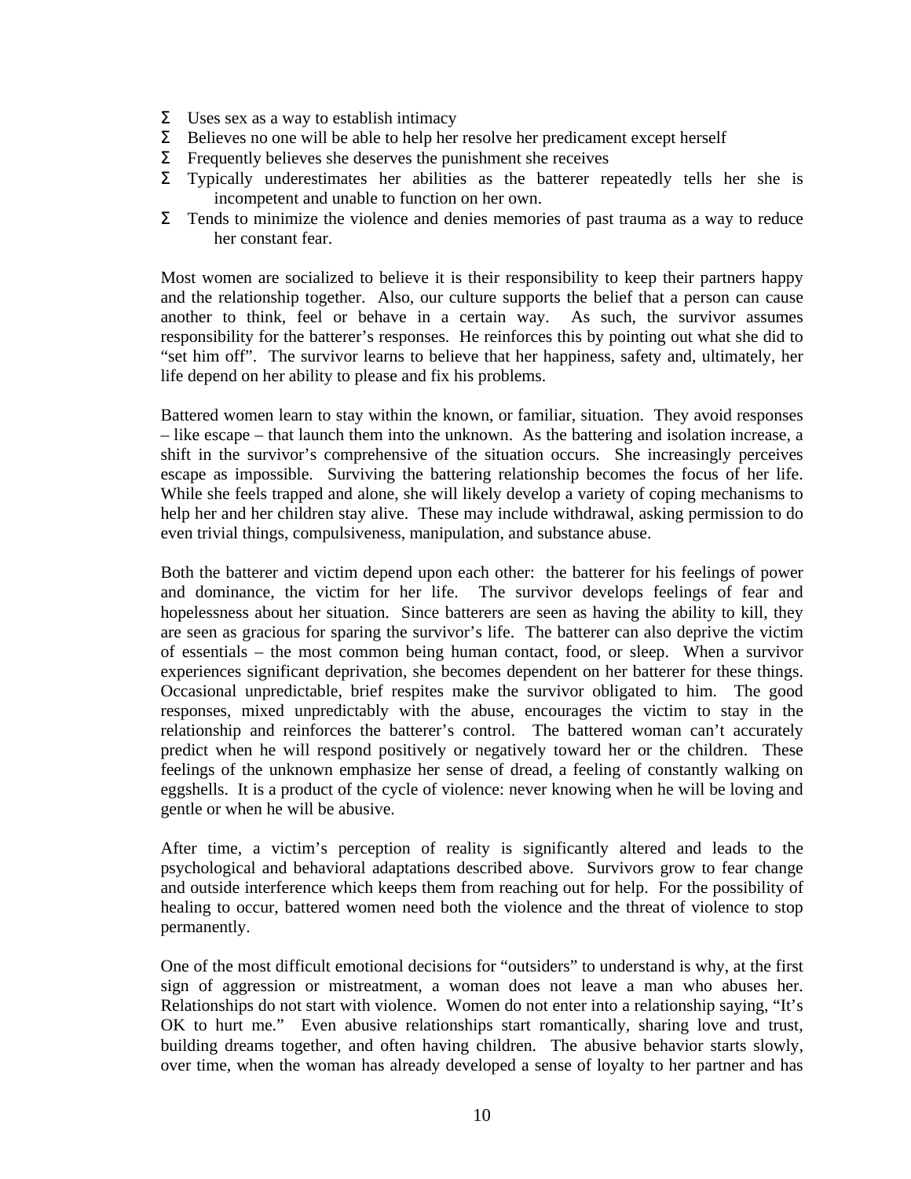- Uses sex as a way to establish intimacy
- Believes no one will be able to help her resolve her predicament except herself
- Frequently believes she deserves the punishment she receives
- Typically underestimates her abilities as the batterer repeatedly tells her she is incompetent and unable to function on her own.
- Tends to minimize the violence and denies memories of past trauma as a way to reduce her constant fear.

Most women are socialized to believe it is their responsibility to keep their partners happy and the relationship together. Also, our culture supports the belief that a person can cause another to think, feel or behave in a certain way. As such, the survivor assumes responsibility for the batterer's responses. He reinforces this by pointing out what she did to "set him off". The survivor learns to believe that her happiness, safety and, ultimately, her life depend on her ability to please and fix his problems.

Battered women learn to stay within the known, or familiar, situation. They avoid responses – like escape – that launch them into the unknown. As the battering and isolation increase, a shift in the survivor's comprehensive of the situation occurs. She increasingly perceives escape as impossible. Surviving the battering relationship becomes the focus of her life. While she feels trapped and alone, she will likely develop a variety of coping mechanisms to help her and her children stay alive. These may include withdrawal, asking permission to do even trivial things, compulsiveness, manipulation, and substance abuse.

Both the batterer and victim depend upon each other: the batterer for his feelings of power and dominance, the victim for her life. The survivor develops feelings of fear and hopelessness about her situation. Since batterers are seen as having the ability to kill, they are seen as gracious for sparing the survivor's life. The batterer can also deprive the victim of essentials – the most common being human contact, food, or sleep. When a survivor experiences significant deprivation, she becomes dependent on her batterer for these things. Occasional unpredictable, brief respites make the survivor obligated to him. The good responses, mixed unpredictably with the abuse, encourages the victim to stay in the relationship and reinforces the batterer's control. The battered woman can't accurately predict when he will respond positively or negatively toward her or the children. These feelings of the unknown emphasize her sense of dread, a feeling of constantly walking on eggshells. It is a product of the cycle of violence: never knowing when he will be loving and gentle or when he will be abusive.

After time, a victim's perception of reality is significantly altered and leads to the psychological and behavioral adaptations described above. Survivors grow to fear change and outside interference which keeps them from reaching out for help. For the possibility of healing to occur, battered women need both the violence and the threat of violence to stop permanently.

One of the most difficult emotional decisions for "outsiders" to understand is why, at the first sign of aggression or mistreatment, a woman does not leave a man who abuses her. Relationships do not start with violence. Women do not enter into a relationship saying, "It's OK to hurt me." Even abusive relationships start romantically, sharing love and trust, building dreams together, and often having children. The abusive behavior starts slowly, over time, when the woman has already developed a sense of loyalty to her partner and has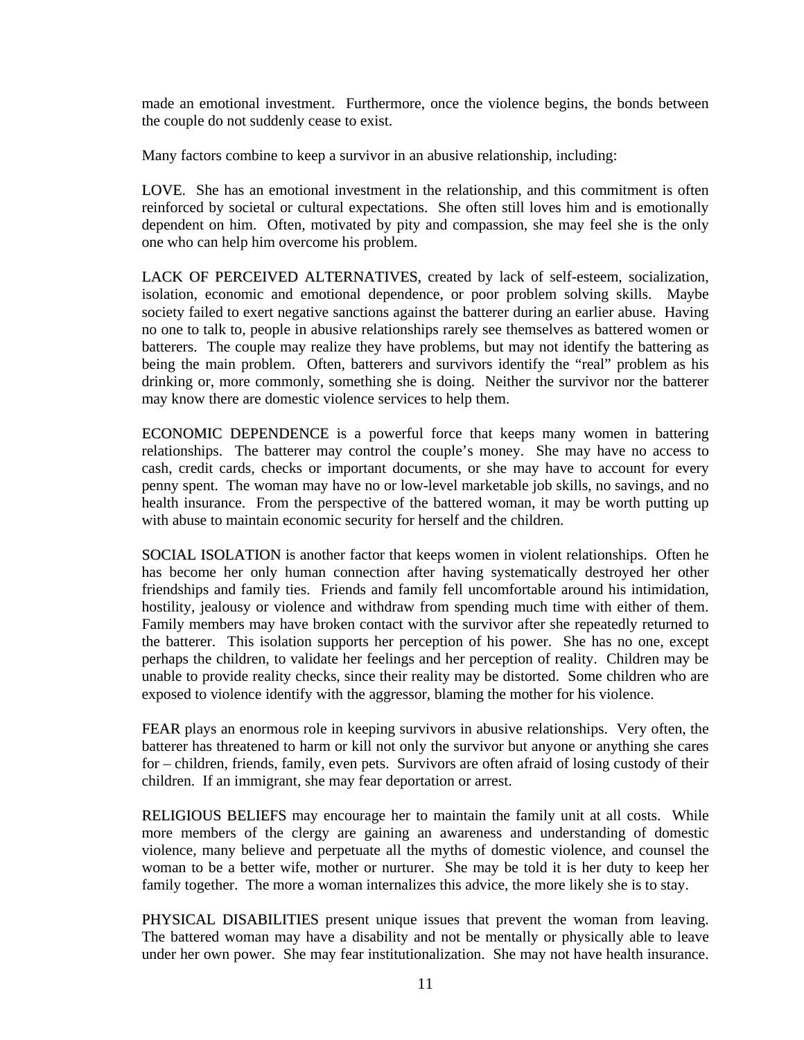made an emotional investment. Furthermore, once the violence begins, the bonds between the couple do not suddenly cease to exist.

Many factors combine to keep a survivor in an abusive relationship, including:

LOVE. She has an emotional investment in the relationship, and this commitment is often reinforced by societal or cultural expectations. She often still loves him and is emotionally dependent on him. Often, motivated by pity and compassion, she may feel she is the only one who can help him overcome his problem.

LACK OF PERCEIVED ALTERNATIVES, created by lack of self-esteem, socialization, isolation, economic and emotional dependence, or poor problem solving skills. Maybe society failed to exert negative sanctions against the batterer during an earlier abuse. Having no one to talk to, people in abusive relationships rarely see themselves as battered women or batterers. The couple may realize they have problems, but may not identify the battering as being the main problem. Often, batterers and survivors identify the "real" problem as his drinking or, more commonly, something she is doing. Neither the survivor nor the batterer may know there are domestic violence services to help them.

ECONOMIC DEPENDENCE is a powerful force that keeps many women in battering relationships. The batterer may control the couple's money. She may have no access to cash, credit cards, checks or important documents, or she may have to account for every penny spent. The woman may have no or low-level marketable job skills, no savings, and no health insurance. From the perspective of the battered woman, it may be worth putting up with abuse to maintain economic security for herself and the children.

SOCIAL ISOLATION is another factor that keeps women in violent relationships. Often he has become her only human connection after having systematically destroyed her other friendships and family ties. Friends and family fell uncomfortable around his intimidation, hostility, jealousy or violence and withdraw from spending much time with either of them. Family members may have broken contact with the survivor after she repeatedly returned to the batterer. This isolation supports her perception of his power. She has no one, except perhaps the children, to validate her feelings and her perception of reality. Children may be unable to provide reality checks, since their reality may be distorted. Some children who are exposed to violence identify with the aggressor, blaming the mother for his violence.

FEAR plays an enormous role in keeping survivors in abusive relationships. Very often, the batterer has threatened to harm or kill not only the survivor but anyone or anything she cares for – children, friends, family, even pets. Survivors are often afraid of losing custody of their children. If an immigrant, she may fear deportation or arrest.

RELIGIOUS BELIEFS may encourage her to maintain the family unit at all costs. While more members of the clergy are gaining an awareness and understanding of domestic violence, many believe and perpetuate all the myths of domestic violence, and counsel the woman to be a better wife, mother or nurturer. She may be told it is her duty to keep her family together. The more a woman internalizes this advice, the more likely she is to stay.

PHYSICAL DISABILITIES present unique issues that prevent the woman from leaving. The battered woman may have a disability and not be mentally or physically able to leave under her own power. She may fear institutionalization. She may not have health insurance.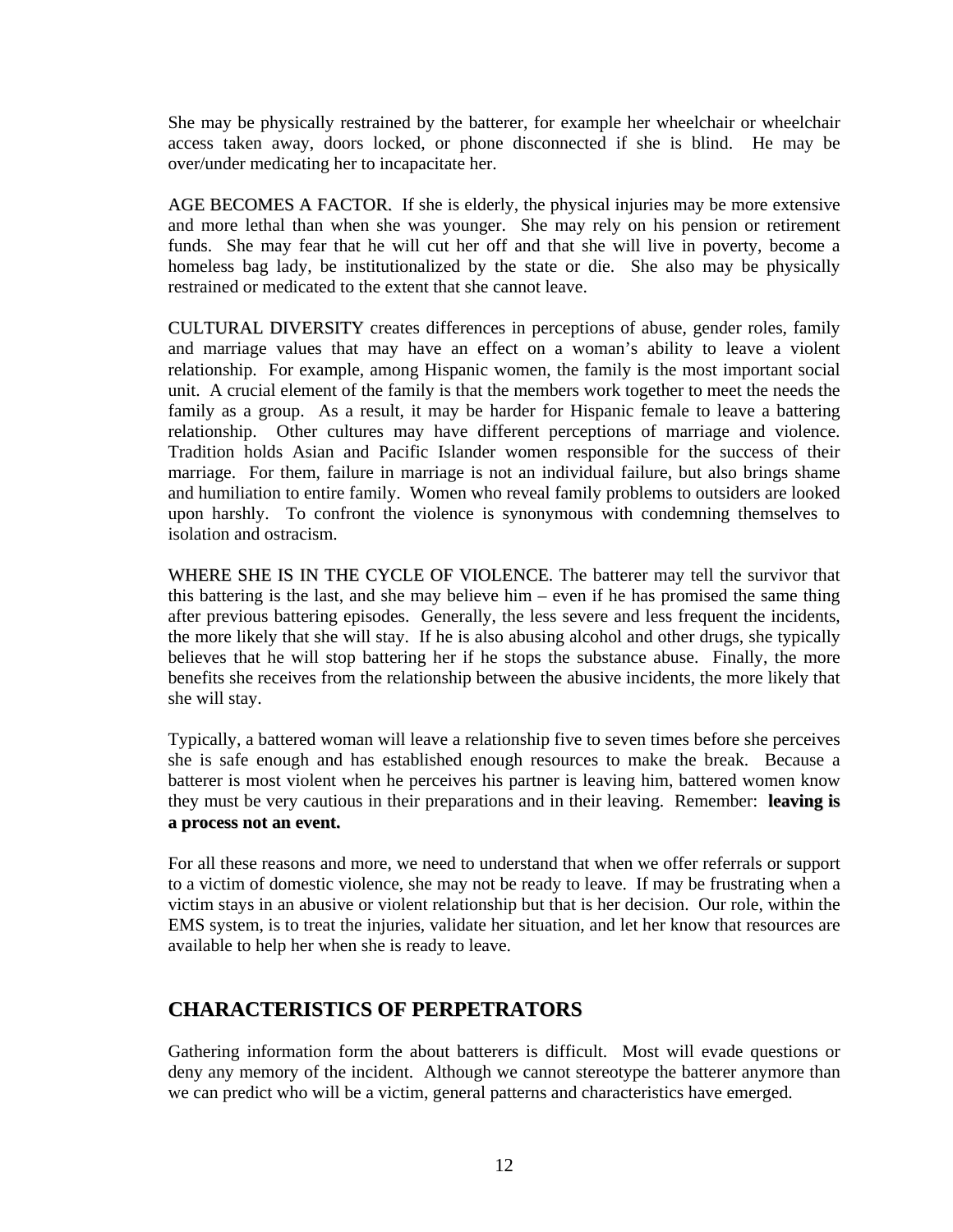She may be physically restrained by the batterer, for example her wheelchair or wheelchair access taken away, doors locked, or phone disconnected if she is blind. He may be over/under medicating her to incapacitate her.

AGE BECOMES A FACTOR. If she is elderly, the physical injuries may be more extensive and more lethal than when she was younger. She may rely on his pension or retirement funds. She may fear that he will cut her off and that she will live in poverty, become a homeless bag lady, be institutionalized by the state or die. She also may be physically restrained or medicated to the extent that she cannot leave.

CULTURAL DIVERSITY creates differences in perceptions of abuse, gender roles, family and marriage values that may have an effect on a woman's ability to leave a violent relationship. For example, among Hispanic women, the family is the most important social unit. A crucial element of the family is that the members work together to meet the needs the family as a group. As a result, it may be harder for Hispanic female to leave a battering relationship. Other cultures may have different perceptions of marriage and violence. Tradition holds Asian and Pacific Islander women responsible for the success of their marriage. For them, failure in marriage is not an individual failure, but also brings shame and humiliation to entire family. Women who reveal family problems to outsiders are looked upon harshly. To confront the violence is synonymous with condemning themselves to isolation and ostracism.

WHERE SHE IS IN THE CYCLE OF VIOLENCE. The batterer may tell the survivor that this battering is the last, and she may believe him – even if he has promised the same thing after previous battering episodes. Generally, the less severe and less frequent the incidents, the more likely that she will stay. If he is also abusing alcohol and other drugs, she typically believes that he will stop battering her if he stops the substance abuse. Finally, the more benefits she receives from the relationship between the abusive incidents, the more likely that she will stay.

Typically, a battered woman will leave a relationship five to seven times before she perceives she is safe enough and has established enough resources to make the break. Because a batterer is most violent when he perceives his partner is leaving him, battered women know they must be very cautious in their preparations and in their leaving. Remember: **leaving is a process not an event.**

For all these reasons and more, we need to understand that when we offer referrals or support to a victim of domestic violence, she may not be ready to leave. If may be frustrating when a victim stays in an abusive or violent relationship but that is her decision. Our role, within the EMS system, is to treat the injuries, validate her situation, and let her know that resources are available to help her when she is ready to leave.

## CHARACTERISTICS OF PERPETRATORS

Gathering information form the about batterers is difficult. Most will evade questions or deny any memory of the incident. Although we cannot stereotype the batterer anymore than we can predict who will be a victim, general patterns and characteristics have emerged.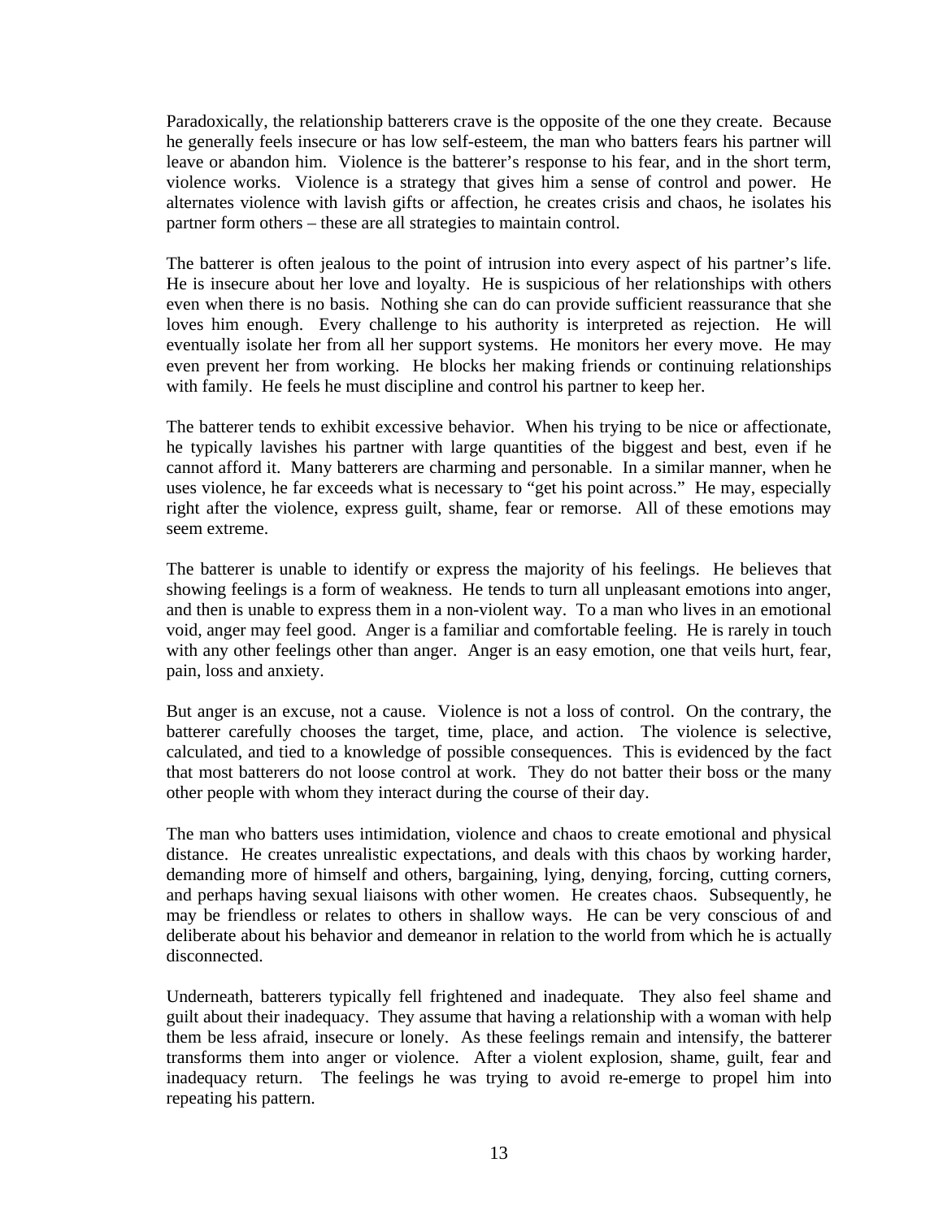Paradoxically, the relationship batterers crave is the opposite of the one they create. Because he generally feels insecure or has low self-esteem, the man who batters fears his partner will leave or abandon him. Violence is the batterer's response to his fear, and in the short term, violence works. Violence is a strategy that gives him a sense of control and power. He alternates violence with lavish gifts or affection, he creates crisis and chaos, he isolates his partner form others – these are all strategies to maintain control.

The batterer is often jealous to the point of intrusion into every aspect of his partner's life. He is insecure about her love and loyalty. He is suspicious of her relationships with others even when there is no basis. Nothing she can do can provide sufficient reassurance that she loves him enough. Every challenge to his authority is interpreted as rejection. He will eventually isolate her from all her support systems. He monitors her every move. He may even prevent her from working. He blocks her making friends or continuing relationships with family. He feels he must discipline and control his partner to keep her.

The batterer tends to exhibit excessive behavior. When his trying to be nice or affectionate, he typically lavishes his partner with large quantities of the biggest and best, even if he cannot afford it. Many batterers are charming and personable. In a similar manner, when he uses violence, he far exceeds what is necessary to "get his point across." He may, especially right after the violence, express guilt, shame, fear or remorse. All of these emotions may seem extreme.

The batterer is unable to identify or express the majority of his feelings. He believes that showing feelings is a form of weakness. He tends to turn all unpleasant emotions into anger, and then is unable to express them in a non-violent way. To a man who lives in an emotional void, anger may feel good. Anger is a familiar and comfortable feeling. He is rarely in touch with any other feelings other than anger. Anger is an easy emotion, one that veils hurt, fear, pain, loss and anxiety.

But anger is an excuse, not a cause. Violence is not a loss of control. On the contrary, the batterer carefully chooses the target, time, place, and action. The violence is selective, calculated, and tied to a knowledge of possible consequences. This is evidenced by the fact that most batterers do not loose control at work. They do not batter their boss or the many other people with whom they interact during the course of their day.

The man who batters uses intimidation, violence and chaos to create emotional and physical distance. He creates unrealistic expectations, and deals with this chaos by working harder, demanding more of himself and others, bargaining, lying, denying, forcing, cutting corners, and perhaps having sexual liaisons with other women. He creates chaos. Subsequently, he may be friendless or relates to others in shallow ways. He can be very conscious of and deliberate about his behavior and demeanor in relation to the world from which he is actually disconnected.

Underneath, batterers typically fell frightened and inadequate. They also feel shame and guilt about their inadequacy. They assume that having a relationship with a woman with help them be less afraid, insecure or lonely. As these feelings remain and intensify, the batterer transforms them into anger or violence. After a violent explosion, shame, guilt, fear and inadequacy return. The feelings he was trying to avoid re-emerge to propel him into repeating his pattern.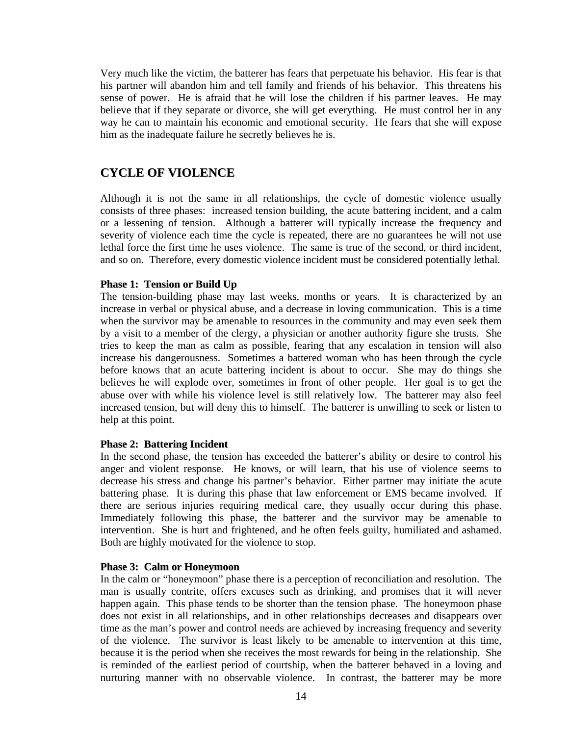Very much like the victim, the batterer has fears that perpetuate his behavior. His fear is that his partner will abandon him and tell family and friends of his behavior. This threatens his sense of power. He is afraid that he will lose the children if his partner leaves. He may believe that if they separate or divorce, she will get everything. He must control her in any way he can to maintain his economic and emotional security. He fears that she will expose him as the inadequate failure he secretly believes he is.

## CYCLE OF VIOLENCE

Although it is not the same in all relationships, the cycle of domestic violence usually consists of three phases: increased tension building, the acute battering incident, and a calm or a lessening of tension. Although a batterer will typically increase the frequency and severity of violence each time the cycle is repeated, there are no guarantees he will not use lethal force the first time he uses violence. The same is true of the second, or third incident, and so on. Therefore, every domestic violence incident must be considered potentially lethal.

**Phase 1: Tension or Build Up**

The tension-building phase may last weeks, months or years. It is characterized by an increase in verbal or physical abuse, and a decrease in loving communication. This is a time when the survivor may be amenable to resources in the community and may even seek them by a visit to a member of the clergy, a physician or another authority figure she trusts. She tries to keep the man as calm as possible, fearing that any escalation in tension will also increase his dangerousness. Sometimes a battered woman who has been through the cycle before knows that an acute battering incident is about to occur. She may do things she believes he will explode over, sometimes in front of other people. Her goal is to get the abuse over with while his violence level is still relatively low. The batterer may also feel increased tension, but will deny this to himself. The batterer is unwilling to seek or listen to help at this point.

**Phase 2: Battering Incident**

In the second phase, the tension has exceeded the batterer's ability or desire to control his anger and violent response. He knows, or will learn, that his use of violence seems to decrease his stress and change his partner's behavior. Either partner may initiate the acute battering phase. It is during this phase that law enforcement or EMS became involved. If there are serious injuries requiring medical care, they usually occur during this phase. Immediately following this phase, the batterer and the survivor may be amenable to intervention. She is hurt and frightened, and he often feels guilty, humiliated and ashamed. Both are highly motivated for the violence to stop.

**Phase 3: Calm or Honeymoon**

In the calm or "honeymoon" phase there is a perception of reconciliation and resolution. The man is usually contrite, offers excuses such as drinking, and promises that it will never happen again. This phase tends to be shorter than the tension phase. The honeymoon phase does not exist in all relationships, and in other relationships decreases and disappears over time as the man's power and control needs are achieved by increasing frequency and severity of the violence. The survivor is least likely to be amenable to intervention at this time, because it is the period when she receives the most rewards for being in the relationship. She is reminded of the earliest period of courtship, when the batterer behaved in a loving and nurturing manner with no observable violence. In contrast, the batterer may be more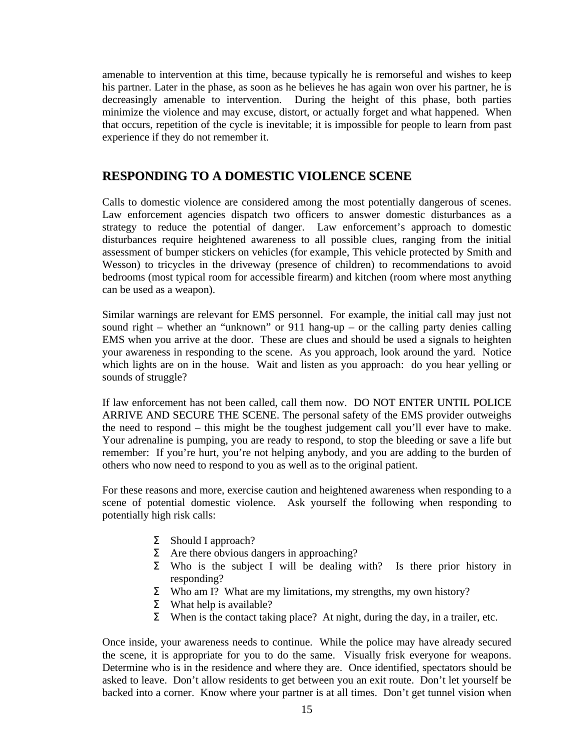amenable to intervention at this time, because typically he is remorseful and wishes to keep his partner. Later in the phase, as soon as he believes he has again won over his partner, he is decreasingly amenable to intervention. During the height of this phase, both parties minimize the violence and may excuse, distort, or actually forget and what happened. When that occurs, repetition of the cycle is inevitable; it is impossible for people to learn from past experience if they do not remember it.

## RESPONDING TO A DOMESTIC VIOLENCE SCENE

Calls to domestic violence are considered among the most potentially dangerous of scenes. Law enforcement agencies dispatch two officers to answer domestic disturbances as a strategy to reduce the potential of danger. Law enforcement's approach to domestic disturbances require heightened awareness to all possible clues, ranging from the initial assessment of bumper stickers on vehicles (for example, This vehicle protected by Smith and Wesson) to tricycles in the driveway (presence of children) to recommendations to avoid bedrooms (most typical room for accessible firearm) and kitchen (room where most anything can be used as a weapon).

Similar warnings are relevant for EMS personnel. For example, the initial call may just not sound right – whether an "unknown" or 911 hang-up – or the calling party denies calling EMS when you arrive at the door. These are clues and should be used a signals to heighten your awareness in responding to the scene. As you approach, look around the yard. Notice which lights are on in the house. Wait and listen as you approach: do you hear yelling or sounds of struggle?

If law enforcement has not been called, call them now. DO NOT ENTER UNTIL POLICE ARRIVE AND SECURE THE SCENE. The personal safety of the EMS provider outweighs the need to respond – this might be the toughest judgement call you'll ever have to make. Your adrenaline is pumping, you are ready to respond, to stop the bleeding or save a life but remember: If you're hurt, you're not helping anybody, and you are adding to the burden of others who now need to respond to you as well as to the original patient.

For these reasons and more, exercise caution and heightened awareness when responding to a scene of potential domestic violence. Ask yourself the following when responding to potentially high risk calls:

- Should I approach?
- Are there obvious dangers in approaching?
- Who is the subject I will be dealing with? Is there prior history in responding?
- Who am I? What are my limitations, my strengths, my own history?
- What help is available?
- When is the contact taking place? At night, during the day, in a trailer, etc.

Once inside, your awareness needs to continue. While the police may have already secured the scene, it is appropriate for you to do the same. Visually frisk everyone for weapons. Determine who is in the residence and where they are. Once identified, spectators should be asked to leave. Don't allow residents to get between you an exit route. Don't let yourself be backed into a corner. Know where your partner is at all times. Don't get tunnel vision when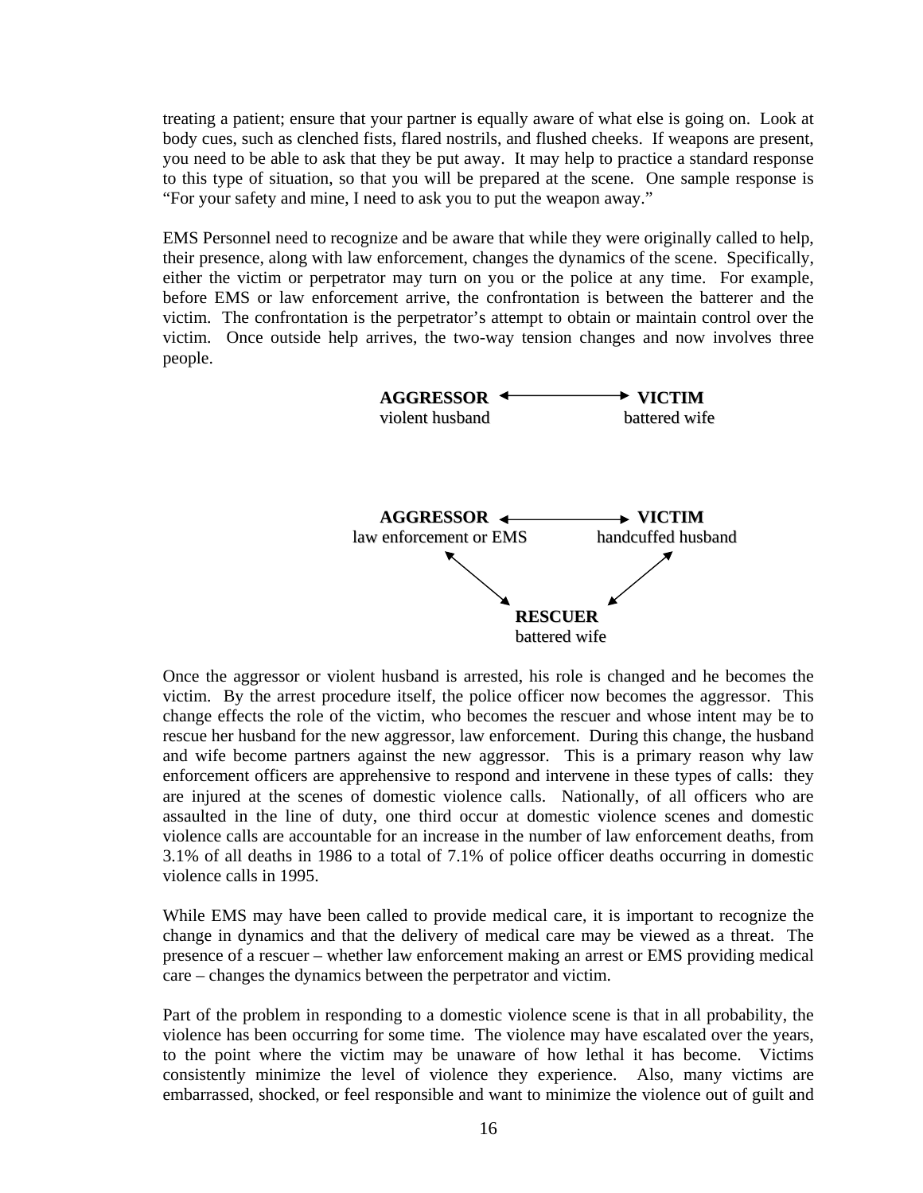treating a patient; ensure that your partner is equally aware of what else is going on. Look at body cues, such as clenched fists, flared nostrils, and flushed cheeks. If weapons are present, you need to be able to ask that they be put away. It may help to practice a standard response to this type of situation, so that you will be prepared at the scene. One sample response is "For your safety and mine, I need to ask you to put the weapon away."

EMS Personnel need to recognize and be aware that while they were originally called to help, their presence, along with law enforcement, changes the dynamics of the scene. Specifically, either the victim or perpetrator may turn on you or the police at any time. For example, before EMS or law enforcement arrive, the confrontation is between the batterer and the victim. The confrontation is the perpetrator's attempt to obtain or maintain control over the victim. Once outside help arrives, the two-way tension changes and now involves three people.

**AGGRESSOR** ←→ **VICTIM**
violent husband ←→ battered wife

**AGGRESSOR** (law enforcement or EMS) ←→ **VICTIM** (handcuffed husband)

**AGGRESSOR** (law enforcement or EMS) ←→ **RESCUER** (battered wife)

**VICTIM** (handcuffed husband) ←→ **RESCUER** (battered wife)

Once the aggressor or violent husband is arrested, his role is changed and he becomes the victim. By the arrest procedure itself, the police officer now becomes the aggressor. This change effects the role of the victim, who becomes the rescuer and whose intent may be to rescue her husband for the new aggressor, law enforcement. During this change, the husband and wife become partners against the new aggressor. This is a primary reason why law enforcement officers are apprehensive to respond and intervene in these types of calls: they are injured at the scenes of domestic violence calls. Nationally, of all officers who are assaulted in the line of duty, one third occur at domestic violence scenes and domestic violence calls are accountable for an increase in the number of law enforcement deaths, from 3.1% of all deaths in 1986 to a total of 7.1% of police officer deaths occurring in domestic violence calls in 1995.

While EMS may have been called to provide medical care, it is important to recognize the change in dynamics and that the delivery of medical care may be viewed as a threat. The presence of a rescuer – whether law enforcement making an arrest or EMS providing medical care – changes the dynamics between the perpetrator and victim.

Part of the problem in responding to a domestic violence scene is that in all probability, the violence has been occurring for some time. The violence may have escalated over the years, to the point where the victim may be unaware of how lethal it has become. Victims consistently minimize the level of violence they experience. Also, many victims are embarrassed, shocked, or feel responsible and want to minimize the violence out of guilt and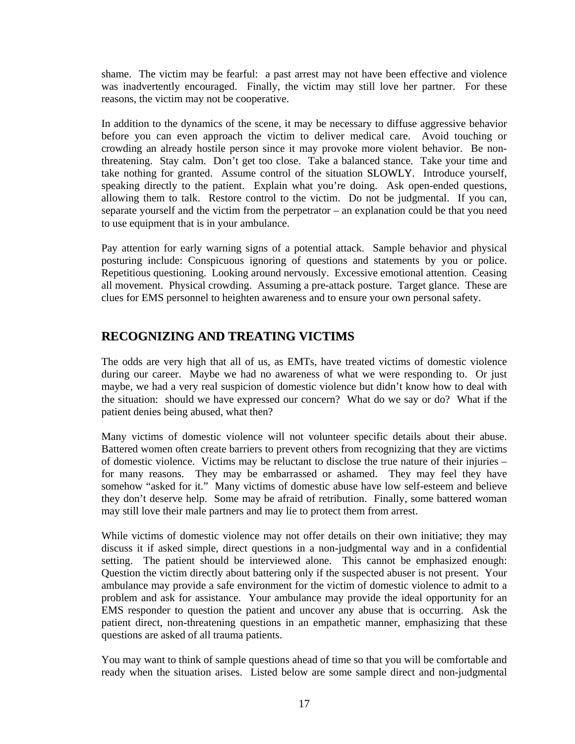shame. The victim may be fearful: a past arrest may not have been effective and violence was inadvertently encouraged. Finally, the victim may still love her partner. For these reasons, the victim may not be cooperative.

In addition to the dynamics of the scene, it may be necessary to diffuse aggressive behavior before you can even approach the victim to deliver medical care. Avoid touching or crowding an already hostile person since it may provoke more violent behavior. Be non-threatening. Stay calm. Don't get too close. Take a balanced stance. Take your time and take nothing for granted. Assume control of the situation SLOWLY. Introduce yourself, speaking directly to the patient. Explain what you're doing. Ask open-ended questions, allowing them to talk. Restore control to the victim. Do not be judgmental. If you can, separate yourself and the victim from the perpetrator – an explanation could be that you need to use equipment that is in your ambulance.

Pay attention for early warning signs of a potential attack. Sample behavior and physical posturing include: Conspicuous ignoring of questions and statements by you or police. Repetitious questioning. Looking around nervously. Excessive emotional attention. Ceasing all movement. Physical crowding. Assuming a pre-attack posture. Target glance. These are clues for EMS personnel to heighten awareness and to ensure your own personal safety.

## RECOGNIZING AND TREATING VICTIMS

The odds are very high that all of us, as EMTs, have treated victims of domestic violence during our career. Maybe we had no awareness of what we were responding to. Or just maybe, we had a very real suspicion of domestic violence but didn't know how to deal with the situation: should we have expressed our concern? What do we say or do? What if the patient denies being abused, what then?

Many victims of domestic violence will not volunteer specific details about their abuse. Battered women often create barriers to prevent others from recognizing that they are victims of domestic violence. Victims may be reluctant to disclose the true nature of their injuries – for many reasons. They may be embarrassed or ashamed. They may feel they have somehow "asked for it." Many victims of domestic abuse have low self-esteem and believe they don't deserve help. Some may be afraid of retribution. Finally, some battered woman may still love their male partners and may lie to protect them from arrest.

While victims of domestic violence may not offer details on their own initiative; they may discuss it if asked simple, direct questions in a non-judgmental way and in a confidential setting. The patient should be interviewed alone. This cannot be emphasized enough: Question the victim directly about battering only if the suspected abuser is not present. Your ambulance may provide a safe environment for the victim of domestic violence to admit to a problem and ask for assistance. Your ambulance may provide the ideal opportunity for an EMS responder to question the patient and uncover any abuse that is occurring. Ask the patient direct, non-threatening questions in an empathetic manner, emphasizing that these questions are asked of all trauma patients.

You may want to think of sample questions ahead of time so that you will be comfortable and ready when the situation arises. Listed below are some sample direct and non-judgmental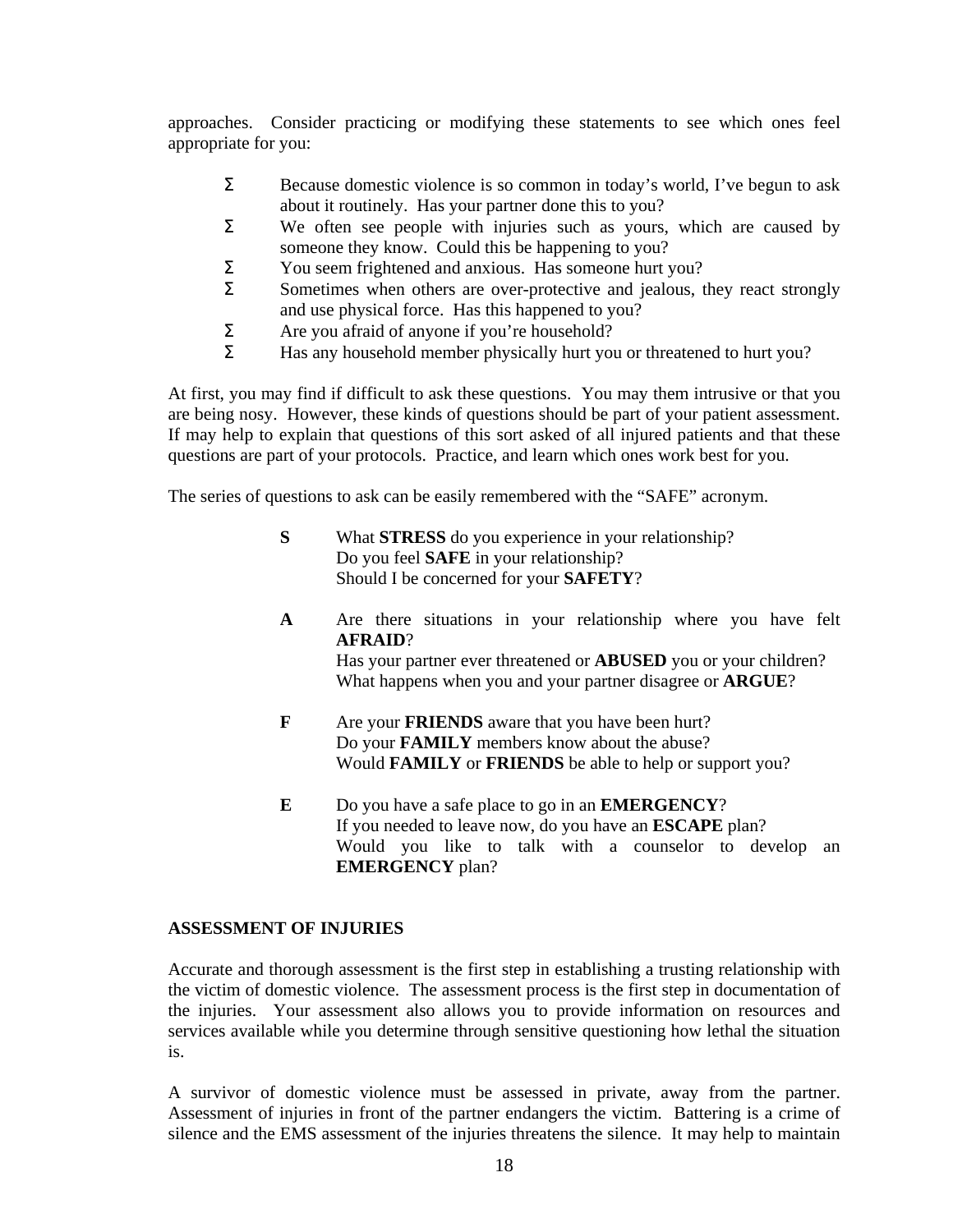approaches. Consider practicing or modifying these statements to see which ones feel appropriate for you:

- Because domestic violence is so common in today's world, I've begun to ask about it routinely. Has your partner done this to you?
- We often see people with injuries such as yours, which are caused by someone they know. Could this be happening to you?
- You seem frightened and anxious. Has someone hurt you?
- Sometimes when others are over-protective and jealous, they react strongly and use physical force. Has this happened to you?
- Are you afraid of anyone if you're household?
- Has any household member physically hurt you or threatened to hurt you?

At first, you may find if difficult to ask these questions. You may them intrusive or that you are being nosy. However, these kinds of questions should be part of your patient assessment. If may help to explain that questions of this sort asked of all injured patients and that these questions are part of your protocols. Practice, and learn which ones work best for you.

The series of questions to ask can be easily remembered with the "SAFE" acronym.

**S** What **STRESS** do you experience in your relationship?
Do you feel **SAFE** in your relationship?
Should I be concerned for your **SAFETY**?

**A** Are there situations in your relationship where you have felt **AFRAID**?
Has your partner ever threatened or **ABUSED** you or your children?
What happens when you and your partner disagree or **ARGUE**?

**F** Are your **FRIENDS** aware that you have been hurt?
Do your **FAMILY** members know about the abuse?
Would **FAMILY** or **FRIENDS** be able to help or support you?

**E** Do you have a safe place to go in an **EMERGENCY**?
If you needed to leave now, do you have an **ESCAPE** plan?
Would you like to talk with a counselor to develop an **EMERGENCY** plan?

## ASSESSMENT OF INJURIES

Accurate and thorough assessment is the first step in establishing a trusting relationship with the victim of domestic violence. The assessment process is the first step in documentation of the injuries. Your assessment also allows you to provide information on resources and services available while you determine through sensitive questioning how lethal the situation is.

A survivor of domestic violence must be assessed in private, away from the partner. Assessment of injuries in front of the partner endangers the victim. Battering is a crime of silence and the EMS assessment of the injuries threatens the silence. It may help to maintain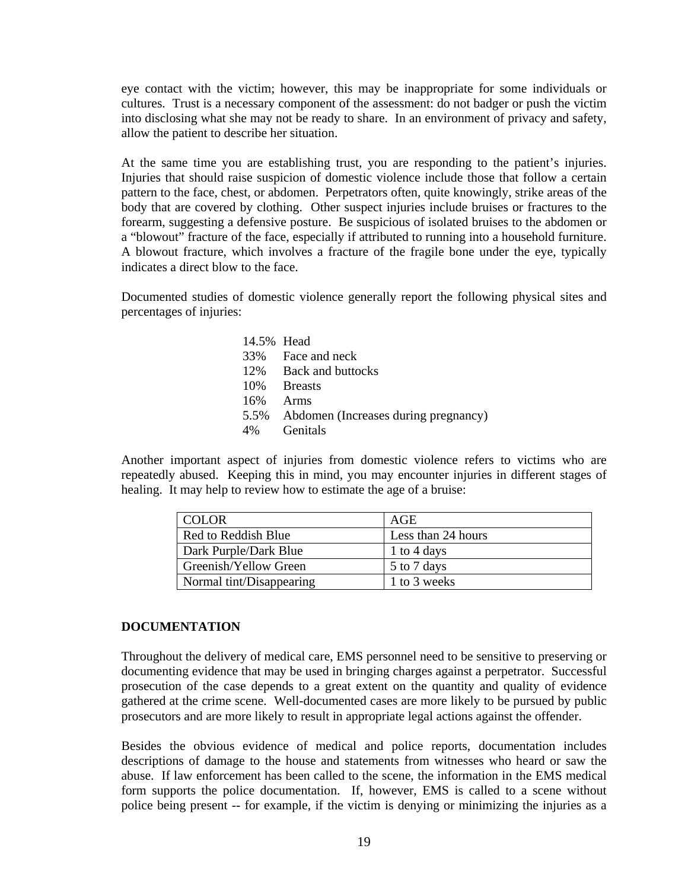eye contact with the victim; however, this may be inappropriate for some individuals or cultures. Trust is a necessary component of the assessment: do not badger or push the victim into disclosing what she may not be ready to share. In an environment of privacy and safety, allow the patient to describe her situation.

At the same time you are establishing trust, you are responding to the patient's injuries. Injuries that should raise suspicion of domestic violence include those that follow a certain pattern to the face, chest, or abdomen. Perpetrators often, quite knowingly, strike areas of the body that are covered by clothing. Other suspect injuries include bruises or fractures to the forearm, suggesting a defensive posture. Be suspicious of isolated bruises to the abdomen or a "blowout" fracture of the face, especially if attributed to running into a household furniture. A blowout fracture, which involves a fracture of the fragile bone under the eye, typically indicates a direct blow to the face.

Documented studies of domestic violence generally report the following physical sites and percentages of injuries:

14.5% Head
33% Face and neck
12% Back and buttocks
10% Breasts
16% Arms
5.5% Abdomen (Increases during pregnancy)
4% Genitals

Another important aspect of injuries from domestic violence refers to victims who are repeatedly abused. Keeping this in mind, you may encounter injuries in different stages of healing. It may help to review how to estimate the age of a bruise:

| COLOR | AGE |
|---|---|
| Red to Reddish Blue | Less than 24 hours |
| Dark Purple/Dark Blue | 1 to 4 days |
| Greenish/Yellow Green | 5 to 7 days |
| Normal tint/Disappearing | 1 to 3 weeks |

## DOCUMENTATION

Throughout the delivery of medical care, EMS personnel need to be sensitive to preserving or documenting evidence that may be used in bringing charges against a perpetrator. Successful prosecution of the case depends to a great extent on the quantity and quality of evidence gathered at the crime scene. Well-documented cases are more likely to be pursued by public prosecutors and are more likely to result in appropriate legal actions against the offender.

Besides the obvious evidence of medical and police reports, documentation includes descriptions of damage to the house and statements from witnesses who heard or saw the abuse. If law enforcement has been called to the scene, the information in the EMS medical form supports the police documentation. If, however, EMS is called to a scene without police being present -- for example, if the victim is denying or minimizing the injuries as a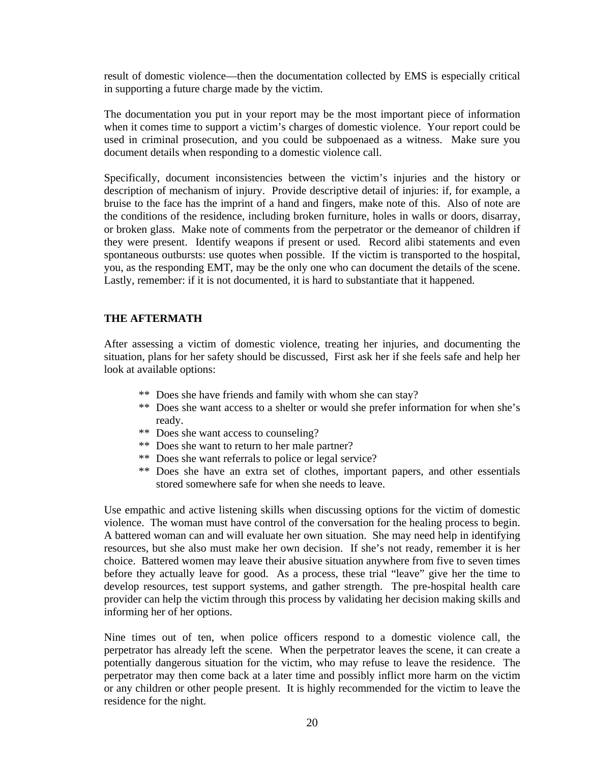result of domestic violence—then the documentation collected by EMS is especially critical in supporting a future charge made by the victim.

The documentation you put in your report may be the most important piece of information when it comes time to support a victim's charges of domestic violence. Your report could be used in criminal prosecution, and you could be subpoenaed as a witness. Make sure you document details when responding to a domestic violence call.

Specifically, document inconsistencies between the victim's injuries and the history or description of mechanism of injury. Provide descriptive detail of injuries: if, for example, a bruise to the face has the imprint of a hand and fingers, make note of this. Also of note are the conditions of the residence, including broken furniture, holes in walls or doors, disarray, or broken glass. Make note of comments from the perpetrator or the demeanor of children if they were present. Identify weapons if present or used. Record alibi statements and even spontaneous outbursts: use quotes when possible. If the victim is transported to the hospital, you, as the responding EMT, may be the only one who can document the details of the scene. Lastly, remember: if it is not documented, it is hard to substantiate that it happened.

## THE AFTERMATH

After assessing a victim of domestic violence, treating her injuries, and documenting the situation, plans for her safety should be discussed, First ask her if she feels safe and help her look at available options:

- ** Does she have friends and family with whom she can stay?
- ** Does she want access to a shelter or would she prefer information for when she's ready.
- ** Does she want access to counseling?
- ** Does she want to return to her male partner?
- ** Does she want referrals to police or legal service?
- ** Does she have an extra set of clothes, important papers, and other essentials stored somewhere safe for when she needs to leave.

Use empathic and active listening skills when discussing options for the victim of domestic violence. The woman must have control of the conversation for the healing process to begin. A battered woman can and will evaluate her own situation. She may need help in identifying resources, but she also must make her own decision. If she's not ready, remember it is her choice. Battered women may leave their abusive situation anywhere from five to seven times before they actually leave for good. As a process, these trial "leave" give her the time to develop resources, test support systems, and gather strength. The pre-hospital health care provider can help the victim through this process by validating her decision making skills and informing her of her options.

Nine times out of ten, when police officers respond to a domestic violence call, the perpetrator has already left the scene. When the perpetrator leaves the scene, it can create a potentially dangerous situation for the victim, who may refuse to leave the residence. The perpetrator may then come back at a later time and possibly inflict more harm on the victim or any children or other people present. It is highly recommended for the victim to leave the residence for the night.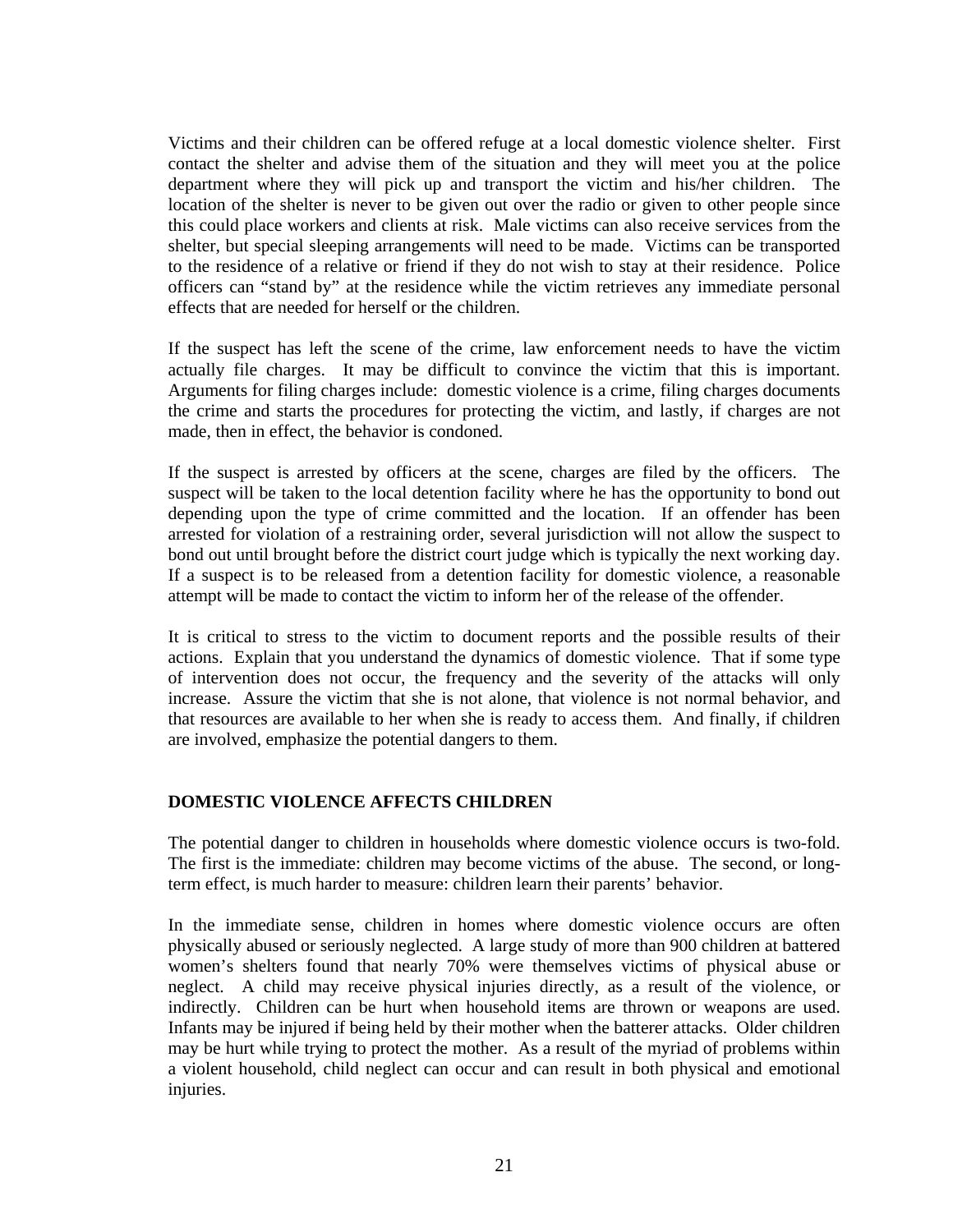Victims and their children can be offered refuge at a local domestic violence shelter. First contact the shelter and advise them of the situation and they will meet you at the police department where they will pick up and transport the victim and his/her children. The location of the shelter is never to be given out over the radio or given to other people since this could place workers and clients at risk. Male victims can also receive services from the shelter, but special sleeping arrangements will need to be made. Victims can be transported to the residence of a relative or friend if they do not wish to stay at their residence. Police officers can "stand by" at the residence while the victim retrieves any immediate personal effects that are needed for herself or the children.

If the suspect has left the scene of the crime, law enforcement needs to have the victim actually file charges. It may be difficult to convince the victim that this is important. Arguments for filing charges include: domestic violence is a crime, filing charges documents the crime and starts the procedures for protecting the victim, and lastly, if charges are not made, then in effect, the behavior is condoned.

If the suspect is arrested by officers at the scene, charges are filed by the officers. The suspect will be taken to the local detention facility where he has the opportunity to bond out depending upon the type of crime committed and the location. If an offender has been arrested for violation of a restraining order, several jurisdiction will not allow the suspect to bond out until brought before the district court judge which is typically the next working day. If a suspect is to be released from a detention facility for domestic violence, a reasonable attempt will be made to contact the victim to inform her of the release of the offender.

It is critical to stress to the victim to document reports and the possible results of their actions. Explain that you understand the dynamics of domestic violence. That if some type of intervention does not occur, the frequency and the severity of the attacks will only increase. Assure the victim that she is not alone, that violence is not normal behavior, and that resources are available to her when she is ready to access them. And finally, if children are involved, emphasize the potential dangers to them.

## DOMESTIC VIOLENCE AFFECTS CHILDREN

The potential danger to children in households where domestic violence occurs is two-fold. The first is the immediate: children may become victims of the abuse. The second, or long-term effect, is much harder to measure: children learn their parents' behavior.

In the immediate sense, children in homes where domestic violence occurs are often physically abused or seriously neglected. A large study of more than 900 children at battered women's shelters found that nearly 70% were themselves victims of physical abuse or neglect. A child may receive physical injuries directly, as a result of the violence, or indirectly. Children can be hurt when household items are thrown or weapons are used. Infants may be injured if being held by their mother when the batterer attacks. Older children may be hurt while trying to protect the mother. As a result of the myriad of problems within a violent household, child neglect can occur and can result in both physical and emotional injuries.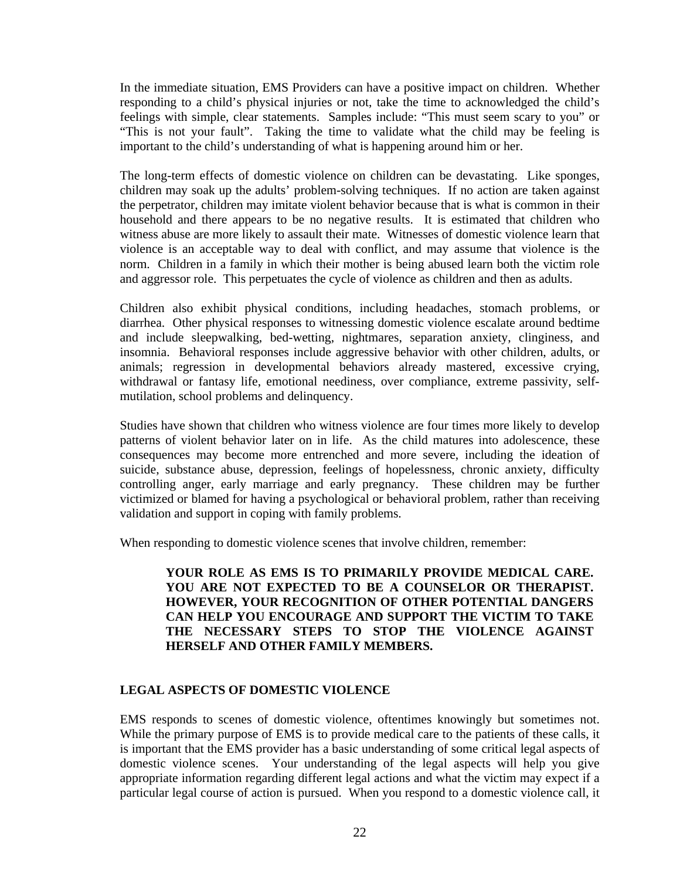In the immediate situation, EMS Providers can have a positive impact on children. Whether responding to a child's physical injuries or not, take the time to acknowledged the child's feelings with simple, clear statements. Samples include: "This must seem scary to you" or "This is not your fault". Taking the time to validate what the child may be feeling is important to the child's understanding of what is happening around him or her.

The long-term effects of domestic violence on children can be devastating. Like sponges, children may soak up the adults' problem-solving techniques. If no action are taken against the perpetrator, children may imitate violent behavior because that is what is common in their household and there appears to be no negative results. It is estimated that children who witness abuse are more likely to assault their mate. Witnesses of domestic violence learn that violence is an acceptable way to deal with conflict, and may assume that violence is the norm. Children in a family in which their mother is being abused learn both the victim role and aggressor role. This perpetuates the cycle of violence as children and then as adults.

Children also exhibit physical conditions, including headaches, stomach problems, or diarrhea. Other physical responses to witnessing domestic violence escalate around bedtime and include sleepwalking, bed-wetting, nightmares, separation anxiety, clinginess, and insomnia. Behavioral responses include aggressive behavior with other children, adults, or animals; regression in developmental behaviors already mastered, excessive crying, withdrawal or fantasy life, emotional neediness, over compliance, extreme passivity, self-mutilation, school problems and delinquency.

Studies have shown that children who witness violence are four times more likely to develop patterns of violent behavior later on in life. As the child matures into adolescence, these consequences may become more entrenched and more severe, including the ideation of suicide, substance abuse, depression, feelings of hopelessness, chronic anxiety, difficulty controlling anger, early marriage and early pregnancy. These children may be further victimized or blamed for having a psychological or behavioral problem, rather than receiving validation and support in coping with family problems.

When responding to domestic violence scenes that involve children, remember:

> **YOUR ROLE AS EMS IS TO PRIMARILY PROVIDE MEDICAL CARE. YOU ARE NOT EXPECTED TO BE A COUNSELOR OR THERAPIST. HOWEVER, YOUR RECOGNITION OF OTHER POTENTIAL DANGERS CAN HELP YOU ENCOURAGE AND SUPPORT THE VICTIM TO TAKE THE NECESSARY STEPS TO STOP THE VIOLENCE AGAINST HERSELF AND OTHER FAMILY MEMBERS.**

## LEGAL ASPECTS OF DOMESTIC VIOLENCE

EMS responds to scenes of domestic violence, oftentimes knowingly but sometimes not. While the primary purpose of EMS is to provide medical care to the patients of these calls, it is important that the EMS provider has a basic understanding of some critical legal aspects of domestic violence scenes. Your understanding of the legal aspects will help you give appropriate information regarding different legal actions and what the victim may expect if a particular legal course of action is pursued. When you respond to a domestic violence call, it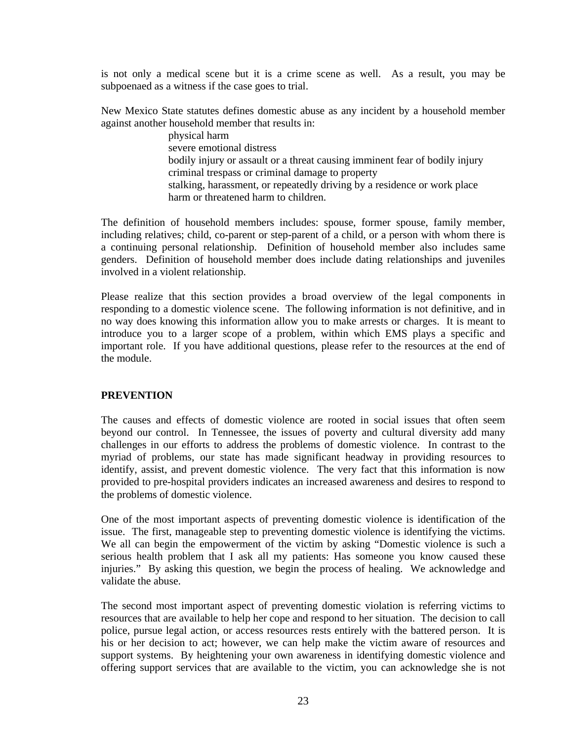is not only a medical scene but it is a crime scene as well. As a result, you may be subpoenaed as a witness if the case goes to trial.

New Mexico State statutes defines domestic abuse as any incident by a household member against another household member that results in:

- physical harm
- severe emotional distress
- bodily injury or assault or a threat causing imminent fear of bodily injury
- criminal trespass or criminal damage to property
- stalking, harassment, or repeatedly driving by a residence or work place
- harm or threatened harm to children.

The definition of household members includes: spouse, former spouse, family member, including relatives; child, co-parent or step-parent of a child, or a person with whom there is a continuing personal relationship. Definition of household member also includes same genders. Definition of household member does include dating relationships and juveniles involved in a violent relationship.

Please realize that this section provides a broad overview of the legal components in responding to a domestic violence scene. The following information is not definitive, and in no way does knowing this information allow you to make arrests or charges. It is meant to introduce you to a larger scope of a problem, within which EMS plays a specific and important role. If you have additional questions, please refer to the resources at the end of the module.

## PREVENTION

The causes and effects of domestic violence are rooted in social issues that often seem beyond our control. In Tennessee, the issues of poverty and cultural diversity add many challenges in our efforts to address the problems of domestic violence. In contrast to the myriad of problems, our state has made significant headway in providing resources to identify, assist, and prevent domestic violence. The very fact that this information is now provided to pre-hospital providers indicates an increased awareness and desires to respond to the problems of domestic violence.

One of the most important aspects of preventing domestic violence is identification of the issue. The first, manageable step to preventing domestic violence is identifying the victims. We all can begin the empowerment of the victim by asking "Domestic violence is such a serious health problem that I ask all my patients: Has someone you know caused these injuries." By asking this question, we begin the process of healing. We acknowledge and validate the abuse.

The second most important aspect of preventing domestic violation is referring victims to resources that are available to help her cope and respond to her situation. The decision to call police, pursue legal action, or access resources rests entirely with the battered person. It is his or her decision to act; however, we can help make the victim aware of resources and support systems. By heightening your own awareness in identifying domestic violence and offering support services that are available to the victim, you can acknowledge she is not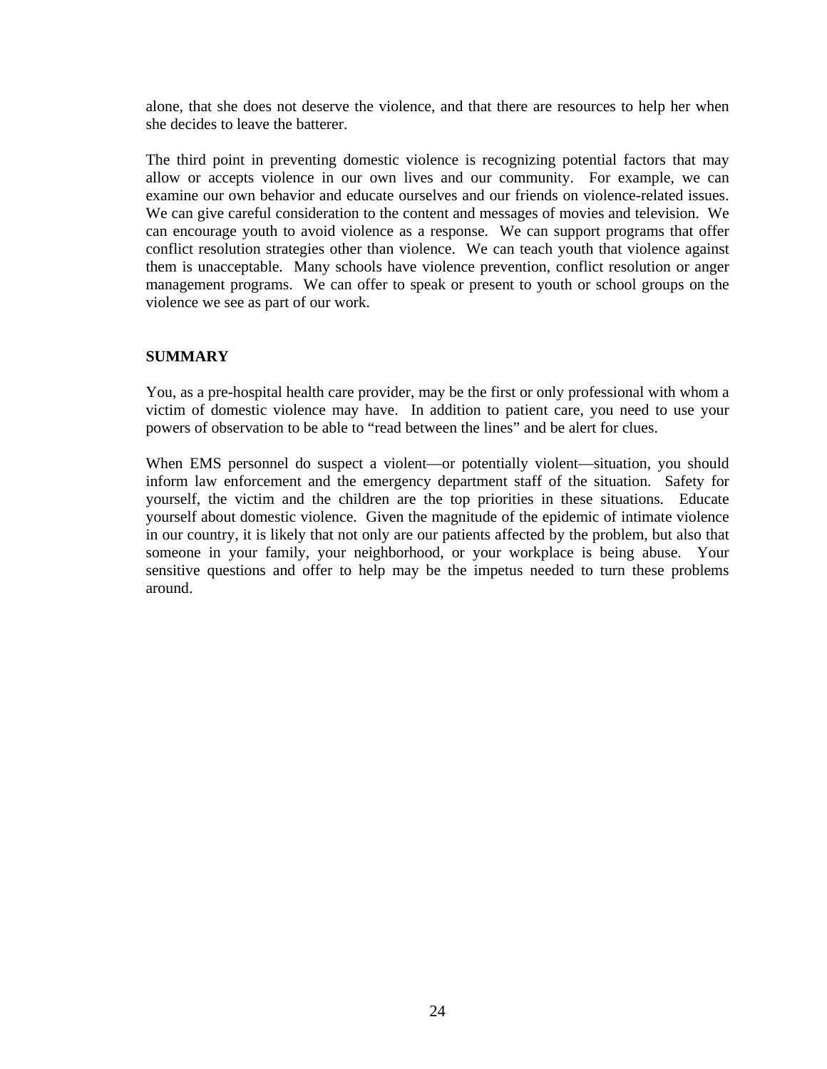alone, that she does not deserve the violence, and that there are resources to help her when she decides to leave the batterer.

The third point in preventing domestic violence is recognizing potential factors that may allow or accepts violence in our own lives and our community. For example, we can examine our own behavior and educate ourselves and our friends on violence-related issues. We can give careful consideration to the content and messages of movies and television. We can encourage youth to avoid violence as a response. We can support programs that offer conflict resolution strategies other than violence. We can teach youth that violence against them is unacceptable. Many schools have violence prevention, conflict resolution or anger management programs. We can offer to speak or present to youth or school groups on the violence we see as part of our work.

## SUMMARY

You, as a pre-hospital health care provider, may be the first or only professional with whom a victim of domestic violence may have. In addition to patient care, you need to use your powers of observation to be able to "read between the lines" and be alert for clues.

When EMS personnel do suspect a violent—or potentially violent—situation, you should inform law enforcement and the emergency department staff of the situation. Safety for yourself, the victim and the children are the top priorities in these situations. Educate yourself about domestic violence. Given the magnitude of the epidemic of intimate violence in our country, it is likely that not only are our patients affected by the problem, but also that someone in your family, your neighborhood, or your workplace is being abuse. Your sensitive questions and offer to help may be the impetus needed to turn these problems around.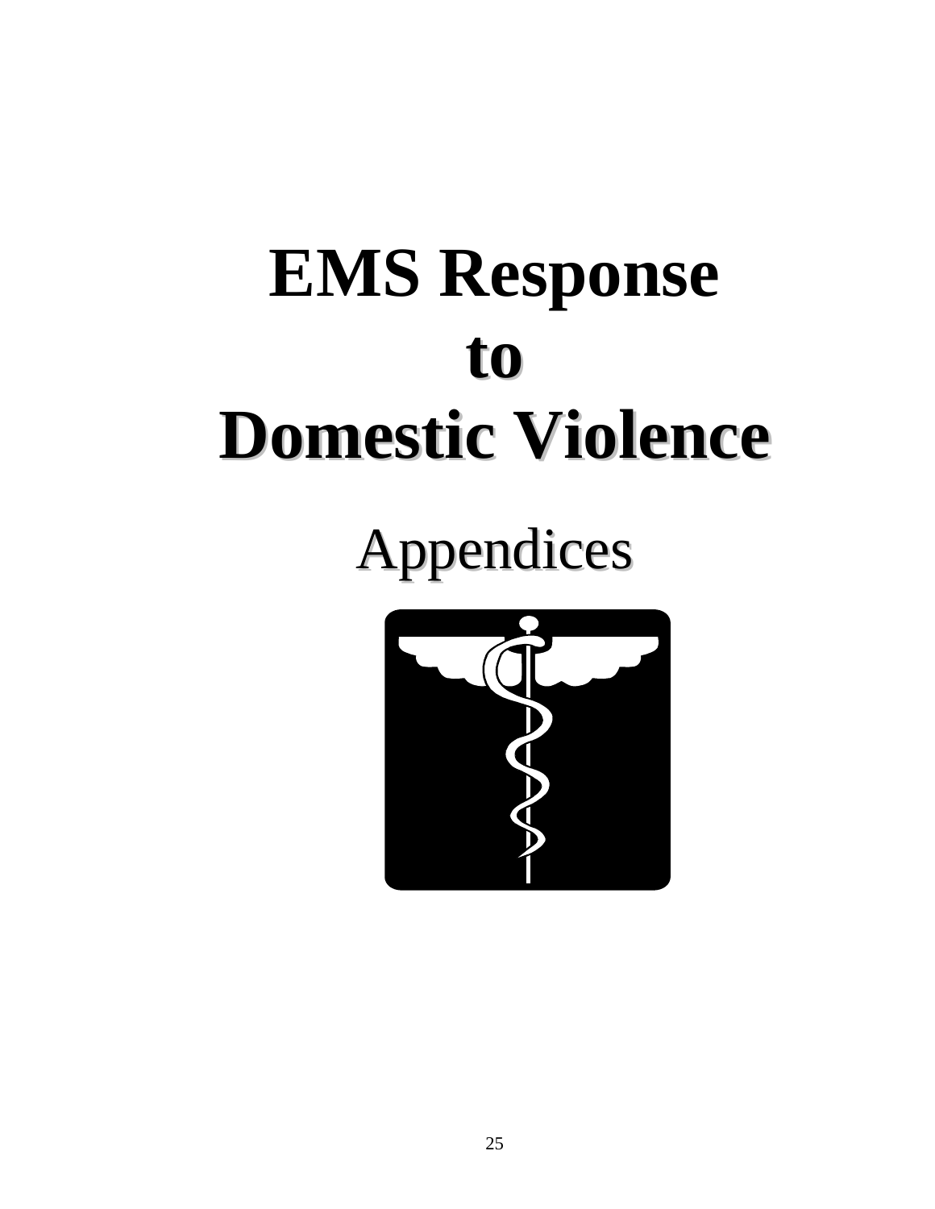# EMS Response to Domestic Violence

## Appendices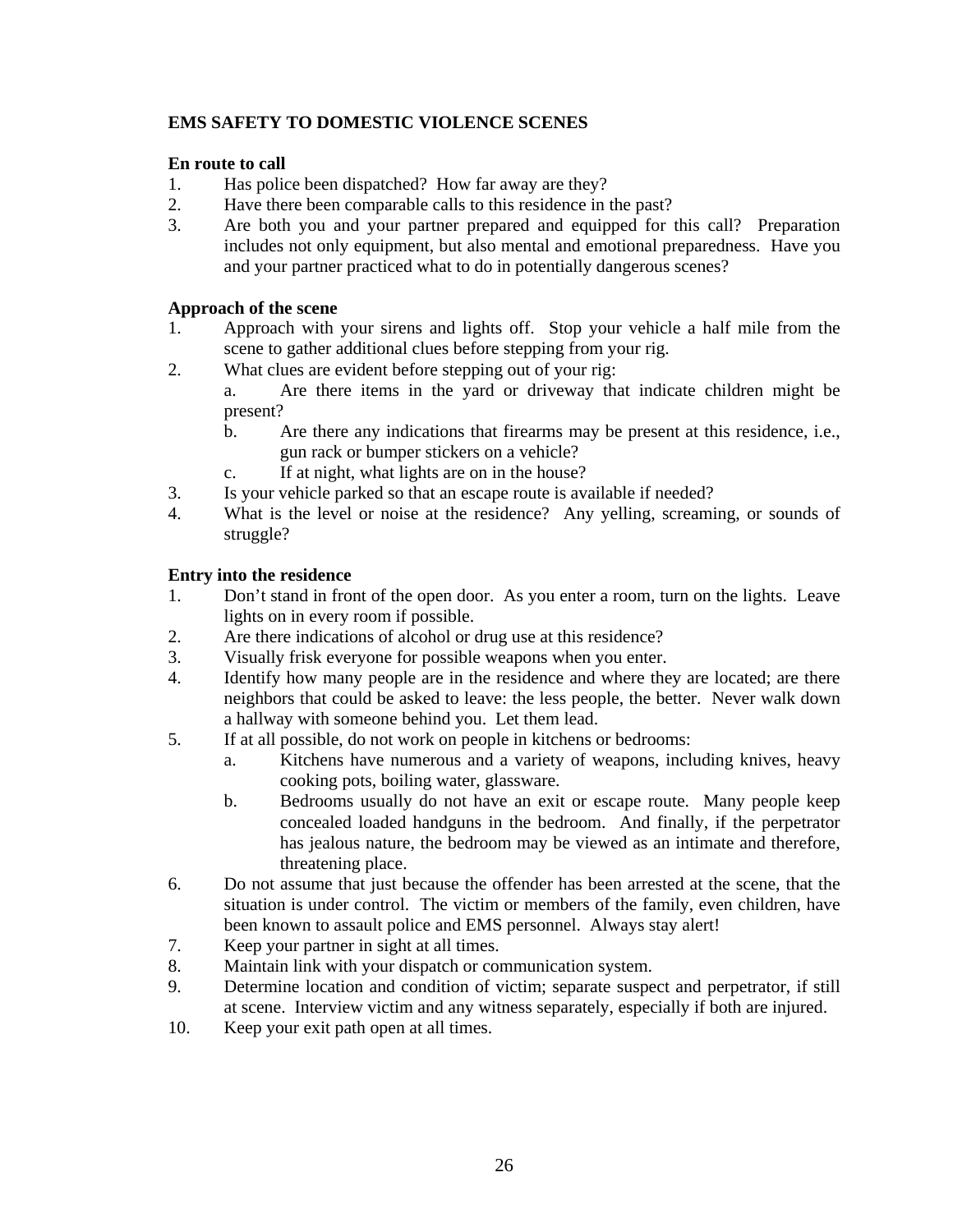**EMS SAFETY TO DOMESTIC VIOLENCE SCENES**

**En route to call**

1. Has police been dispatched? How far away are they?
2. Have there been comparable calls to this residence in the past?
3. Are both you and your partner prepared and equipped for this call? Preparation includes not only equipment, but also mental and emotional preparedness. Have you and your partner practiced what to do in potentially dangerous scenes?

**Approach of the scene**

1. Approach with your sirens and lights off. Stop your vehicle a half mile from the scene to gather additional clues before stepping from your rig.
2. What clues are evident before stepping out of your rig:
   a. Are there items in the yard or driveway that indicate children might be present?
   b. Are there any indications that firearms may be present at this residence, i.e., gun rack or bumper stickers on a vehicle?
   c. If at night, what lights are on in the house?
3. Is your vehicle parked so that an escape route is available if needed?
4. What is the level or noise at the residence? Any yelling, screaming, or sounds of struggle?

**Entry into the residence**

1. Don't stand in front of the open door. As you enter a room, turn on the lights. Leave lights on in every room if possible.
2. Are there indications of alcohol or drug use at this residence?
3. Visually frisk everyone for possible weapons when you enter.
4. Identify how many people are in the residence and where they are located; are there neighbors that could be asked to leave: the less people, the better. Never walk down a hallway with someone behind you. Let them lead.
5. If at all possible, do not work on people in kitchens or bedrooms:
   a. Kitchens have numerous and a variety of weapons, including knives, heavy cooking pots, boiling water, glassware.
   b. Bedrooms usually do not have an exit or escape route. Many people keep concealed loaded handguns in the bedroom. And finally, if the perpetrator has jealous nature, the bedroom may be viewed as an intimate and therefore, threatening place.
6. Do not assume that just because the offender has been arrested at the scene, that the situation is under control. The victim or members of the family, even children, have been known to assault police and EMS personnel. Always stay alert!
7. Keep your partner in sight at all times.
8. Maintain link with your dispatch or communication system.
9. Determine location and condition of victim; separate suspect and perpetrator, if still at scene. Interview victim and any witness separately, especially if both are injured.
10. Keep your exit path open at all times.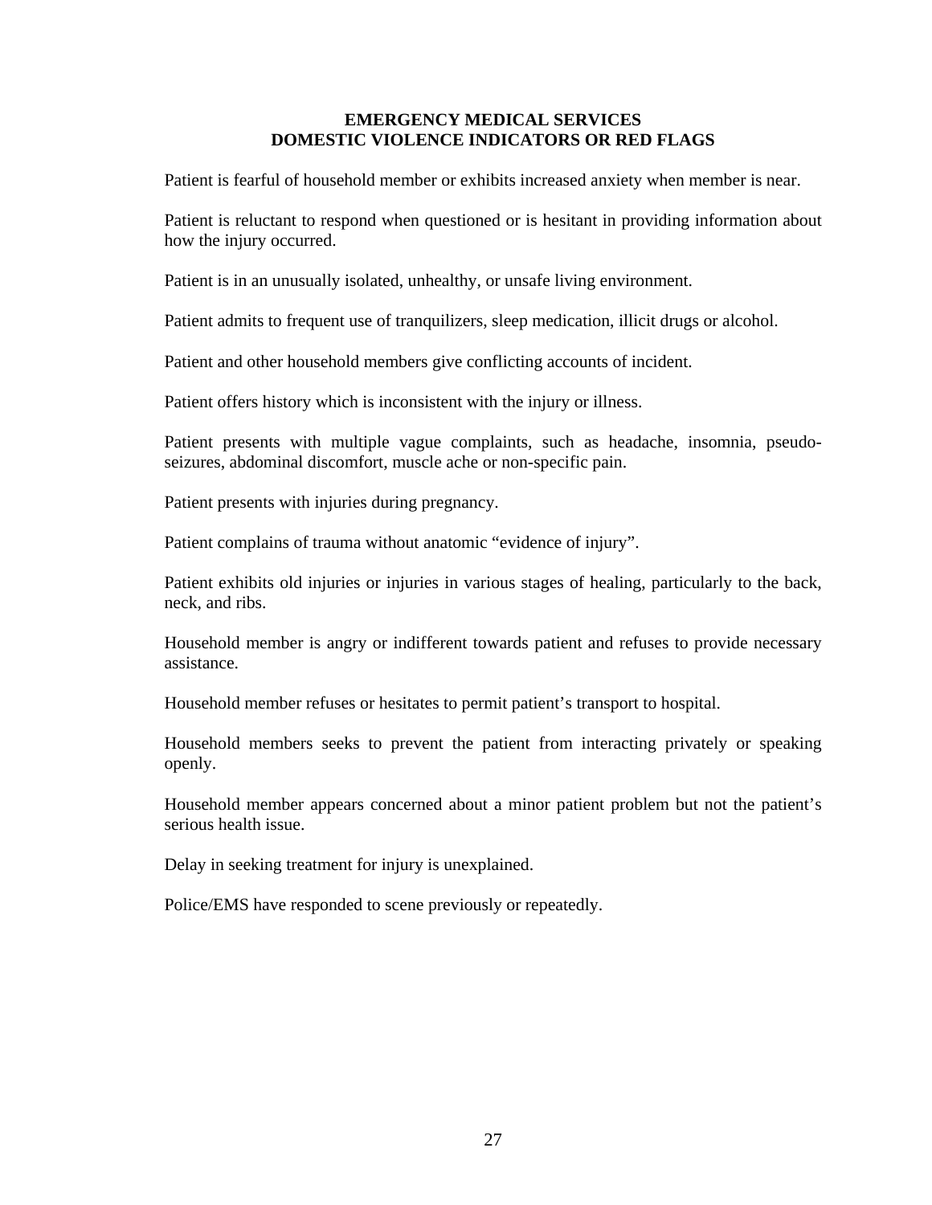**EMERGENCY MEDICAL SERVICES**
**DOMESTIC VIOLENCE INDICATORS OR RED FLAGS**

Patient is fearful of household member or exhibits increased anxiety when member is near.

Patient is reluctant to respond when questioned or is hesitant in providing information about how the injury occurred.

Patient is in an unusually isolated, unhealthy, or unsafe living environment.

Patient admits to frequent use of tranquilizers, sleep medication, illicit drugs or alcohol.

Patient and other household members give conflicting accounts of incident.

Patient offers history which is inconsistent with the injury or illness.

Patient presents with multiple vague complaints, such as headache, insomnia, pseudo-seizures, abdominal discomfort, muscle ache or non-specific pain.

Patient presents with injuries during pregnancy.

Patient complains of trauma without anatomic "evidence of injury".

Patient exhibits old injuries or injuries in various stages of healing, particularly to the back, neck, and ribs.

Household member is angry or indifferent towards patient and refuses to provide necessary assistance.

Household member refuses or hesitates to permit patient's transport to hospital.

Household members seeks to prevent the patient from interacting privately or speaking openly.

Household member appears concerned about a minor patient problem but not the patient's serious health issue.

Delay in seeking treatment for injury is unexplained.

Police/EMS have responded to scene previously or repeatedly.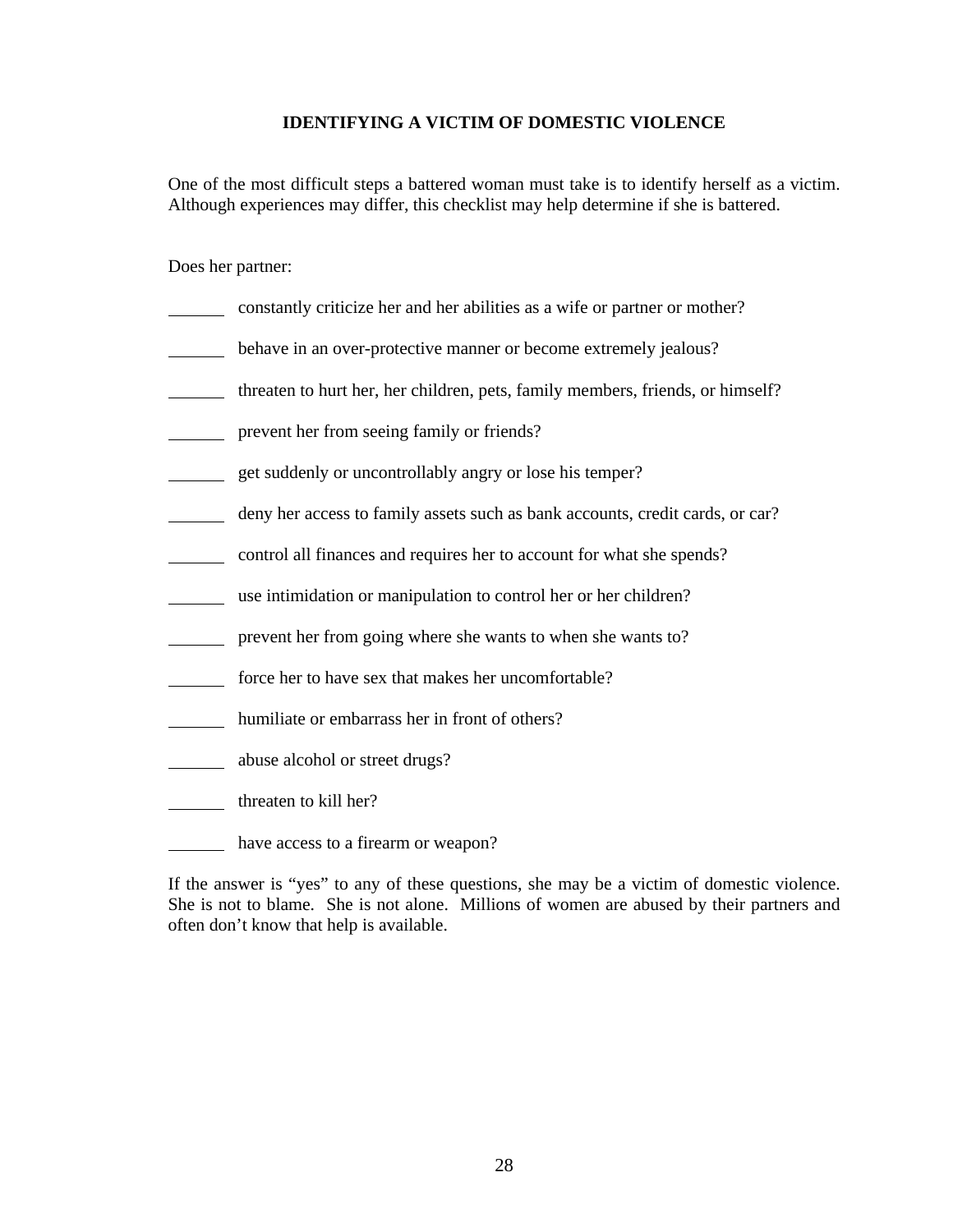## IDENTIFYING A VICTIM OF DOMESTIC VIOLENCE

One of the most difficult steps a battered woman must take is to identify herself as a victim. Although experiences may differ, this checklist may help determine if she is battered.

Does her partner:

_______ constantly criticize her and her abilities as a wife or partner or mother?

_______ behave in an over-protective manner or become extremely jealous?

_______ threaten to hurt her, her children, pets, family members, friends, or himself?

_______ prevent her from seeing family or friends?

_______ get suddenly or uncontrollably angry or lose his temper?

_______ deny her access to family assets such as bank accounts, credit cards, or car?

_______ control all finances and requires her to account for what she spends?

_______ use intimidation or manipulation to control her or her children?

_______ prevent her from going where she wants to when she wants to?

_______ force her to have sex that makes her uncomfortable?

_______ humiliate or embarrass her in front of others?

_______ abuse alcohol or street drugs?

_______ threaten to kill her?

_______ have access to a firearm or weapon?

If the answer is "yes" to any of these questions, she may be a victim of domestic violence. She is not to blame. She is not alone. Millions of women are abused by their partners and often don't know that help is available.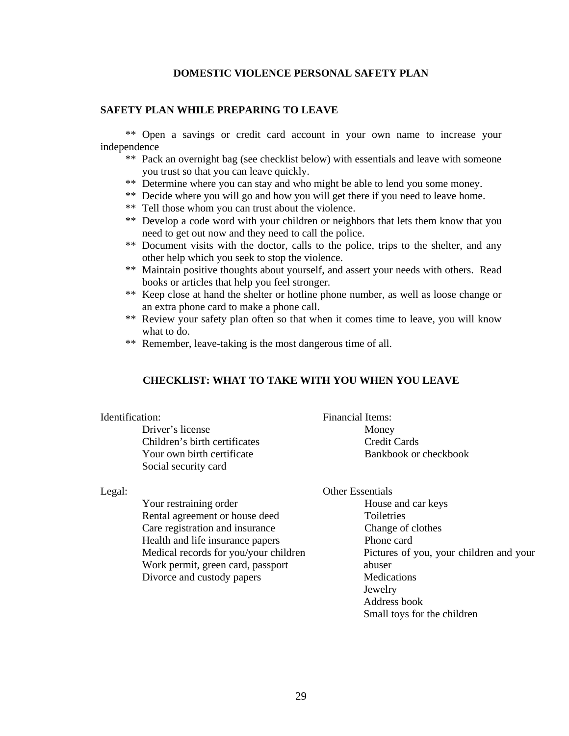# DOMESTIC VIOLENCE PERSONAL SAFETY PLAN

## SAFETY PLAN WHILE PREPARING TO LEAVE

** Open a savings or credit card account in your own name to increase your independence

** Pack an overnight bag (see checklist below) with essentials and leave with someone you trust so that you can leave quickly.

** Determine where you can stay and who might be able to lend you some money.

** Decide where you will go and how you will get there if you need to leave home.

** Tell those whom you can trust about the violence.

** Develop a code word with your children or neighbors that lets them know that you need to get out now and they need to call the police.

** Document visits with the doctor, calls to the police, trips to the shelter, and any other help which you seek to stop the violence.

** Maintain positive thoughts about yourself, and assert your needs with others. Read books or articles that help you feel stronger.

** Keep close at hand the shelter or hotline phone number, as well as loose change or an extra phone card to make a phone call.

** Review your safety plan often so that when it comes time to leave, you will know what to do.

** Remember, leave-taking is the most dangerous time of all.

## CHECKLIST: WHAT TO TAKE WITH YOU WHEN YOU LEAVE

Identification:
- Driver's license
- Children's birth certificates
- Your own birth certificate
- Social security card

Financial Items:
- Money
- Credit Cards
- Bankbook or checkbook

Legal:
- Your restraining order
- Rental agreement or house deed
- Care registration and insurance
- Health and life insurance papers
- Medical records for you/your children
- Work permit, green card, passport
- Divorce and custody papers

Other Essentials
- House and car keys
- Toiletries
- Change of clothes
- Phone card
- Pictures of you, your children and your abuser
- Medications
- Jewelry
- Address book
- Small toys for the children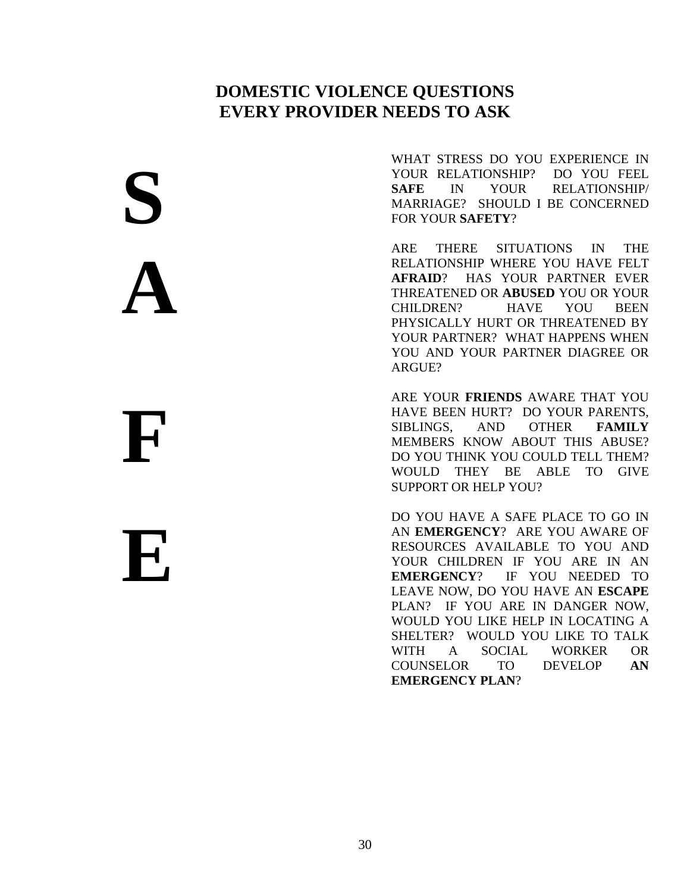# DOMESTIC VIOLENCE QUESTIONS EVERY PROVIDER NEEDS TO ASK

**S**

WHAT STRESS DO YOU EXPERIENCE IN YOUR RELATIONSHIP? DO YOU FEEL **SAFE** IN YOUR RELATIONSHIP/ MARRIAGE? SHOULD I BE CONCERNED FOR YOUR **SAFETY**?

**A**

ARE THERE SITUATIONS IN THE RELATIONSHIP WHERE YOU HAVE FELT **AFRAID**? HAS YOUR PARTNER EVER THREATENED OR **ABUSED** YOU OR YOUR CHILDREN? HAVE YOU BEEN PHYSICALLY HURT OR THREATENED BY YOUR PARTNER? WHAT HAPPENS WHEN YOU AND YOUR PARTNER DIAGREE OR ARGUE?

**F**

ARE YOUR **FRIENDS** AWARE THAT YOU HAVE BEEN HURT? DO YOUR PARENTS, SIBLINGS, AND OTHER **FAMILY** MEMBERS KNOW ABOUT THIS ABUSE? DO YOU THINK YOU COULD TELL THEM? WOULD THEY BE ABLE TO GIVE SUPPORT OR HELP YOU?

**E**

DO YOU HAVE A SAFE PLACE TO GO IN AN **EMERGENCY**? ARE YOU AWARE OF RESOURCES AVAILABLE TO YOU AND YOUR CHILDREN IF YOU ARE IN AN **EMERGENCY**? IF YOU NEEDED TO LEAVE NOW, DO YOU HAVE AN **ESCAPE** PLAN? IF YOU ARE IN DANGER NOW, WOULD YOU LIKE HELP IN LOCATING A SHELTER? WOULD YOU LIKE TO TALK WITH A SOCIAL WORKER OR COUNSELOR TO DEVELOP **AN EMERGENCY PLAN**?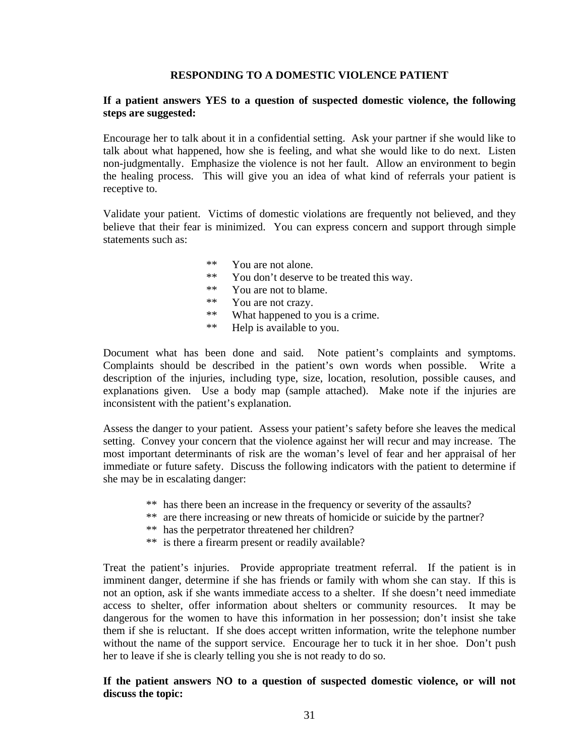# RESPONDING TO A DOMESTIC VIOLENCE PATIENT

**If a patient answers YES to a question of suspected domestic violence, the following steps are suggested:**

Encourage her to talk about it in a confidential setting. Ask your partner if she would like to talk about what happened, how she is feeling, and what she would like to do next. Listen non-judgmentally. Emphasize the violence is not her fault. Allow an environment to begin the healing process. This will give you an idea of what kind of referrals your patient is receptive to.

Validate your patient. Victims of domestic violations are frequently not believed, and they believe that their fear is minimized. You can express concern and support through simple statements such as:

- ** You are not alone.
- ** You don't deserve to be treated this way.
- ** You are not to blame.
- ** You are not crazy.
- ** What happened to you is a crime.
- ** Help is available to you.

Document what has been done and said. Note patient's complaints and symptoms. Complaints should be described in the patient's own words when possible. Write a description of the injuries, including type, size, location, resolution, possible causes, and explanations given. Use a body map (sample attached). Make note if the injuries are inconsistent with the patient's explanation.

Assess the danger to your patient. Assess your patient's safety before she leaves the medical setting. Convey your concern that the violence against her will recur and may increase. The most important determinants of risk are the woman's level of fear and her appraisal of her immediate or future safety. Discuss the following indicators with the patient to determine if she may be in escalating danger:

- ** has there been an increase in the frequency or severity of the assaults?
- ** are there increasing or new threats of homicide or suicide by the partner?
- ** has the perpetrator threatened her children?
- ** is there a firearm present or readily available?

Treat the patient's injuries. Provide appropriate treatment referral. If the patient is in imminent danger, determine if she has friends or family with whom she can stay. If this is not an option, ask if she wants immediate access to a shelter. If she doesn't need immediate access to shelter, offer information about shelters or community resources. It may be dangerous for the women to have this information in her possession; don't insist she take them if she is reluctant. If she does accept written information, write the telephone number without the name of the support service. Encourage her to tuck it in her shoe. Don't push her to leave if she is clearly telling you she is not ready to do so.

**If the patient answers NO to a question of suspected domestic violence, or will not discuss the topic:**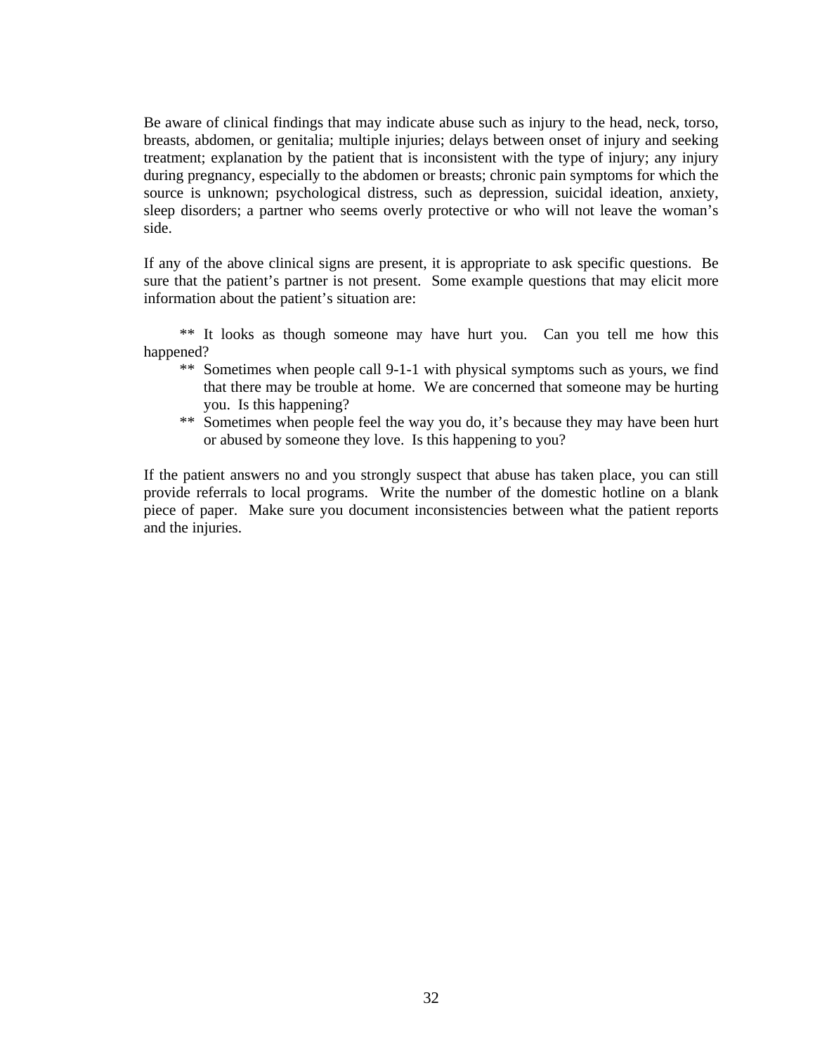Be aware of clinical findings that may indicate abuse such as injury to the head, neck, torso, breasts, abdomen, or genitalia; multiple injuries; delays between onset of injury and seeking treatment; explanation by the patient that is inconsistent with the type of injury; any injury during pregnancy, especially to the abdomen or breasts; chronic pain symptoms for which the source is unknown; psychological distress, such as depression, suicidal ideation, anxiety, sleep disorders; a partner who seems overly protective or who will not leave the woman's side.

If any of the above clinical signs are present, it is appropriate to ask specific questions. Be sure that the patient's partner is not present. Some example questions that may elicit more information about the patient's situation are:

** It looks as though someone may have hurt you. Can you tell me how this happened?

** Sometimes when people call 9-1-1 with physical symptoms such as yours, we find that there may be trouble at home. We are concerned that someone may be hurting you. Is this happening?

** Sometimes when people feel the way you do, it's because they may have been hurt or abused by someone they love. Is this happening to you?

If the patient answers no and you strongly suspect that abuse has taken place, you can still provide referrals to local programs. Write the number of the domestic hotline on a blank piece of paper. Make sure you document inconsistencies between what the patient reports and the injuries.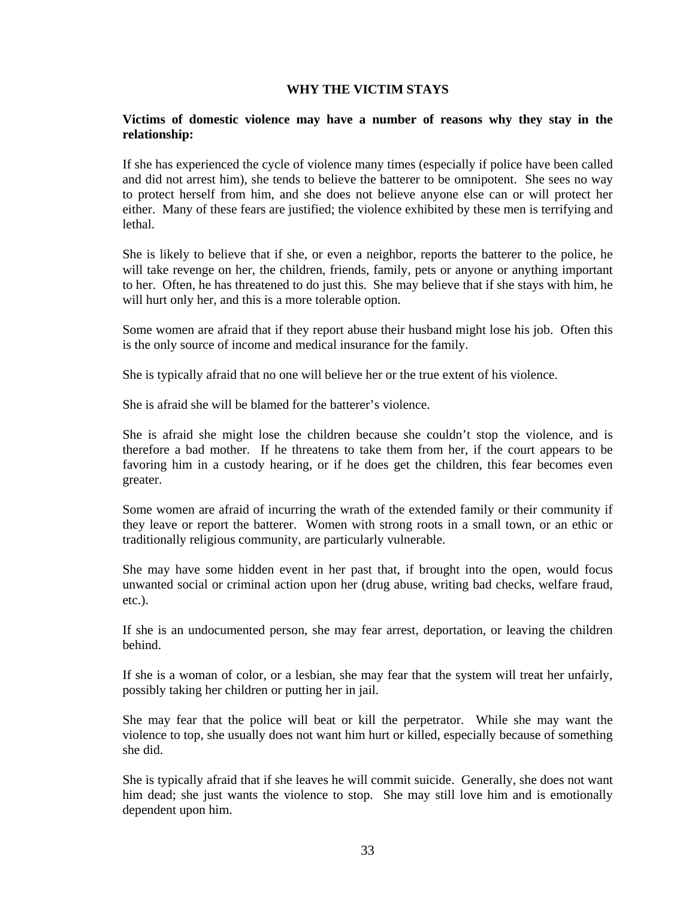## WHY THE VICTIM STAYS

**Victims of domestic violence may have a number of reasons why they stay in the relationship:**

If she has experienced the cycle of violence many times (especially if police have been called and did not arrest him), she tends to believe the batterer to be omnipotent. She sees no way to protect herself from him, and she does not believe anyone else can or will protect her either. Many of these fears are justified; the violence exhibited by these men is terrifying and lethal.

She is likely to believe that if she, or even a neighbor, reports the batterer to the police, he will take revenge on her, the children, friends, family, pets or anyone or anything important to her. Often, he has threatened to do just this. She may believe that if she stays with him, he will hurt only her, and this is a more tolerable option.

Some women are afraid that if they report abuse their husband might lose his job. Often this is the only source of income and medical insurance for the family.

She is typically afraid that no one will believe her or the true extent of his violence.

She is afraid she will be blamed for the batterer's violence.

She is afraid she might lose the children because she couldn't stop the violence, and is therefore a bad mother. If he threatens to take them from her, if the court appears to be favoring him in a custody hearing, or if he does get the children, this fear becomes even greater.

Some women are afraid of incurring the wrath of the extended family or their community if they leave or report the batterer. Women with strong roots in a small town, or an ethic or traditionally religious community, are particularly vulnerable.

She may have some hidden event in her past that, if brought into the open, would focus unwanted social or criminal action upon her (drug abuse, writing bad checks, welfare fraud, etc.).

If she is an undocumented person, she may fear arrest, deportation, or leaving the children behind.

If she is a woman of color, or a lesbian, she may fear that the system will treat her unfairly, possibly taking her children or putting her in jail.

She may fear that the police will beat or kill the perpetrator. While she may want the violence to top, she usually does not want him hurt or killed, especially because of something she did.

She is typically afraid that if she leaves he will commit suicide. Generally, she does not want him dead; she just wants the violence to stop. She may still love him and is emotionally dependent upon him.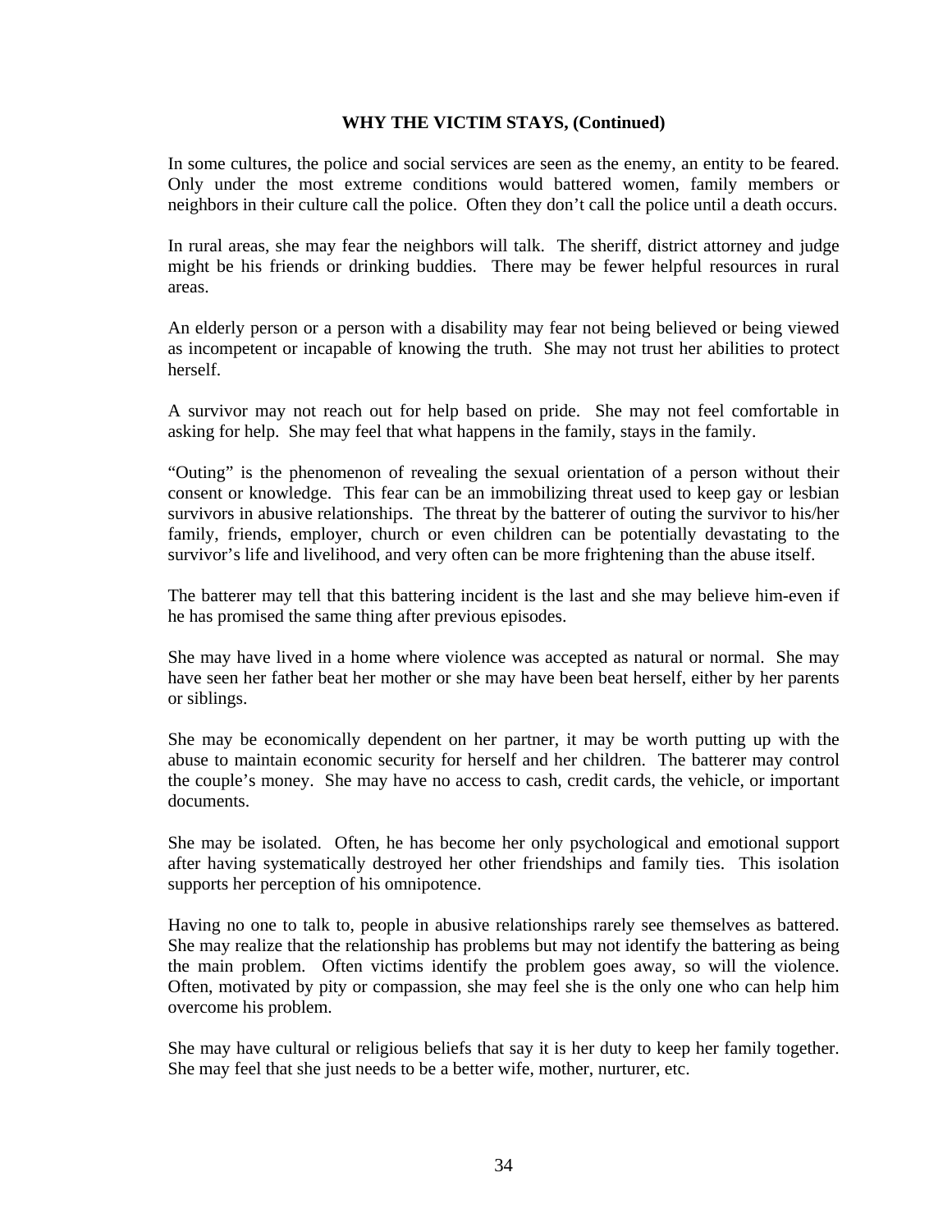### WHY THE VICTIM STAYS, (Continued)

In some cultures, the police and social services are seen as the enemy, an entity to be feared. Only under the most extreme conditions would battered women, family members or neighbors in their culture call the police. Often they don't call the police until a death occurs.

In rural areas, she may fear the neighbors will talk. The sheriff, district attorney and judge might be his friends or drinking buddies. There may be fewer helpful resources in rural areas.

An elderly person or a person with a disability may fear not being believed or being viewed as incompetent or incapable of knowing the truth. She may not trust her abilities to protect herself.

A survivor may not reach out for help based on pride. She may not feel comfortable in asking for help. She may feel that what happens in the family, stays in the family.

"Outing" is the phenomenon of revealing the sexual orientation of a person without their consent or knowledge. This fear can be an immobilizing threat used to keep gay or lesbian survivors in abusive relationships. The threat by the batterer of outing the survivor to his/her family, friends, employer, church or even children can be potentially devastating to the survivor's life and livelihood, and very often can be more frightening than the abuse itself.

The batterer may tell that this battering incident is the last and she may believe him-even if he has promised the same thing after previous episodes.

She may have lived in a home where violence was accepted as natural or normal. She may have seen her father beat her mother or she may have been beat herself, either by her parents or siblings.

She may be economically dependent on her partner, it may be worth putting up with the abuse to maintain economic security for herself and her children. The batterer may control the couple's money. She may have no access to cash, credit cards, the vehicle, or important documents.

She may be isolated. Often, he has become her only psychological and emotional support after having systematically destroyed her other friendships and family ties. This isolation supports her perception of his omnipotence.

Having no one to talk to, people in abusive relationships rarely see themselves as battered. She may realize that the relationship has problems but may not identify the battering as being the main problem. Often victims identify the problem goes away, so will the violence. Often, motivated by pity or compassion, she may feel she is the only one who can help him overcome his problem.

She may have cultural or religious beliefs that say it is her duty to keep her family together. She may feel that she just needs to be a better wife, mother, nurturer, etc.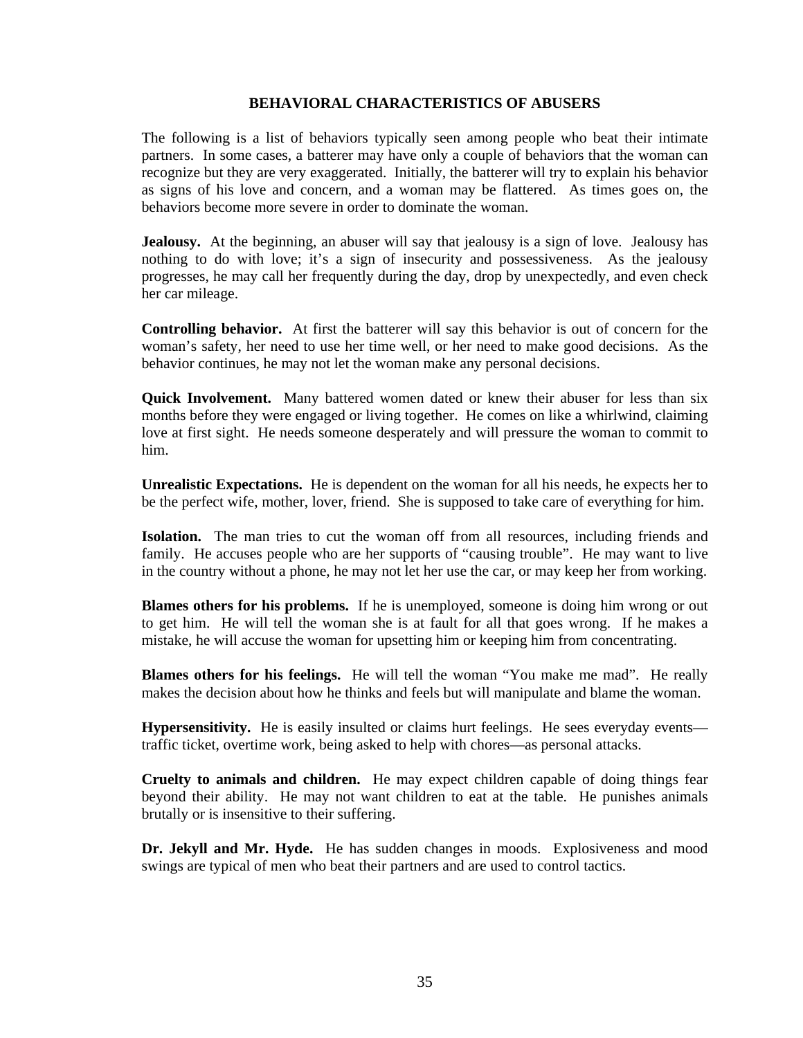## BEHAVIORAL CHARACTERISTICS OF ABUSERS

The following is a list of behaviors typically seen among people who beat their intimate partners. In some cases, a batterer may have only a couple of behaviors that the woman can recognize but they are very exaggerated. Initially, the batterer will try to explain his behavior as signs of his love and concern, and a woman may be flattered. As times goes on, the behaviors become more severe in order to dominate the woman.

**Jealousy.** At the beginning, an abuser will say that jealousy is a sign of love. Jealousy has nothing to do with love; it's a sign of insecurity and possessiveness. As the jealousy progresses, he may call her frequently during the day, drop by unexpectedly, and even check her car mileage.

**Controlling behavior.** At first the batterer will say this behavior is out of concern for the woman's safety, her need to use her time well, or her need to make good decisions. As the behavior continues, he may not let the woman make any personal decisions.

**Quick Involvement.** Many battered women dated or knew their abuser for less than six months before they were engaged or living together. He comes on like a whirlwind, claiming love at first sight. He needs someone desperately and will pressure the woman to commit to him.

**Unrealistic Expectations.** He is dependent on the woman for all his needs, he expects her to be the perfect wife, mother, lover, friend. She is supposed to take care of everything for him.

**Isolation.** The man tries to cut the woman off from all resources, including friends and family. He accuses people who are her supports of "causing trouble". He may want to live in the country without a phone, he may not let her use the car, or may keep her from working.

**Blames others for his problems.** If he is unemployed, someone is doing him wrong or out to get him. He will tell the woman she is at fault for all that goes wrong. If he makes a mistake, he will accuse the woman for upsetting him or keeping him from concentrating.

**Blames others for his feelings.** He will tell the woman "You make me mad". He really makes the decision about how he thinks and feels but will manipulate and blame the woman.

**Hypersensitivity.** He is easily insulted or claims hurt feelings. He sees everyday events—traffic ticket, overtime work, being asked to help with chores—as personal attacks.

**Cruelty to animals and children.** He may expect children capable of doing things fear beyond their ability. He may not want children to eat at the table. He punishes animals brutally or is insensitive to their suffering.

**Dr. Jekyll and Mr. Hyde.** He has sudden changes in moods. Explosiveness and mood swings are typical of men who beat their partners and are used to control tactics.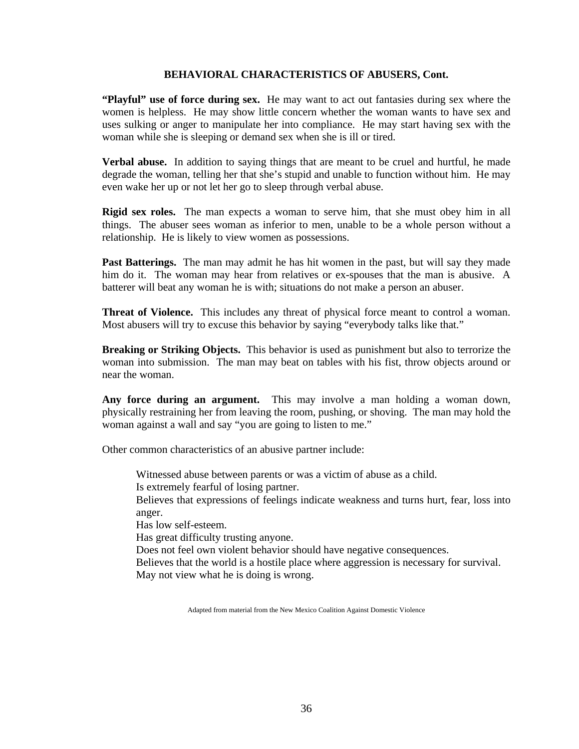### BEHAVIORAL CHARACTERISTICS OF ABUSERS, Cont.

**"Playful" use of force during sex.** He may want to act out fantasies during sex where the women is helpless. He may show little concern whether the woman wants to have sex and uses sulking or anger to manipulate her into compliance. He may start having sex with the woman while she is sleeping or demand sex when she is ill or tired.

**Verbal abuse.** In addition to saying things that are meant to be cruel and hurtful, he made degrade the woman, telling her that she's stupid and unable to function without him. He may even wake her up or not let her go to sleep through verbal abuse.

**Rigid sex roles.** The man expects a woman to serve him, that she must obey him in all things. The abuser sees woman as inferior to men, unable to be a whole person without a relationship. He is likely to view women as possessions.

**Past Batterings.** The man may admit he has hit women in the past, but will say they made him do it. The woman may hear from relatives or ex-spouses that the man is abusive. A batterer will beat any woman he is with; situations do not make a person an abuser.

**Threat of Violence.** This includes any threat of physical force meant to control a woman. Most abusers will try to excuse this behavior by saying "everybody talks like that."

**Breaking or Striking Objects.** This behavior is used as punishment but also to terrorize the woman into submission. The man may beat on tables with his fist, throw objects around or near the woman.

**Any force during an argument.** This may involve a man holding a woman down, physically restraining her from leaving the room, pushing, or shoving. The man may hold the woman against a wall and say "you are going to listen to me."

Other common characteristics of an abusive partner include:

- Witnessed abuse between parents or was a victim of abuse as a child.
- Is extremely fearful of losing partner.
- Believes that expressions of feelings indicate weakness and turns hurt, fear, loss into anger.
- Has low self-esteem.
- Has great difficulty trusting anyone.
- Does not feel own violent behavior should have negative consequences.
- Believes that the world is a hostile place where aggression is necessary for survival.
- May not view what he is doing is wrong.

Adapted from material from the New Mexico Coalition Against Domestic Violence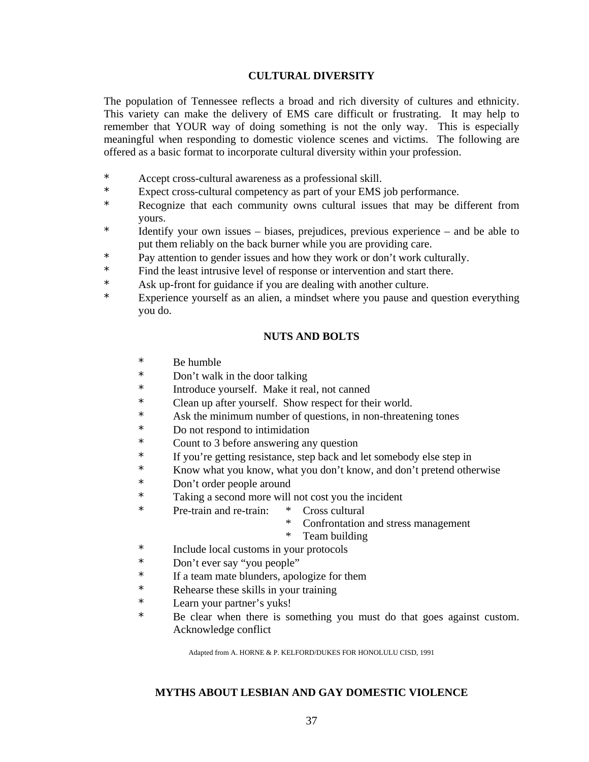## CULTURAL DIVERSITY

The population of Tennessee reflects a broad and rich diversity of cultures and ethnicity. This variety can make the delivery of EMS care difficult or frustrating. It may help to remember that YOUR way of doing something is not the only way. This is especially meaningful when responding to domestic violence scenes and victims. The following are offered as a basic format to incorporate cultural diversity within your profession.

* Accept cross-cultural awareness as a professional skill.
* Expect cross-cultural competency as part of your EMS job performance.
* Recognize that each community owns cultural issues that may be different from yours.
* Identify your own issues – biases, prejudices, previous experience – and be able to put them reliably on the back burner while you are providing care.
* Pay attention to gender issues and how they work or don't work culturally.
* Find the least intrusive level of response or intervention and start there.
* Ask up-front for guidance if you are dealing with another culture.
* Experience yourself as an alien, a mindset where you pause and question everything you do.

## NUTS AND BOLTS

* Be humble
* Don't walk in the door talking
* Introduce yourself. Make it real, not canned
* Clean up after yourself. Show respect for their world.
* Ask the minimum number of questions, in non-threatening tones
* Do not respond to intimidation
* Count to 3 before answering any question
* If you're getting resistance, step back and let somebody else step in
* Know what you know, what you don't know, and don't pretend otherwise
* Don't order people around
* Taking a second more will not cost you the incident
* Pre-train and re-train:
    * Cross cultural
    * Confrontation and stress management
    * Team building
* Include local customs in your protocols
* Don't ever say "you people"
* If a team mate blunders, apologize for them
* Rehearse these skills in your training
* Learn your partner's yuks!
* Be clear when there is something you must do that goes against custom. Acknowledge conflict

Adapted from A. HORNE & P. KELFORD/DUKES FOR HONOLULU CISD, 1991

## MYTHS ABOUT LESBIAN AND GAY DOMESTIC VIOLENCE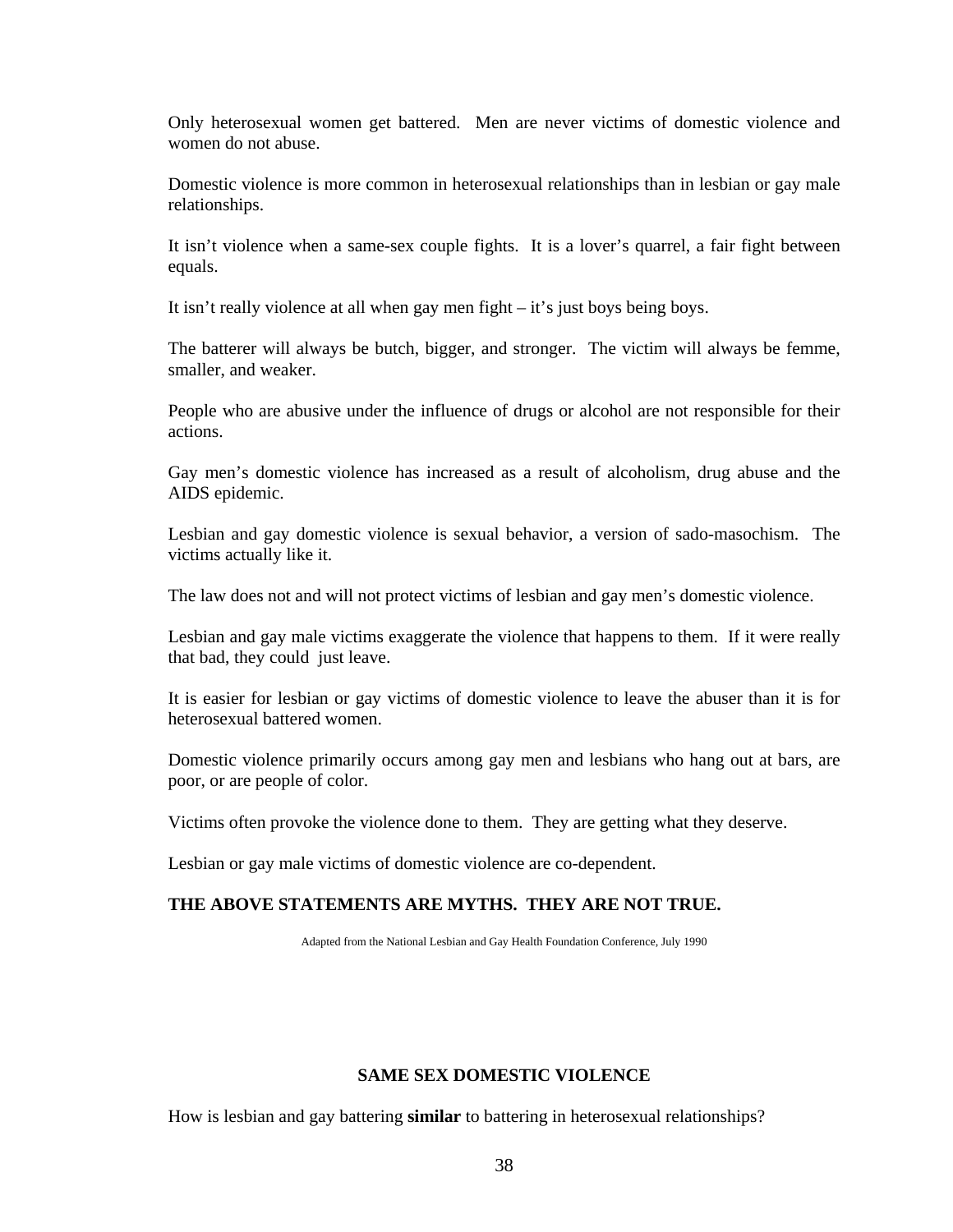Only heterosexual women get battered. Men are never victims of domestic violence and women do not abuse.

Domestic violence is more common in heterosexual relationships than in lesbian or gay male relationships.

It isn't violence when a same-sex couple fights. It is a lover's quarrel, a fair fight between equals.

It isn't really violence at all when gay men fight – it's just boys being boys.

The batterer will always be butch, bigger, and stronger. The victim will always be femme, smaller, and weaker.

People who are abusive under the influence of drugs or alcohol are not responsible for their actions.

Gay men's domestic violence has increased as a result of alcoholism, drug abuse and the AIDS epidemic.

Lesbian and gay domestic violence is sexual behavior, a version of sado-masochism. The victims actually like it.

The law does not and will not protect victims of lesbian and gay men's domestic violence.

Lesbian and gay male victims exaggerate the violence that happens to them. If it were really that bad, they could just leave.

It is easier for lesbian or gay victims of domestic violence to leave the abuser than it is for heterosexual battered women.

Domestic violence primarily occurs among gay men and lesbians who hang out at bars, are poor, or are people of color.

Victims often provoke the violence done to them. They are getting what they deserve.

Lesbian or gay male victims of domestic violence are co-dependent.

**THE ABOVE STATEMENTS ARE MYTHS. THEY ARE NOT TRUE.**

Adapted from the National Lesbian and Gay Health Foundation Conference, July 1990

## SAME SEX DOMESTIC VIOLENCE

How is lesbian and gay battering **similar** to battering in heterosexual relationships?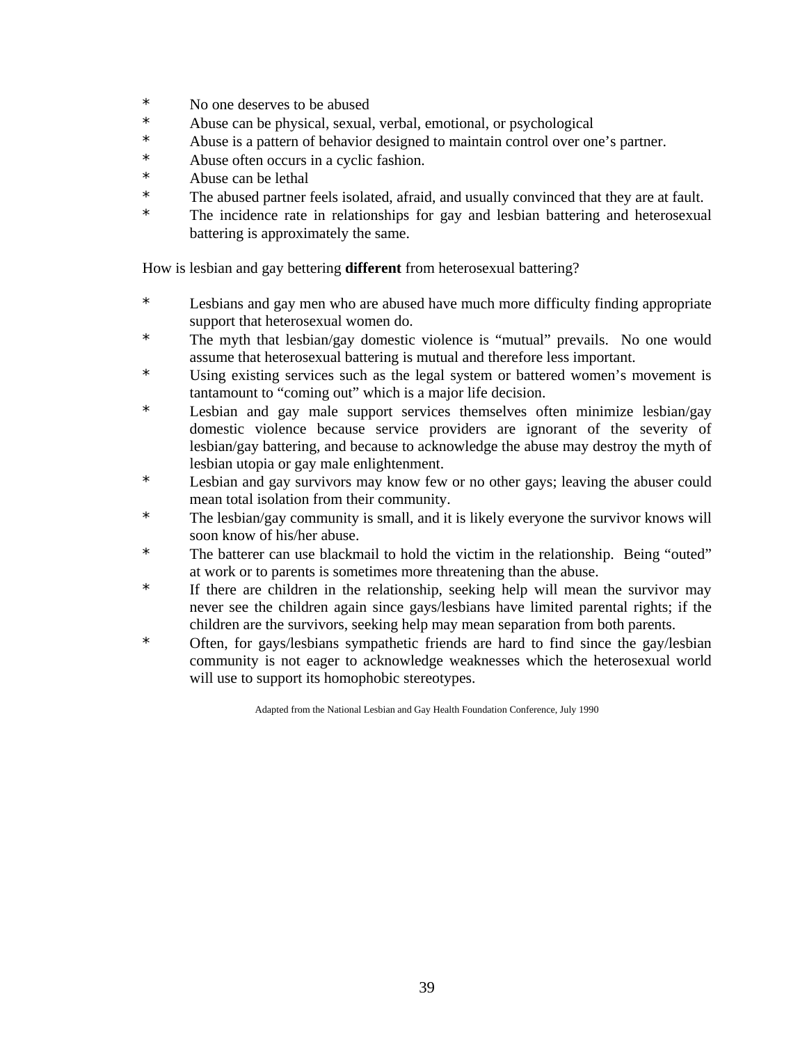* No one deserves to be abused
* Abuse can be physical, sexual, verbal, emotional, or psychological
* Abuse is a pattern of behavior designed to maintain control over one's partner.
* Abuse often occurs in a cyclic fashion.
* Abuse can be lethal
* The abused partner feels isolated, afraid, and usually convinced that they are at fault.
* The incidence rate in relationships for gay and lesbian battering and heterosexual battering is approximately the same.

How is lesbian and gay bettering **different** from heterosexual battering?

* Lesbians and gay men who are abused have much more difficulty finding appropriate support that heterosexual women do.
* The myth that lesbian/gay domestic violence is "mutual" prevails. No one would assume that heterosexual battering is mutual and therefore less important.
* Using existing services such as the legal system or battered women's movement is tantamount to "coming out" which is a major life decision.
* Lesbian and gay male support services themselves often minimize lesbian/gay domestic violence because service providers are ignorant of the severity of lesbian/gay battering, and because to acknowledge the abuse may destroy the myth of lesbian utopia or gay male enlightenment.
* Lesbian and gay survivors may know few or no other gays; leaving the abuser could mean total isolation from their community.
* The lesbian/gay community is small, and it is likely everyone the survivor knows will soon know of his/her abuse.
* The batterer can use blackmail to hold the victim in the relationship. Being "outed" at work or to parents is sometimes more threatening than the abuse.
* If there are children in the relationship, seeking help will mean the survivor may never see the children again since gays/lesbians have limited parental rights; if the children are the survivors, seeking help may mean separation from both parents.
* Often, for gays/lesbians sympathetic friends are hard to find since the gay/lesbian community is not eager to acknowledge weaknesses which the heterosexual world will use to support its homophobic stereotypes.

Adapted from the National Lesbian and Gay Health Foundation Conference, July 1990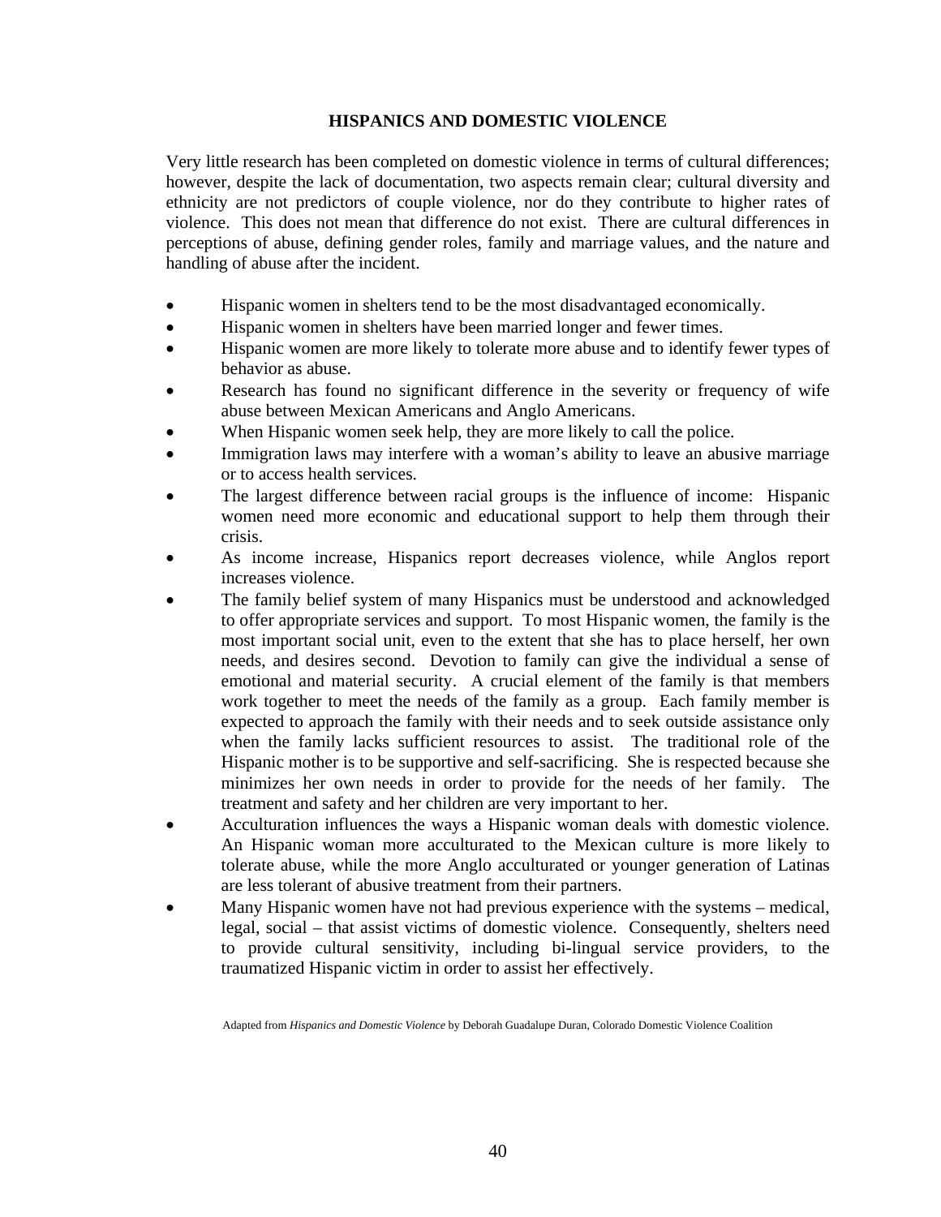## HISPANICS AND DOMESTIC VIOLENCE

Very little research has been completed on domestic violence in terms of cultural differences; however, despite the lack of documentation, two aspects remain clear; cultural diversity and ethnicity are not predictors of couple violence, nor do they contribute to higher rates of violence. This does not mean that difference do not exist. There are cultural differences in perceptions of abuse, defining gender roles, family and marriage values, and the nature and handling of abuse after the incident.

- Hispanic women in shelters tend to be the most disadvantaged economically.
- Hispanic women in shelters have been married longer and fewer times.
- Hispanic women are more likely to tolerate more abuse and to identify fewer types of behavior as abuse.
- Research has found no significant difference in the severity or frequency of wife abuse between Mexican Americans and Anglo Americans.
- When Hispanic women seek help, they are more likely to call the police.
- Immigration laws may interfere with a woman's ability to leave an abusive marriage or to access health services.
- The largest difference between racial groups is the influence of income: Hispanic women need more economic and educational support to help them through their crisis.
- As income increase, Hispanics report decreases violence, while Anglos report increases violence.
- The family belief system of many Hispanics must be understood and acknowledged to offer appropriate services and support. To most Hispanic women, the family is the most important social unit, even to the extent that she has to place herself, her own needs, and desires second. Devotion to family can give the individual a sense of emotional and material security. A crucial element of the family is that members work together to meet the needs of the family as a group. Each family member is expected to approach the family with their needs and to seek outside assistance only when the family lacks sufficient resources to assist. The traditional role of the Hispanic mother is to be supportive and self-sacrificing. She is respected because she minimizes her own needs in order to provide for the needs of her family. The treatment and safety and her children are very important to her.
- Acculturation influences the ways a Hispanic woman deals with domestic violence. An Hispanic woman more acculturated to the Mexican culture is more likely to tolerate abuse, while the more Anglo acculturated or younger generation of Latinas are less tolerant of abusive treatment from their partners.
- Many Hispanic women have not had previous experience with the systems – medical, legal, social – that assist victims of domestic violence. Consequently, shelters need to provide cultural sensitivity, including bi-lingual service providers, to the traumatized Hispanic victim in order to assist her effectively.

Adapted from *Hispanics and Domestic Violence* by Deborah Guadalupe Duran, Colorado Domestic Violence Coalition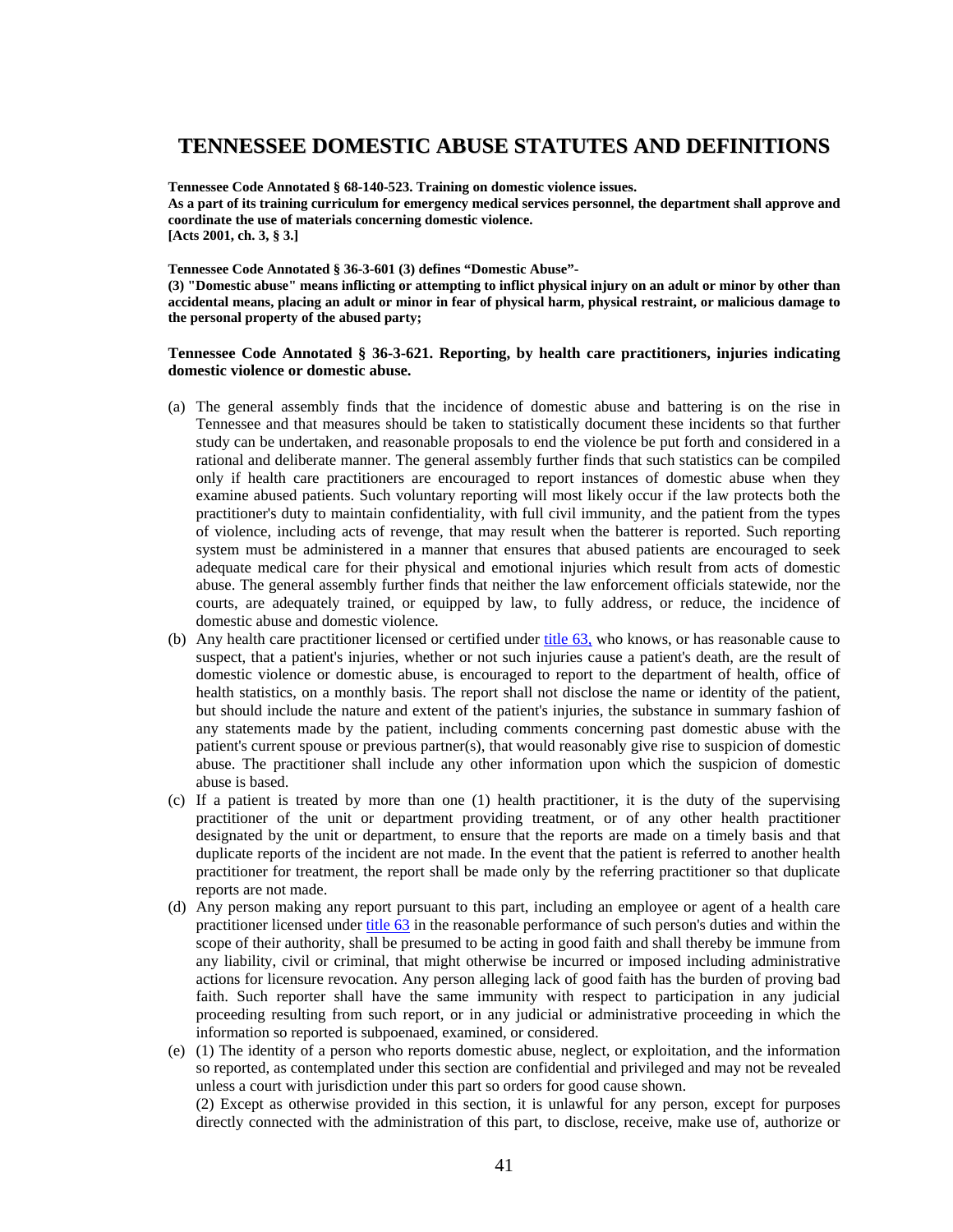# TENNESSEE DOMESTIC ABUSE STATUTES AND DEFINITIONS

**Tennessee Code Annotated § 68-140-523. Training on domestic violence issues.**
**As a part of its training curriculum for emergency medical services personnel, the department shall approve and coordinate the use of materials concerning domestic violence.**
**[Acts 2001, ch. 3, § 3.]**

**Tennessee Code Annotated § 36-3-601 (3) defines "Domestic Abuse"-**
**(3) "Domestic abuse" means inflicting or attempting to inflict physical injury on an adult or minor by other than accidental means, placing an adult or minor in fear of physical harm, physical restraint, or malicious damage to the personal property of the abused party;**

**Tennessee Code Annotated § 36-3-621. Reporting, by health care practitioners, injuries indicating domestic violence or domestic abuse.**

(a) The general assembly finds that the incidence of domestic abuse and battering is on the rise in Tennessee and that measures should be taken to statistically document these incidents so that further study can be undertaken, and reasonable proposals to end the violence be put forth and considered in a rational and deliberate manner. The general assembly further finds that such statistics can be compiled only if health care practitioners are encouraged to report instances of domestic abuse when they examine abused patients. Such voluntary reporting will most likely occur if the law protects both the practitioner's duty to maintain confidentiality, with full civil immunity, and the patient from the types of violence, including acts of revenge, that may result when the batterer is reported. Such reporting system must be administered in a manner that ensures that abused patients are encouraged to seek adequate medical care for their physical and emotional injuries which result from acts of domestic abuse. The general assembly further finds that neither the law enforcement officials statewide, nor the courts, are adequately trained, or equipped by law, to fully address, or reduce, the incidence of domestic abuse and domestic violence.

(b) Any health care practitioner licensed or certified under title 63, who knows, or has reasonable cause to suspect, that a patient's injuries, whether or not such injuries cause a patient's death, are the result of domestic violence or domestic abuse, is encouraged to report to the department of health, office of health statistics, on a monthly basis. The report shall not disclose the name or identity of the patient, but should include the nature and extent of the patient's injuries, the substance in summary fashion of any statements made by the patient, including comments concerning past domestic abuse with the patient's current spouse or previous partner(s), that would reasonably give rise to suspicion of domestic abuse. The practitioner shall include any other information upon which the suspicion of domestic abuse is based.

(c) If a patient is treated by more than one (1) health practitioner, it is the duty of the supervising practitioner of the unit or department providing treatment, or of any other health practitioner designated by the unit or department, to ensure that the reports are made on a timely basis and that duplicate reports of the incident are not made. In the event that the patient is referred to another health practitioner for treatment, the report shall be made only by the referring practitioner so that duplicate reports are not made.

(d) Any person making any report pursuant to this part, including an employee or agent of a health care practitioner licensed under title 63 in the reasonable performance of such person's duties and within the scope of their authority, shall be presumed to be acting in good faith and shall thereby be immune from any liability, civil or criminal, that might otherwise be incurred or imposed including administrative actions for licensure revocation. Any person alleging lack of good faith has the burden of proving bad faith. Such reporter shall have the same immunity with respect to participation in any judicial proceeding resulting from such report, or in any judicial or administrative proceeding in which the information so reported is subpoenaed, examined, or considered.

(e) (1) The identity of a person who reports domestic abuse, neglect, or exploitation, and the information so reported, as contemplated under this section are confidential and privileged and may not be revealed unless a court with jurisdiction under this part so orders for good cause shown.
(2) Except as otherwise provided in this section, it is unlawful for any person, except for purposes directly connected with the administration of this part, to disclose, receive, make use of, authorize or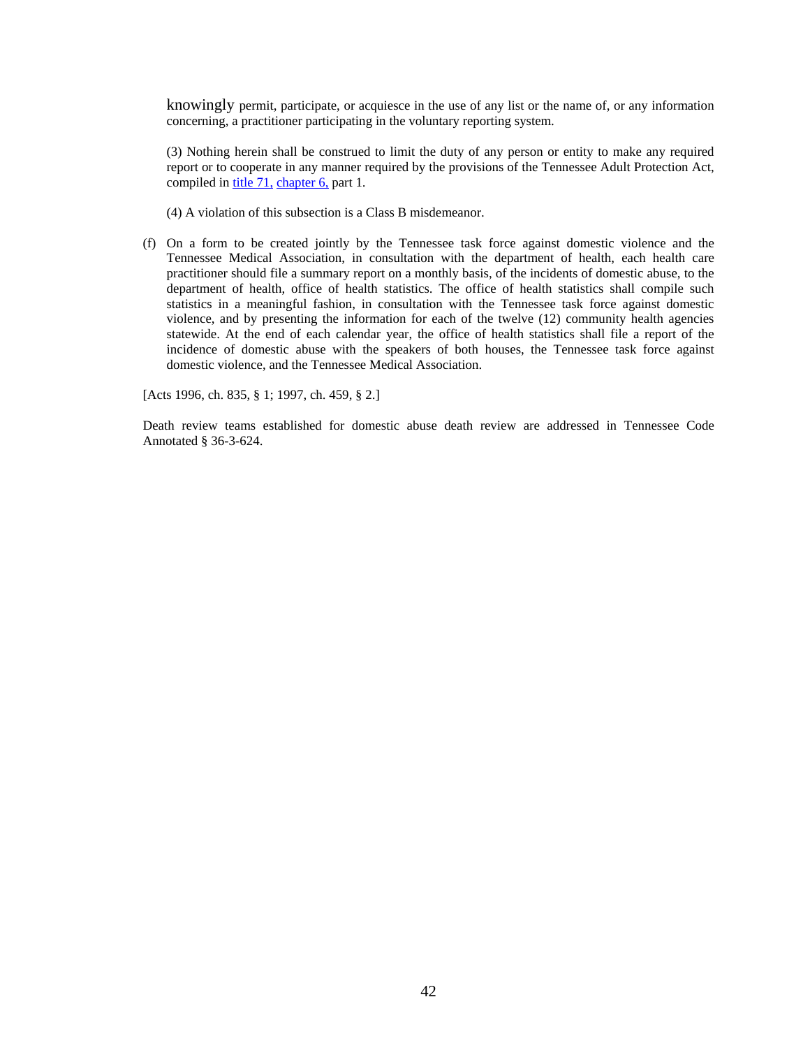knowingly permit, participate, or acquiesce in the use of any list or the name of, or any information concerning, a practitioner participating in the voluntary reporting system.

(3) Nothing herein shall be construed to limit the duty of any person or entity to make any required report or to cooperate in any manner required by the provisions of the Tennessee Adult Protection Act, compiled in title 71, chapter 6, part 1.

(4) A violation of this subsection is a Class B misdemeanor.

(f) On a form to be created jointly by the Tennessee task force against domestic violence and the Tennessee Medical Association, in consultation with the department of health, each health care practitioner should file a summary report on a monthly basis, of the incidents of domestic abuse, to the department of health, office of health statistics. The office of health statistics shall compile such statistics in a meaningful fashion, in consultation with the Tennessee task force against domestic violence, and by presenting the information for each of the twelve (12) community health agencies statewide. At the end of each calendar year, the office of health statistics shall file a report of the incidence of domestic abuse with the speakers of both houses, the Tennessee task force against domestic violence, and the Tennessee Medical Association.

[Acts 1996, ch. 835, § 1; 1997, ch. 459, § 2.]

Death review teams established for domestic abuse death review are addressed in Tennessee Code Annotated § 36-3-624.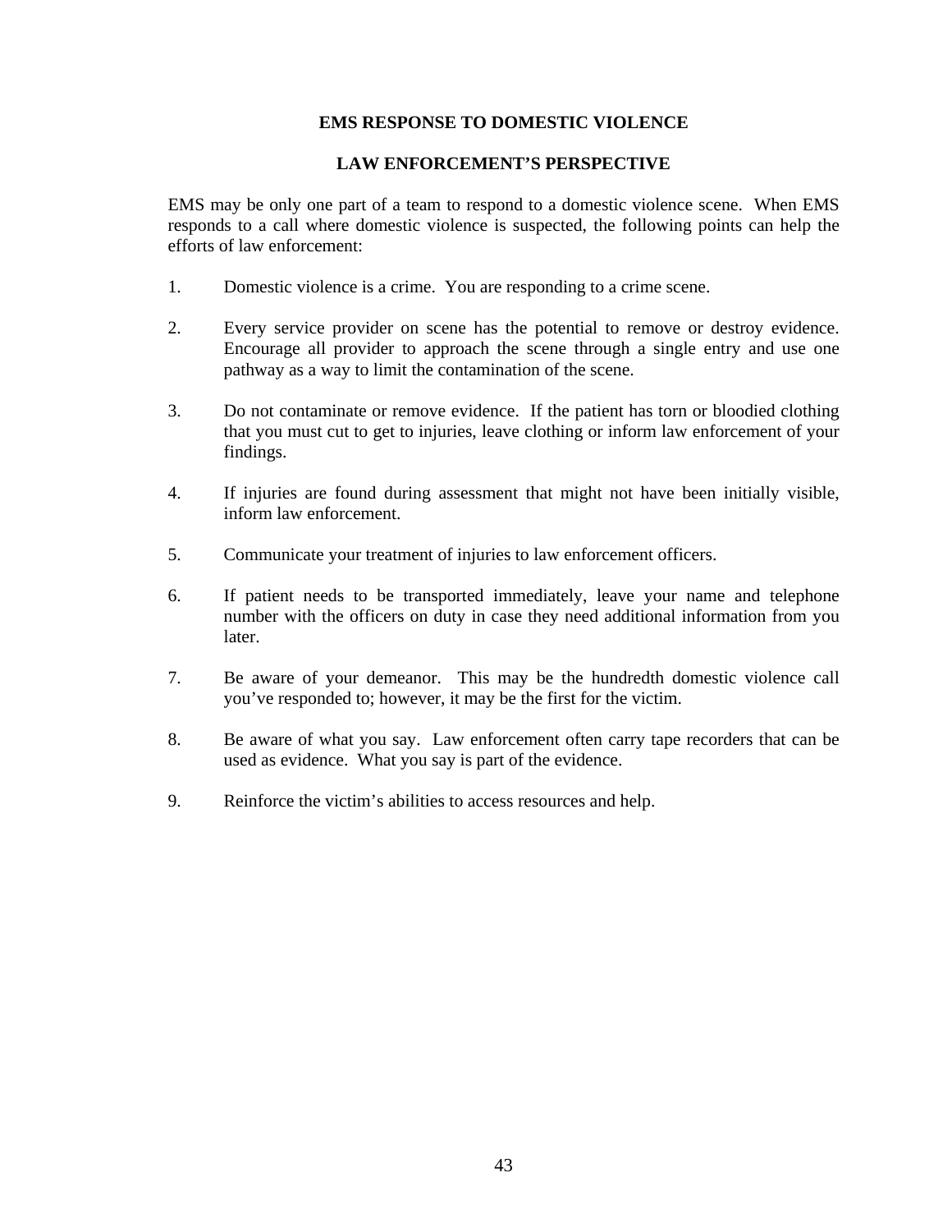## EMS RESPONSE TO DOMESTIC VIOLENCE

## LAW ENFORCEMENT'S PERSPECTIVE

EMS may be only one part of a team to respond to a domestic violence scene. When EMS responds to a call where domestic violence is suspected, the following points can help the efforts of law enforcement:

1. Domestic violence is a crime. You are responding to a crime scene.

2. Every service provider on scene has the potential to remove or destroy evidence. Encourage all provider to approach the scene through a single entry and use one pathway as a way to limit the contamination of the scene.

3. Do not contaminate or remove evidence. If the patient has torn or bloodied clothing that you must cut to get to injuries, leave clothing or inform law enforcement of your findings.

4. If injuries are found during assessment that might not have been initially visible, inform law enforcement.

5. Communicate your treatment of injuries to law enforcement officers.

6. If patient needs to be transported immediately, leave your name and telephone number with the officers on duty in case they need additional information from you later.

7. Be aware of your demeanor. This may be the hundredth domestic violence call you've responded to; however, it may be the first for the victim.

8. Be aware of what you say. Law enforcement often carry tape recorders that can be used as evidence. What you say is part of the evidence.

9. Reinforce the victim's abilities to access resources and help.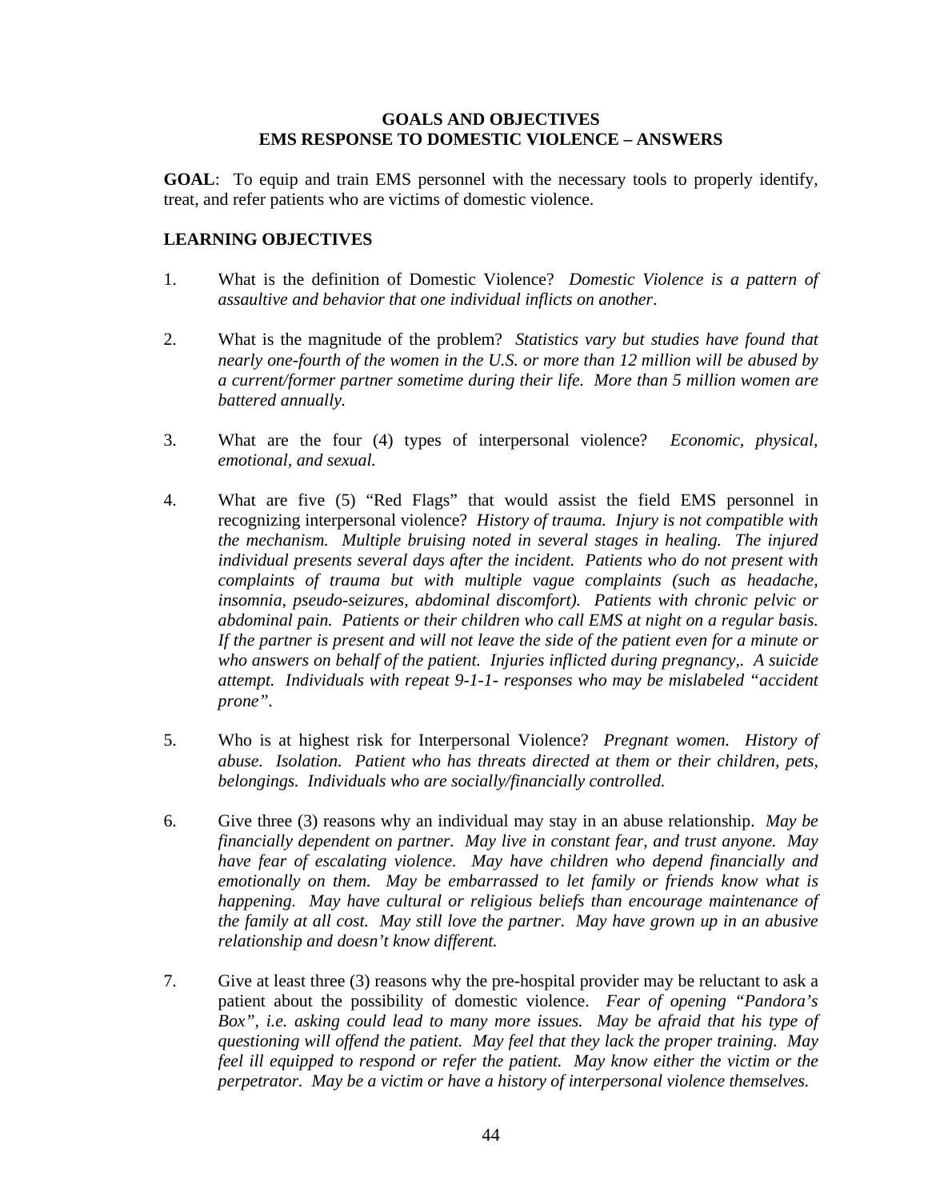**GOALS AND OBJECTIVES**
**EMS RESPONSE TO DOMESTIC VIOLENCE – ANSWERS**

**GOAL**: To equip and train EMS personnel with the necessary tools to properly identify, treat, and refer patients who are victims of domestic violence.

**LEARNING OBJECTIVES**

1. What is the definition of Domestic Violence? *Domestic Violence is a pattern of assaultive and behavior that one individual inflicts on another.*

2. What is the magnitude of the problem? *Statistics vary but studies have found that nearly one-fourth of the women in the U.S. or more than 12 million will be abused by a current/former partner sometime during their life. More than 5 million women are battered annually.*

3. What are the four (4) types of interpersonal violence? *Economic, physical, emotional, and sexual.*

4. What are five (5) "Red Flags" that would assist the field EMS personnel in recognizing interpersonal violence? *History of trauma. Injury is not compatible with the mechanism. Multiple bruising noted in several stages in healing. The injured individual presents several days after the incident. Patients who do not present with complaints of trauma but with multiple vague complaints (such as headache, insomnia, pseudo-seizures, abdominal discomfort). Patients with chronic pelvic or abdominal pain. Patients or their children who call EMS at night on a regular basis. If the partner is present and will not leave the side of the patient even for a minute or who answers on behalf of the patient. Injuries inflicted during pregnancy,. A suicide attempt. Individuals with repeat 9-1-1- responses who may be mislabeled "accident prone".*

5. Who is at highest risk for Interpersonal Violence? *Pregnant women. History of abuse. Isolation. Patient who has threats directed at them or their children, pets, belongings. Individuals who are socially/financially controlled.*

6. Give three (3) reasons why an individual may stay in an abuse relationship. *May be financially dependent on partner. May live in constant fear, and trust anyone. May have fear of escalating violence. May have children who depend financially and emotionally on them. May be embarrassed to let family or friends know what is happening. May have cultural or religious beliefs than encourage maintenance of the family at all cost. May still love the partner. May have grown up in an abusive relationship and doesn't know different.*

7. Give at least three (3) reasons why the pre-hospital provider may be reluctant to ask a patient about the possibility of domestic violence. *Fear of opening "Pandora's Box", i.e. asking could lead to many more issues. May be afraid that his type of questioning will offend the patient. May feel that they lack the proper training. May feel ill equipped to respond or refer the patient. May know either the victim or the perpetrator. May be a victim or have a history of interpersonal violence themselves.*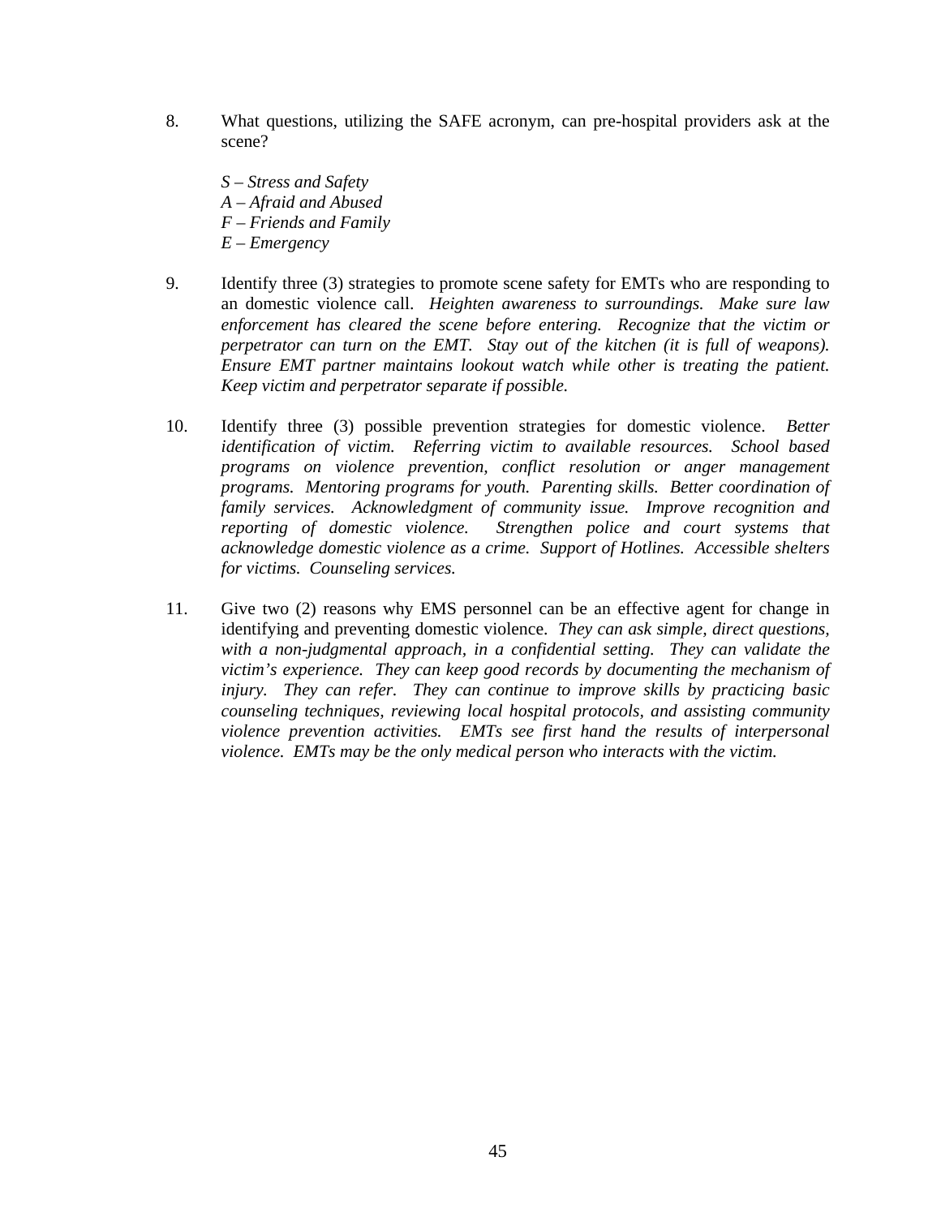8. What questions, utilizing the SAFE acronym, can pre-hospital providers ask at the scene?

   *S – Stress and Safety*
   *A – Afraid and Abused*
   *F – Friends and Family*
   *E – Emergency*

9. Identify three (3) strategies to promote scene safety for EMTs who are responding to an domestic violence call. *Heighten awareness to surroundings. Make sure law enforcement has cleared the scene before entering. Recognize that the victim or perpetrator can turn on the EMT. Stay out of the kitchen (it is full of weapons). Ensure EMT partner maintains lookout watch while other is treating the patient. Keep victim and perpetrator separate if possible.*

10. Identify three (3) possible prevention strategies for domestic violence. *Better identification of victim. Referring victim to available resources. School based programs on violence prevention, conflict resolution or anger management programs. Mentoring programs for youth. Parenting skills. Better coordination of family services. Acknowledgment of community issue. Improve recognition and reporting of domestic violence. Strengthen police and court systems that acknowledge domestic violence as a crime. Support of Hotlines. Accessible shelters for victims. Counseling services.*

11. Give two (2) reasons why EMS personnel can be an effective agent for change in identifying and preventing domestic violence. *They can ask simple, direct questions, with a non-judgmental approach, in a confidential setting. They can validate the victim's experience. They can keep good records by documenting the mechanism of injury. They can refer. They can continue to improve skills by practicing basic counseling techniques, reviewing local hospital protocols, and assisting community violence prevention activities. EMTs see first hand the results of interpersonal violence. EMTs may be the only medical person who interacts with the victim.*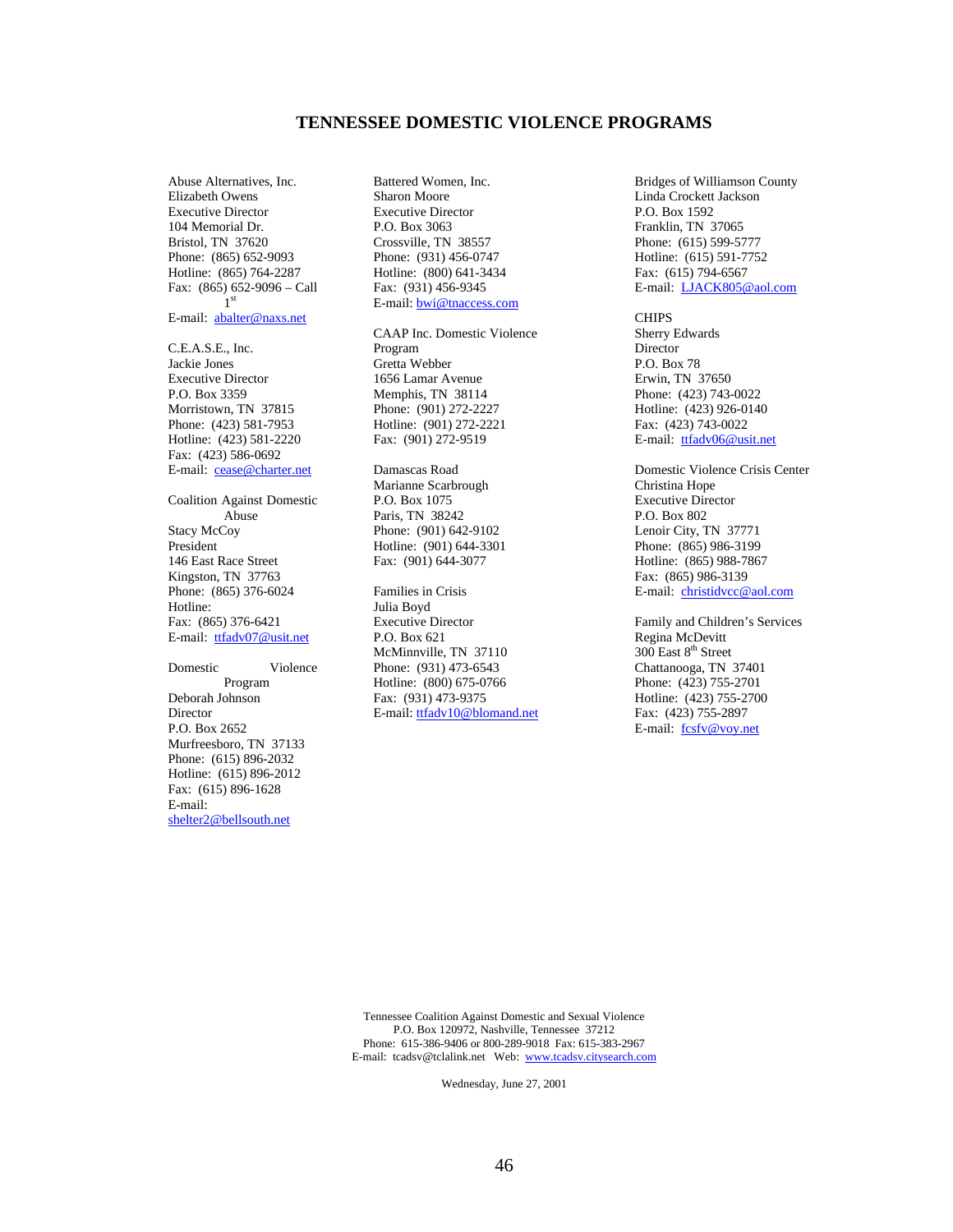# TENNESSEE DOMESTIC VIOLENCE PROGRAMS

Abuse Alternatives, Inc.
Elizabeth Owens
Executive Director
104 Memorial Dr.
Bristol, TN 37620
Phone: (865) 652-9093
Hotline: (865) 764-2287
Fax: (865) 652-9096 – Call 1st
E-mail: abalter@naxs.net

C.E.A.S.E., Inc.
Jackie Jones
Executive Director
P.O. Box 3359
Morristown, TN 37815
Phone: (423) 581-7953
Hotline: (423) 581-2220
Fax: (423) 586-0692
E-mail: cease@charter.net

Coalition Against Domestic Abuse
Stacy McCoy
President
146 East Race Street
Kingston, TN 37763
Phone: (865) 376-6024
Hotline:
Fax: (865) 376-6421
E-mail: ttfadv07@usit.net

Domestic Violence Program
Deborah Johnson
Director
P.O. Box 2652
Murfreesboro, TN 37133
Phone: (615) 896-2032
Hotline: (615) 896-2012
Fax: (615) 896-1628
E-mail: shelter2@bellsouth.net

Battered Women, Inc.
Sharon Moore
Executive Director
P.O. Box 3063
Crossville, TN 38557
Phone: (931) 456-0747
Hotline: (800) 641-3434
Fax: (931) 456-9345
E-mail: bwi@tnaccess.com

CAAP Inc. Domestic Violence Program
Gretta Webber
1656 Lamar Avenue
Memphis, TN 38114
Phone: (901) 272-2227
Hotline: (901) 272-2221
Fax: (901) 272-9519

Damascas Road
Marianne Scarbrough
P.O. Box 1075
Paris, TN 38242
Phone: (901) 642-9102
Hotline: (901) 644-3301
Fax: (901) 644-3077

Families in Crisis
Julia Boyd
Executive Director
P.O. Box 621
McMinnville, TN 37110
Phone: (931) 473-6543
Hotline: (800) 675-0766
Fax: (931) 473-9375
E-mail: ttfadv10@blomand.net

Bridges of Williamson County
Linda Crockett Jackson
P.O. Box 1592
Franklin, TN 37065
Phone: (615) 599-5777
Hotline: (615) 591-7752
Fax: (615) 794-6567
E-mail: LJACK805@aol.com

CHIPS
Sherry Edwards
Director
P.O. Box 78
Erwin, TN 37650
Phone: (423) 743-0022
Hotline: (423) 926-0140
Fax: (423) 743-0022
E-mail: ttfadv06@usit.net

Domestic Violence Crisis Center
Christina Hope
Executive Director
P.O. Box 802
Lenoir City, TN 37771
Phone: (865) 986-3199
Hotline: (865) 988-7867
Fax: (865) 986-3139
E-mail: christidvcc@aol.com

Family and Children's Services
Regina McDevitt
300 East 8th Street
Chattanooga, TN 37401
Phone: (423) 755-2701
Hotline: (423) 755-2700
Fax: (423) 755-2897
E-mail: fcsfv@voy.net

Tennessee Coalition Against Domestic and Sexual Violence
P.O. Box 120972, Nashville, Tennessee 37212
Phone: 615-386-9406 or 800-289-9018 Fax: 615-383-2967
E-mail: tcadsv@tclalink.net Web: www.tcadsv.citysearch.com

Wednesday, June 27, 2001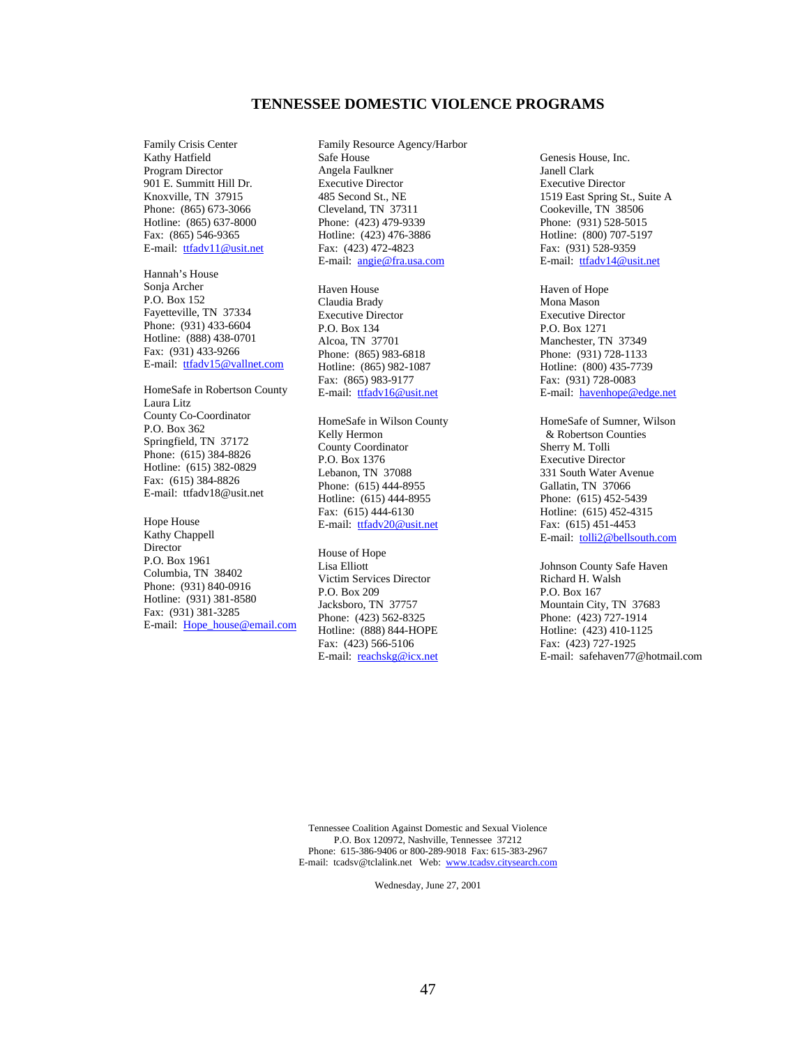# TENNESSEE DOMESTIC VIOLENCE PROGRAMS

Family Crisis Center
Kathy Hatfield
Program Director
901 E. Summitt Hill Dr.
Knoxville, TN 37915
Phone: (865) 673-3066
Hotline: (865) 637-8000
Fax: (865) 546-9365
E-mail: ttfadv11@usit.net

Hannah's House
Sonja Archer
P.O. Box 152
Fayetteville, TN 37334
Phone: (931) 433-6604
Hotline: (888) 438-0701
Fax: (931) 433-9266
E-mail: ttfadv15@vallnet.com

HomeSafe in Robertson County
Laura Litz
County Co-Coordinator
P.O. Box 362
Springfield, TN 37172
Phone: (615) 384-8826
Hotline: (615) 382-0829
Fax: (615) 384-8826
E-mail: ttfadv18@usit.net

Hope House
Kathy Chappell
Director
P.O. Box 1961
Columbia, TN 38402
Phone: (931) 840-0916
Hotline: (931) 381-8580
Fax: (931) 381-3285
E-mail: Hope_house@email.com

Family Resource Agency/Harbor Safe House
Angela Faulkner
Executive Director
485 Second St., NE
Cleveland, TN 37311
Phone: (423) 479-9339
Hotline: (423) 476-3886
Fax: (423) 472-4823
E-mail: angie@fra.usa.com

Haven House
Claudia Brady
Executive Director
P.O. Box 134
Alcoa, TN 37701
Phone: (865) 983-6818
Hotline: (865) 982-1087
Fax: (865) 983-9177
E-mail: ttfadv16@usit.net

HomeSafe in Wilson County
Kelly Hermon
County Coordinator
P.O. Box 1376
Lebanon, TN 37088
Phone: (615) 444-8955
Hotline: (615) 444-8955
Fax: (615) 444-6130
E-mail: ttfadv20@usit.net

House of Hope
Lisa Elliott
Victim Services Director
P.O. Box 209
Jacksboro, TN 37757
Phone: (423) 562-8325
Hotline: (888) 844-HOPE
Fax: (423) 566-5106
E-mail: reachskg@icx.net

Genesis House, Inc.
Janell Clark
Executive Director
1519 East Spring St., Suite A
Cookeville, TN 38506
Phone: (931) 528-5015
Hotline: (800) 707-5197
Fax: (931) 528-9359
E-mail: ttfadv14@usit.net

Haven of Hope
Mona Mason
Executive Director
P.O. Box 1271
Manchester, TN 37349
Phone: (931) 728-1133
Hotline: (800) 435-7739
Fax: (931) 728-0083
E-mail: havenhope@edge.net

HomeSafe of Sumner, Wilson & Robertson Counties
Sherry M. Tolli
Executive Director
331 South Water Avenue
Gallatin, TN 37066
Phone: (615) 452-5439
Hotline: (615) 452-4315
Fax: (615) 451-4453
E-mail: tolli2@bellsouth.com

Johnson County Safe Haven
Richard H. Walsh
P.O. Box 167
Mountain City, TN 37683
Phone: (423) 727-1914
Hotline: (423) 410-1125
Fax: (423) 727-1925
E-mail: safehaven77@hotmail.com

Tennessee Coalition Against Domestic and Sexual Violence
P.O. Box 120972, Nashville, Tennessee 37212
Phone: 615-386-9406 or 800-289-9018 Fax: 615-383-2967
E-mail: tcadsv@tclalink.net Web: www.tcadsv.citysearch.com

Wednesday, June 27, 2001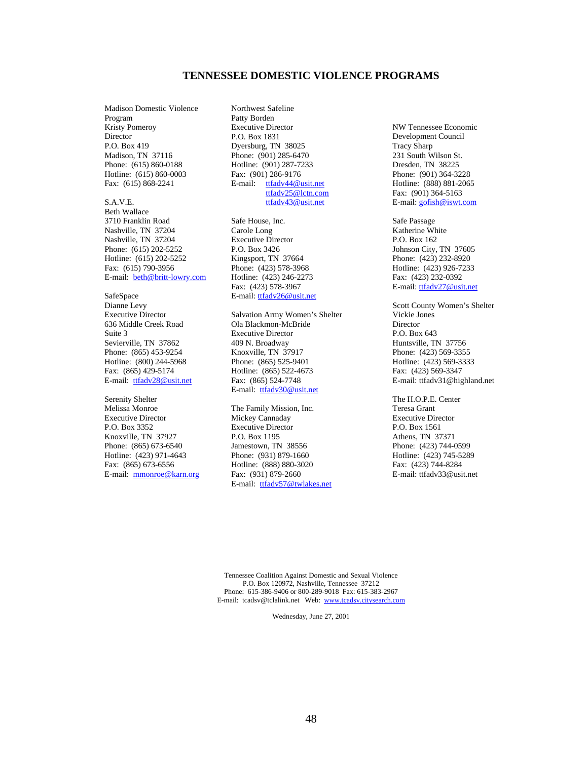# TENNESSEE DOMESTIC VIOLENCE PROGRAMS

Madison Domestic Violence Program
Kristy Pomeroy
Director
P.O. Box 419
Madison, TN 37116
Phone: (615) 860-0188
Hotline: (615) 860-0003
Fax: (615) 868-2241

S.A.V.E.
Beth Wallace
3710 Franklin Road
Nashville, TN 37204
Nashville, TN 37204
Phone: (615) 202-5252
Hotline: (615) 202-5252
Fax: (615) 790-3956
E-mail: beth@britt-lowry.com

SafeSpace
Dianne Levy
Executive Director
636 Middle Creek Road
Suite 3
Sevierville, TN 37862
Phone: (865) 453-9254
Hotline: (800) 244-5968
Fax: (865) 429-5174
E-mail: ttfadv28@usit.net

Serenity Shelter
Melissa Monroe
Executive Director
P.O. Box 3352
Knoxville, TN 37927
Phone: (865) 673-6540
Hotline: (423) 971-4643
Fax: (865) 673-6556
E-mail: mmonroe@karn.org

Northwest Safeline
Patty Borden
Executive Director
P.O. Box 1831
Dyersburg, TN 38025
Phone: (901) 285-6470
Hotline: (901) 287-7233
Fax: (901) 286-9176
E-mail: ttfadv44@usit.net
ttfadv25@lctn.com
ttfadv43@usit.net

Safe House, Inc.
Carole Long
Executive Director
P.O. Box 3426
Kingsport, TN 37664
Phone: (423) 578-3968
Hotline: (423) 246-2273
Fax: (423) 578-3967
E-mail: ttfadv26@usit.net

Salvation Army Women's Shelter
Ola Blackmon-McBride
Executive Director
409 N. Broadway
Knoxville, TN 37917
Phone: (865) 525-9401
Hotline: (865) 522-4673
Fax: (865) 524-7748
E-mail: ttfadv30@usit.net

The Family Mission, Inc.
Mickey Cannaday
Executive Director
P.O. Box 1195
Jamestown, TN 38556
Phone: (931) 879-1660
Hotline: (888) 880-3020
Fax: (931) 879-2660
E-mail: ttfadv57@twlakes.net

NW Tennessee Economic Development Council
Tracy Sharp
231 South Wilson St.
Dresden, TN 38225
Phone: (901) 364-3228
Hotline: (888) 881-2065
Fax: (901) 364-5163
E-mail: gofish@iswt.com

Safe Passage
Katherine White
P.O. Box 162
Johnson City, TN 37605
Phone: (423) 232-8920
Hotline: (423) 926-7233
Fax: (423) 232-0392
E-mail: ttfadv27@usit.net

Scott County Women's Shelter
Vickie Jones
Director
P.O. Box 643
Huntsville, TN 37756
Phone: (423) 569-3355
Hotline: (423) 569-3333
Fax: (423) 569-3347
E-mail: ttfadv31@highland.net

The H.O.P.E. Center
Teresa Grant
Executive Director
P.O. Box 1561
Athens, TN 37371
Phone: (423) 744-0599
Hotline: (423) 745-5289
Fax: (423) 744-8284
E-mail: ttfadv33@usit.net

Tennessee Coalition Against Domestic and Sexual Violence
P.O. Box 120972, Nashville, Tennessee 37212
Phone: 615-386-9406 or 800-289-9018 Fax: 615-383-2967
E-mail: tcadsv@tclalink.net Web: www.tcadsv.citysearch.com

Wednesday, June 27, 2001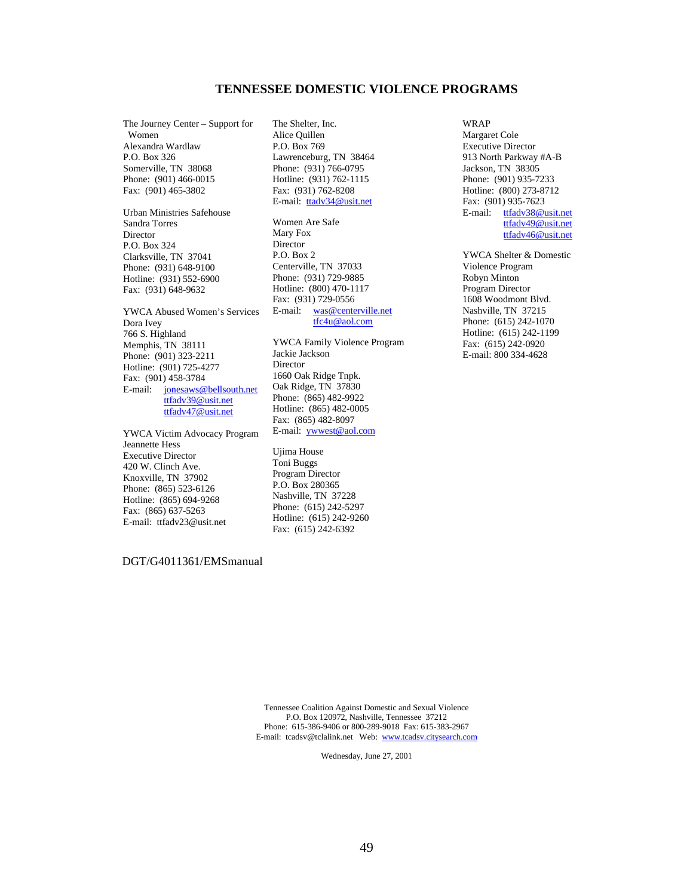## TENNESSEE DOMESTIC VIOLENCE PROGRAMS

The Journey Center – Support for Women
Alexandra Wardlaw
P.O. Box 326
Somerville, TN 38068
Phone: (901) 466-0015
Fax: (901) 465-3802

Urban Ministries Safehouse
Sandra Torres
Director
P.O. Box 324
Clarksville, TN 37041
Phone: (931) 648-9100
Hotline: (931) 552-6900
Fax: (931) 648-9632

YWCA Abused Women's Services
Dora Ivey
766 S. Highland
Memphis, TN 38111
Phone: (901) 323-2211
Hotline: (901) 725-4277
Fax: (901) 458-3784
E-mail: jonesaws@bellsouth.net
ttfadv39@usit.net
ttfadv47@usit.net

YWCA Victim Advocacy Program
Jeannette Hess
Executive Director
420 W. Clinch Ave.
Knoxville, TN 37902
Phone: (865) 523-6126
Hotline: (865) 694-9268
Fax: (865) 637-5263
E-mail: ttfadv23@usit.net

The Shelter, Inc.
Alice Quillen
P.O. Box 769
Lawrenceburg, TN 38464
Phone: (931) 766-0795
Hotline: (931) 762-1115
Fax: (931) 762-8208
E-mail: ttadv34@usit.net

Women Are Safe
Mary Fox
Director
P.O. Box 2
Centerville, TN 37033
Phone: (931) 729-9885
Hotline: (800) 470-1117
Fax: (931) 729-0556
E-mail: was@centerville.net
tfc4u@aol.com

YWCA Family Violence Program
Jackie Jackson
Director
1660 Oak Ridge Tnpk.
Oak Ridge, TN 37830
Phone: (865) 482-9922
Hotline: (865) 482-0005
Fax: (865) 482-8097
E-mail: ywwest@aol.com

Ujima House
Toni Buggs
Program Director
P.O. Box 280365
Nashville, TN 37228
Phone: (615) 242-5297
Hotline: (615) 242-9260
Fax: (615) 242-6392

WRAP
Margaret Cole
Executive Director
913 North Parkway #A-B
Jackson, TN 38305
Phone: (901) 935-7233
Hotline: (800) 273-8712
Fax: (901) 935-7623
E-mail: ttfadv38@usit.net
ttfadv49@usit.net
ttfadv46@usit.net

YWCA Shelter & Domestic Violence Program
Robyn Minton
Program Director
1608 Woodmont Blvd.
Nashville, TN 37215
Phone: (615) 242-1070
Hotline: (615) 242-1199
Fax: (615) 242-0920
E-mail: 800 334-4628

DGT/G4011361/EMSmanual

Tennessee Coalition Against Domestic and Sexual Violence
P.O. Box 120972, Nashville, Tennessee 37212
Phone: 615-386-9406 or 800-289-9018 Fax: 615-383-2967
E-mail: tcadsv@tclalink.net Web: www.tcadsv.citysearch.com

Wednesday, June 27, 2001